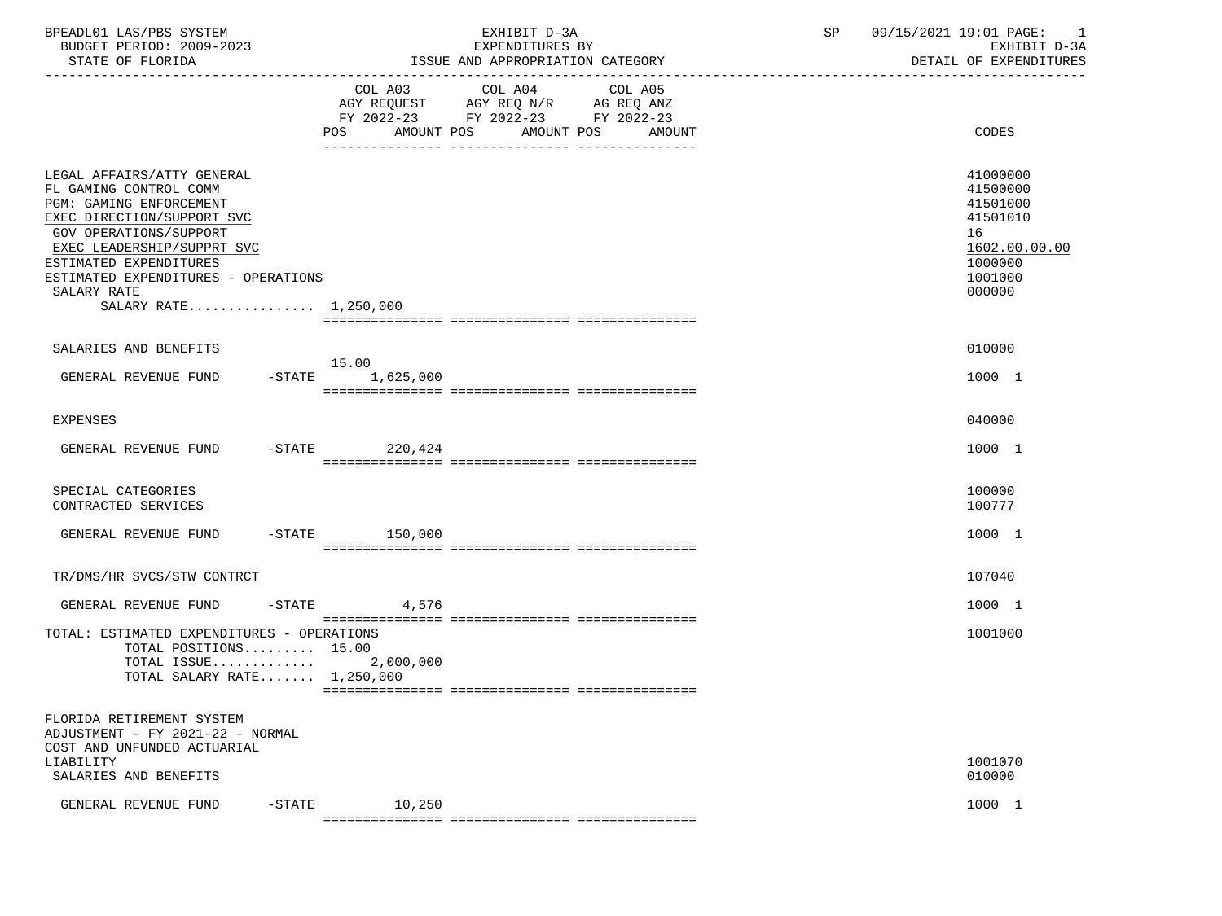BPEADL01 LAS/PBS SYSTEM | EXHIBIT D-3A | SP 09/15/2021 19:01

BUDGET PERIOD: 2009-2023 | EXPENDITURES BY | EXHIBIT D-3A

STATE OF FLORIDA | ISSUE AND APPROPRIATION CATEGORY | DETAIL OF EXPENDITURES

| | COL A03 AGY REQUEST FY 2022-23 POS AMOUNT | COL A04 AGY REQ N/R FY 2022-23 POS AMOUNT | COL A05 AG REQ ANZ FY 2022-23 POS AMOUNT | CODES |
|---|---|---|---|---|
| LEGAL AFFAIRS/ATTY GENERAL | | | | 41000000 |
| FL GAMING CONTROL COMM | | | | 41500000 |
| PGM: GAMING ENFORCEMENT | | | | 41501000 |
| EXEC DIRECTION/SUPPORT SVC | | | | 41501010 |
| GOV OPERATIONS/SUPPORT | | | | 16 |
| EXEC LEADERSHIP/SUPPRT SVC | | | | 1602.00.00.00 |
| ESTIMATED EXPENDITURES | | | | 1000000 |
| ESTIMATED EXPENDITURES - OPERATIONS | | | | 1001000 |
| SALARY RATE | | | | 000000 |
| SALARY RATE................ 1,250,000 | | | | |
| SALARIES AND BENEFITS | | | | 010000 |
| GENERAL REVENUE FUND -STATE | 15.00 1,625,000 | | | 1000 1 |
| EXPENSES | | | | 040000 |
| GENERAL REVENUE FUND -STATE | 220,424 | | | 1000 1 |
| SPECIAL CATEGORIES | | | | 100000 |
| CONTRACTED SERVICES | | | | 100777 |
| GENERAL REVENUE FUND -STATE | 150,000 | | | 1000 1 |
| TR/DMS/HR SVCS/STW CONTRCT | | | | 107040 |
| GENERAL REVENUE FUND -STATE | 4,576 | | | 1000 1 |
| TOTAL: ESTIMATED EXPENDITURES - OPERATIONS | | | | 1001000 |
| TOTAL POSITIONS......... 15.00 | | | | |
| TOTAL ISSUE............ | 2,000,000 | | | |
| TOTAL SALARY RATE....... 1,250,000 | | | | |
| FLORIDA RETIREMENT SYSTEM ADJUSTMENT - FY 2021-22 - NORMAL COST AND UNFUNDED ACTUARIAL LIABILITY | | | | 1001070 |
| SALARIES AND BENEFITS | | | | 010000 |
| GENERAL REVENUE FUND -STATE | 10,250 | | | 1000 1 |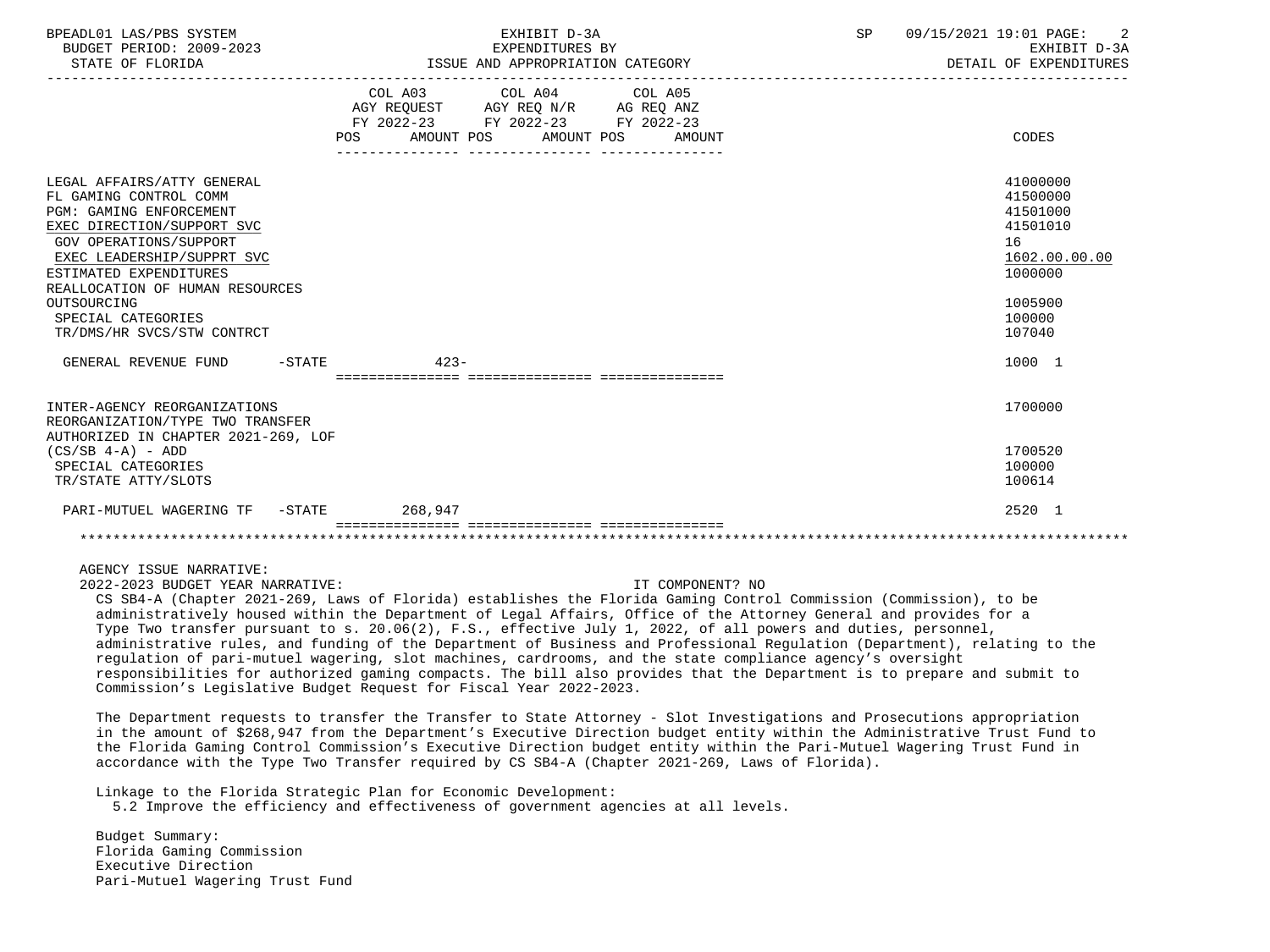| | COL A03 AGY REQUEST FY 2022-23 POS AMOUNT | COL A04 AGY REQ N/R FY 2022-23 POS AMOUNT | COL A05 AG REQ ANZ FY 2022-23 POS AMOUNT | CODES |
|---|---|---|---|---|
| LEGAL AFFAIRS/ATTY GENERAL | | | | 41000000 |
| FL GAMING CONTROL COMM | | | | 41500000 |
| PGM: GAMING ENFORCEMENT | | | | 41501000 |
| EXEC DIRECTION/SUPPORT SVC | | | | 41501010 |
| GOV OPERATIONS/SUPPORT | | | | 16 |
| EXEC LEADERSHIP/SUPPRT SVC | | | | 1602.00.00.00 |
| ESTIMATED EXPENDITURES | | | | 1000000 |
| REALLOCATION OF HUMAN RESOURCES OUTSOURCING | | | | 1005900 |
| SPECIAL CATEGORIES | | | | 100000 |
| TR/DMS/HR SVCS/STW CONTRCT | | | | 107040 |
| GENERAL REVENUE FUND -STATE | 423- | | | 1000 1 |
| INTER-AGENCY REORGANIZATIONS | | | | 1700000 |
| REORGANIZATION/TYPE TWO TRANSFER AUTHORIZED IN CHAPTER 2021-269, LOF (CS/SB 4-A) - ADD | | | | 1700520 |
| SPECIAL CATEGORIES | | | | 100000 |
| TR/STATE ATTY/SLOTS | | | | 100614 |
| PARI-MUTUEL WAGERING TF -STATE | 268,947 | | | 2520 1 |

AGENCY ISSUE NARRATIVE:

2022-2023 BUDGET YEAR NARRATIVE: IT COMPONENT? NO

CS SB4-A (Chapter 2021-269, Laws of Florida) establishes the Florida Gaming Control Commission (Commission), to be administratively housed within the Department of Legal Affairs, Office of the Attorney General and provides for a Type Two transfer pursuant to s. 20.06(2), F.S., effective July 1, 2022, of all powers and duties, personnel, administrative rules, and funding of the Department of Business and Professional Regulation (Department), relating to the regulation of pari-mutuel wagering, slot machines, cardrooms, and the state compliance agency's oversight responsibilities for authorized gaming compacts. The bill also provides that the Department is to prepare and submit to Commission's Legislative Budget Request for Fiscal Year 2022-2023.

The Department requests to transfer the Transfer to State Attorney - Slot Investigations and Prosecutions appropriation in the amount of $268,947 from the Department's Executive Direction budget entity within the Administrative Trust Fund to the Florida Gaming Control Commission's Executive Direction budget entity within the Pari-Mutuel Wagering Trust Fund in accordance with the Type Two Transfer required by CS SB4-A (Chapter 2021-269, Laws of Florida).

Linkage to the Florida Strategic Plan for Economic Development:
5.2 Improve the efficiency and effectiveness of government agencies at all levels.

Budget Summary:
Florida Gaming Commission
Executive Direction
Pari-Mutuel Wagering Trust Fund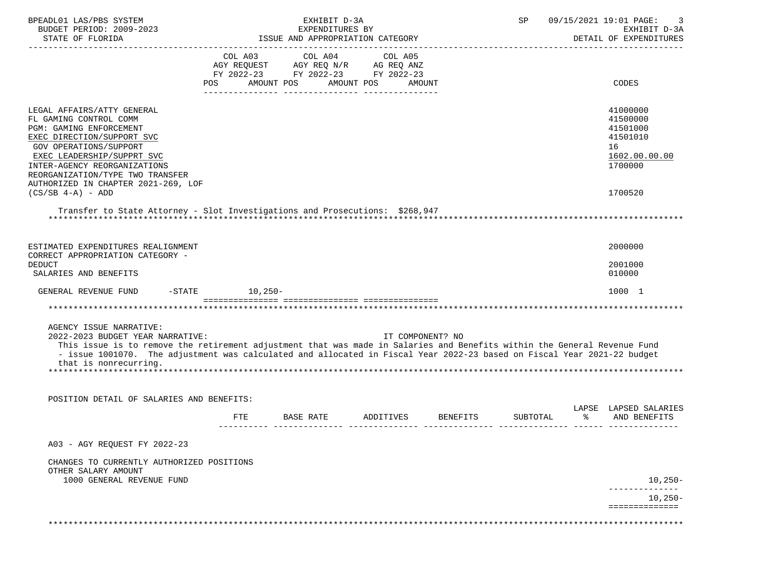| | COL A03 AGY REQUEST FY 2022-23 POS AMOUNT | COL A04 AGY REQ N/R FY 2022-23 POS AMOUNT | COL A05 AG REQ ANZ FY 2022-23 POS AMOUNT | CODES |
|---|---|---|---|---|
| LEGAL AFFAIRS/ATTY GENERAL | | | | 41000000 |
| FL GAMING CONTROL COMM | | | | 41500000 |
| PGM: GAMING ENFORCEMENT | | | | 41501000 |
| EXEC DIRECTION/SUPPORT SVC | | | | 41501010 |
| GOV OPERATIONS/SUPPORT | | | | 16 |
| EXEC LEADERSHIP/SUPPRT SVC | | | | 1602.00.00.00 |
| INTER-AGENCY REORGANIZATIONS | | | | 1700000 |
| REORGANIZATION/TYPE TWO TRANSFER AUTHORIZED IN CHAPTER 2021-269, LOF (CS/SB 4-A) - ADD | | | | 1700520 |

Transfer to State Attorney - Slot Investigations and Prosecutions: $268,947

| | COL A03 | COL A04 | COL A05 | CODES |
|---|---|---|---|---|
| ESTIMATED EXPENDITURES REALIGNMENT | | | | 2000000 |
| CORRECT APPROPRIATION CATEGORY - DEDUCT | | | | 2001000 |
| SALARIES AND BENEFITS | | | | 010000 |
| GENERAL REVENUE FUND -STATE | 10,250- | | | 1000 1 |

AGENCY ISSUE NARRATIVE:
2022-2023 BUDGET YEAR NARRATIVE: IT COMPONENT? NO
This issue is to remove the retirement adjustment that was made in Salaries and Benefits within the General Revenue Fund - issue 1001070. The adjustment was calculated and allocated in Fiscal Year 2022-23 based on Fiscal Year 2021-22 budget that is nonrecurring.

POSITION DETAIL OF SALARIES AND BENEFITS:

| | FTE | BASE RATE | ADDITIVES | BENEFITS | SUBTOTAL | LAPSE % | LAPSED SALARIES AND BENEFITS |
|---|---|---|---|---|---|---|---|
| A03 - AGY REQUEST FY 2022-23 | | | | | | | |
| CHANGES TO CURRENTLY AUTHORIZED POSITIONS | | | | | | | |
| OTHER SALARY AMOUNT | | | | | | | |
| 1000 GENERAL REVENUE FUND | | | | | | | 10,250- |
| | | | | | | | 10,250- |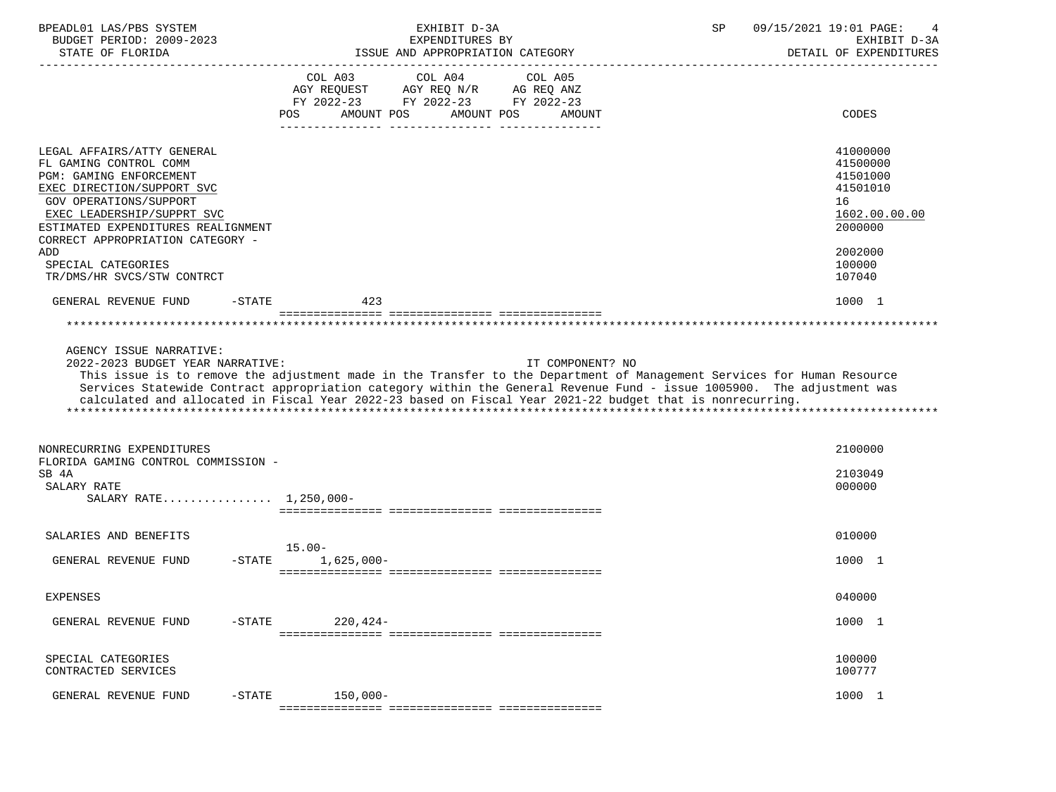BPEADL01 LAS/PBS SYSTEM | EXHIBIT D-3A | SP 09/15/2021 19:01 PAGE: 4
BUDGET PERIOD: 2009-2023 | EXPENDITURES BY | EXHIBIT D-3A
STATE OF FLORIDA | ISSUE AND APPROPRIATION CATEGORY | DETAIL OF EXPENDITURES

| | COL A03 AGY REQUEST FY 2022-23 POS AMOUNT | COL A04 AGY REQ N/R FY 2022-23 POS AMOUNT | COL A05 AG REQ ANZ FY 2022-23 POS AMOUNT | CODES |
|---|---|---|---|---|
| LEGAL AFFAIRS/ATTY GENERAL | | | | 41000000 |
| FL GAMING CONTROL COMM | | | | 41500000 |
| PGM: GAMING ENFORCEMENT | | | | 41501000 |
| EXEC DIRECTION/SUPPORT SVC | | | | 41501010 |
| GOV OPERATIONS/SUPPORT | | | | 16 |
| EXEC LEADERSHIP/SUPPRT SVC | | | | 1602.00.00.00 |
| ESTIMATED EXPENDITURES REALIGNMENT | | | | 2000000 |
| CORRECT APPROPRIATION CATEGORY - ADD | | | | 2002000 |
| SPECIAL CATEGORIES | | | | 100000 |
| TR/DMS/HR SVCS/STW CONTRCT | | | | 107040 |
| GENERAL REVENUE FUND -STATE | 423 | | | 1000 1 |

AGENCY ISSUE NARRATIVE:
2022-2023 BUDGET YEAR NARRATIVE: IT COMPONENT? NO

This issue is to remove the adjustment made in the Transfer to the Department of Management Services for Human Resource Services Statewide Contract appropriation category within the General Revenue Fund - issue 1005900. The adjustment was calculated and allocated in Fiscal Year 2022-23 based on Fiscal Year 2021-22 budget that is nonrecurring.

| | COL A03 | COL A04 | COL A05 | CODES |
|---|---|---|---|---|
| NONRECURRING EXPENDITURES | | | | 2100000 |
| FLORIDA GAMING CONTROL COMMISSION - SB 4A | | | | 2103049 |
| SALARY RATE | | | | 000000 |
| SALARY RATE................ 1,250,000- | | | | |
| SALARIES AND BENEFITS | | | | 010000 |
| GENERAL REVENUE FUND -STATE | 15.00- 1,625,000- | | | 1000 1 |
| EXPENSES | | | | 040000 |
| GENERAL REVENUE FUND -STATE | 220,424- | | | 1000 1 |
| SPECIAL CATEGORIES | | | | 100000 |
| CONTRACTED SERVICES | | | | 100777 |
| GENERAL REVENUE FUND -STATE | 150,000- | | | 1000 1 |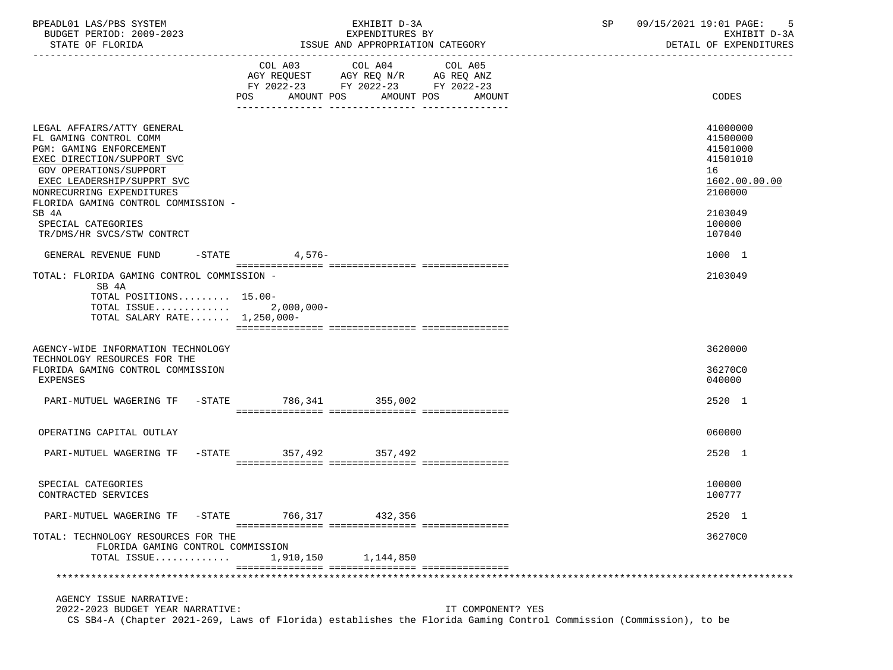BPEADL01 LAS/PBS SYSTEM — EXHIBIT D-3A — EXPENDITURES BY ISSUE AND APPROPRIATION CATEGORY — DETAIL OF EXPENDITURES

BUDGET PERIOD: 2009-2023 — STATE OF FLORIDA

| | COL A03 AGY REQUEST FY 2022-23 POS AMOUNT | COL A04 AGY REQ N/R FY 2022-23 POS AMOUNT | COL A05 AG REQ ANZ FY 2022-23 POS AMOUNT | CODES |
|---|---|---|---|---|
| LEGAL AFFAIRS/ATTY GENERAL | | | | 41000000 |
| FL GAMING CONTROL COMM | | | | 41500000 |
| PGM: GAMING ENFORCEMENT | | | | 41501000 |
| EXEC DIRECTION/SUPPORT SVC | | | | 41501010 |
| GOV OPERATIONS/SUPPORT | | | | 16 |
| EXEC LEADERSHIP/SUPPRT SVC | | | | 1602.00.00.00 |
| NONRECURRING EXPENDITURES | | | | 2100000 |
| FLORIDA GAMING CONTROL COMMISSION - SB 4A | | | | 2103049 |
| SPECIAL CATEGORIES | | | | 100000 |
| TR/DMS/HR SVCS/STW CONTRCT | | | | 107040 |
| GENERAL REVENUE FUND -STATE | 4,576- | | | 1000 1 |
| TOTAL: FLORIDA GAMING CONTROL COMMISSION - SB 4A | | | | 2103049 |
| TOTAL POSITIONS......... | 15.00- | | | |
| TOTAL ISSUE............. | 2,000,000- | | | |
| TOTAL SALARY RATE....... | 1,250,000- | | | |
| AGENCY-WIDE INFORMATION TECHNOLOGY | | | | 3620000 |
| TECHNOLOGY RESOURCES FOR THE FLORIDA GAMING CONTROL COMMISSION | | | | 36270C0 |
| EXPENSES | | | | 040000 |
| PARI-MUTUEL WAGERING TF -STATE | 786,341 | 355,002 | | 2520 1 |
| OPERATING CAPITAL OUTLAY | | | | 060000 |
| PARI-MUTUEL WAGERING TF -STATE | 357,492 | 357,492 | | 2520 1 |
| SPECIAL CATEGORIES | | | | 100000 |
| CONTRACTED SERVICES | | | | 100777 |
| PARI-MUTUEL WAGERING TF -STATE | 766,317 | 432,356 | | 2520 1 |
| TOTAL: TECHNOLOGY RESOURCES FOR THE FLORIDA GAMING CONTROL COMMISSION | | | | 36270C0 |
| TOTAL ISSUE............. | 1,910,150 | 1,144,850 | | |

AGENCY ISSUE NARRATIVE:

2022-2023 BUDGET YEAR NARRATIVE: IT COMPONENT? YES

CS SB4-A (Chapter 2021-269, Laws of Florida) establishes the Florida Gaming Control Commission (Commission), to be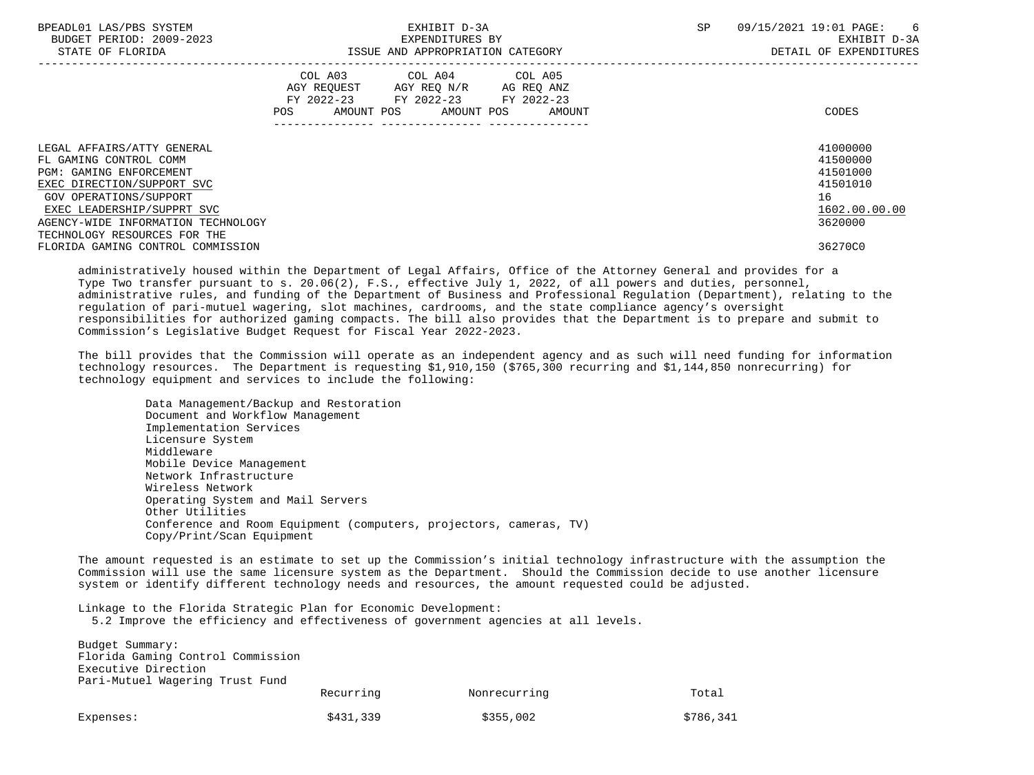| | COL A03 AGY REQUEST FY 2022-23 POS AMOUNT | COL A04 AGY REQ N/R FY 2022-23 POS AMOUNT | COL A05 AG REQ ANZ FY 2022-23 POS AMOUNT | CODES |
|---|---|---|---|---|
| LEGAL AFFAIRS/ATTY GENERAL | | | | 41000000 |
| FL GAMING CONTROL COMM | | | | 41500000 |
| PGM: GAMING ENFORCEMENT | | | | 41501000 |
| EXEC DIRECTION/SUPPORT SVC | | | | 41501010 |
| GOV OPERATIONS/SUPPORT | | | | 16 |
| EXEC LEADERSHIP/SUPPRT SVC | | | | 1602.00.00.00 |
| AGENCY-WIDE INFORMATION TECHNOLOGY | | | | 3620000 |
| TECHNOLOGY RESOURCES FOR THE FLORIDA GAMING CONTROL COMMISSION | | | | 36270C0 |

administratively housed within the Department of Legal Affairs, Office of the Attorney General and provides for a Type Two transfer pursuant to s. 20.06(2), F.S., effective July 1, 2022, of all powers and duties, personnel, administrative rules, and funding of the Department of Business and Professional Regulation (Department), relating to the regulation of pari-mutuel wagering, slot machines, cardrooms, and the state compliance agency's oversight responsibilities for authorized gaming compacts. The bill also provides that the Department is to prepare and submit to Commission's Legislative Budget Request for Fiscal Year 2022-2023.

The bill provides that the Commission will operate as an independent agency and as such will need funding for information technology resources. The Department is requesting $1,910,150 ($765,300 recurring and $1,144,850 nonrecurring) for technology equipment and services to include the following:

- Data Management/Backup and Restoration
- Document and Workflow Management
- Implementation Services
- Licensure System
- Middleware
- Mobile Device Management
- Network Infrastructure
- Wireless Network
- Operating System and Mail Servers
- Other Utilities
- Conference and Room Equipment (computers, projectors, cameras, TV)
- Copy/Print/Scan Equipment

The amount requested is an estimate to set up the Commission's initial technology infrastructure with the assumption the Commission will use the same licensure system as the Department. Should the Commission decide to use another licensure system or identify different technology needs and resources, the amount requested could be adjusted.

Linkage to the Florida Strategic Plan for Economic Development:
5.2 Improve the efficiency and effectiveness of government agencies at all levels.

Budget Summary:
Florida Gaming Control Commission
Executive Direction
Pari-Mutuel Wagering Trust Fund

| | Recurring | Nonrecurring | Total |
|---|---|---|---|
| Expenses: | $431,339 | $355,002 | $786,341 |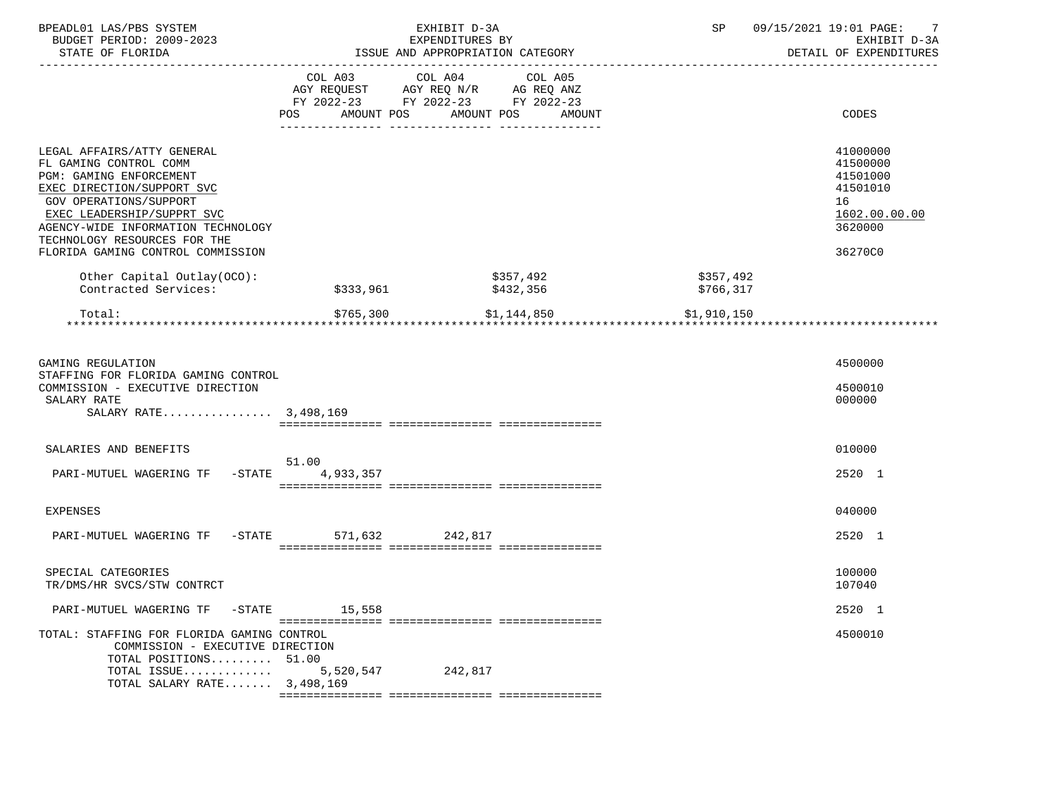EXHIBIT D-3A
EXPENDITURES BY
ISSUE AND APPROPRIATION CATEGORY

BPEADL01 LAS/PBS SYSTEM
BUDGET PERIOD: 2009-2023
STATE OF FLORIDA

SP 09/15/2021 19:01 PAGE: 7
EXHIBIT D-3A
DETAIL OF EXPENDITURES

| | COL A03 AGY REQUEST FY 2022-23 POS AMOUNT | COL A04 AGY REQ N/R FY 2022-23 POS AMOUNT | COL A05 AG REQ ANZ FY 2022-23 POS AMOUNT | | CODES |
|---|---|---|---|---|---|
| LEGAL AFFAIRS/ATTY GENERAL | | | | | 41000000 |
| FL GAMING CONTROL COMM | | | | | 41500000 |
| PGM: GAMING ENFORCEMENT | | | | | 41501000 |
| EXEC DIRECTION/SUPPORT SVC | | | | | 41501010 |
| GOV OPERATIONS/SUPPORT | | | | | 16 |
| EXEC LEADERSHIP/SUPPRT SVC | | | | | 1602.00.00.00 |
| AGENCY-WIDE INFORMATION TECHNOLOGY | | | | | 3620000 |
| TECHNOLOGY RESOURCES FOR THE FLORIDA GAMING CONTROL COMMISSION | | | | | 36270C0 |
| Other Capital Outlay(OCO): | | $357,492 | | $357,492 | |
| Contracted Services: | $333,961 | $432,356 | | $766,317 | |
| Total: | $765,300 | $1,144,850 | | $1,910,150 | |
| GAMING REGULATION | | | | | 4500000 |
| STAFFING FOR FLORIDA GAMING CONTROL COMMISSION - EXECUTIVE DIRECTION | | | | | 4500010 |
| SALARY RATE | | | | | 000000 |
| SALARY RATE................ | 3,498,169 | | | | |
| SALARIES AND BENEFITS | | | | | 010000 |
| PARI-MUTUEL WAGERING TF -STATE | 51.00 4,933,357 | | | | 2520 1 |
| EXPENSES | | | | | 040000 |
| PARI-MUTUEL WAGERING TF -STATE | 571,632 | 242,817 | | | 2520 1 |
| SPECIAL CATEGORIES | | | | | 100000 |
| TR/DMS/HR SVCS/STW CONTRCT | | | | | 107040 |
| PARI-MUTUEL WAGERING TF -STATE | 15,558 | | | | 2520 1 |
| TOTAL: STAFFING FOR FLORIDA GAMING CONTROL COMMISSION - EXECUTIVE DIRECTION | | | | | 4500010 |
| TOTAL POSITIONS......... | 51.00 | | | | |
| TOTAL ISSUE............. | 5,520,547 | 242,817 | | | |
| TOTAL SALARY RATE....... | 3,498,169 | | | | |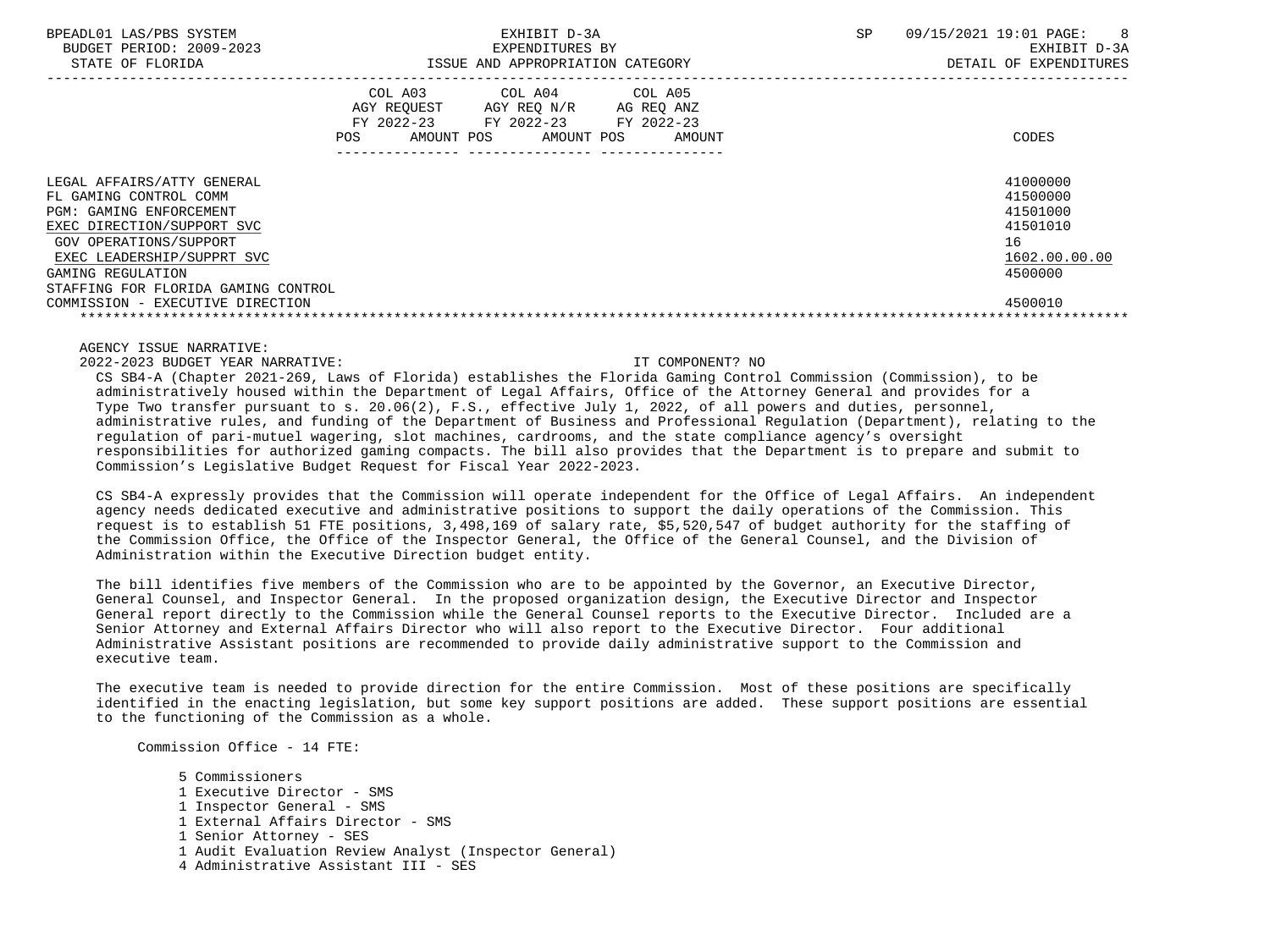| | COL A03 AGY REQUEST FY 2022-23 POS AMOUNT | COL A04 AGY REQ N/R FY 2022-23 POS AMOUNT | COL A05 AG REQ ANZ FY 2022-23 POS AMOUNT | CODES |
|---|---|---|---|---|
| LEGAL AFFAIRS/ATTY GENERAL | | | | 41000000 |
| FL GAMING CONTROL COMM | | | | 41500000 |
| PGM: GAMING ENFORCEMENT | | | | 41501000 |
| EXEC DIRECTION/SUPPORT SVC | | | | 41501010 |
| GOV OPERATIONS/SUPPORT | | | | 16 |
| EXEC LEADERSHIP/SUPPRT SVC | | | | 1602.00.00.00 |
| GAMING REGULATION | | | | 4500000 |
| STAFFING FOR FLORIDA GAMING CONTROL COMMISSION - EXECUTIVE DIRECTION | | | | 4500010 |

AGENCY ISSUE NARRATIVE:

2022-2023 BUDGET YEAR NARRATIVE: IT COMPONENT? NO

CS SB4-A (Chapter 2021-269, Laws of Florida) establishes the Florida Gaming Control Commission (Commission), to be administratively housed within the Department of Legal Affairs, Office of the Attorney General and provides for a Type Two transfer pursuant to s. 20.06(2), F.S., effective July 1, 2022, of all powers and duties, personnel, administrative rules, and funding of the Department of Business and Professional Regulation (Department), relating to the regulation of pari-mutuel wagering, slot machines, cardrooms, and the state compliance agency's oversight responsibilities for authorized gaming compacts. The bill also provides that the Department is to prepare and submit to Commission's Legislative Budget Request for Fiscal Year 2022-2023.

CS SB4-A expressly provides that the Commission will operate independent for the Office of Legal Affairs. An independent agency needs dedicated executive and administrative positions to support the daily operations of the Commission. This request is to establish 51 FTE positions, 3,498,169 of salary rate, $5,520,547 of budget authority for the staffing of the Commission Office, the Office of the Inspector General, the Office of the General Counsel, and the Division of Administration within the Executive Direction budget entity.

The bill identifies five members of the Commission who are to be appointed by the Governor, an Executive Director, General Counsel, and Inspector General. In the proposed organization design, the Executive Director and Inspector General report directly to the Commission while the General Counsel reports to the Executive Director. Included are a Senior Attorney and External Affairs Director who will also report to the Executive Director. Four additional Administrative Assistant positions are recommended to provide daily administrative support to the Commission and executive team.

The executive team is needed to provide direction for the entire Commission. Most of these positions are specifically identified in the enacting legislation, but some key support positions are added. These support positions are essential to the functioning of the Commission as a whole.

Commission Office - 14 FTE:

- 5 Commissioners
- 1 Executive Director - SMS
- 1 Inspector General - SMS
- 1 External Affairs Director - SMS
- 1 Senior Attorney - SES
- 1 Audit Evaluation Review Analyst (Inspector General)
- 4 Administrative Assistant III - SES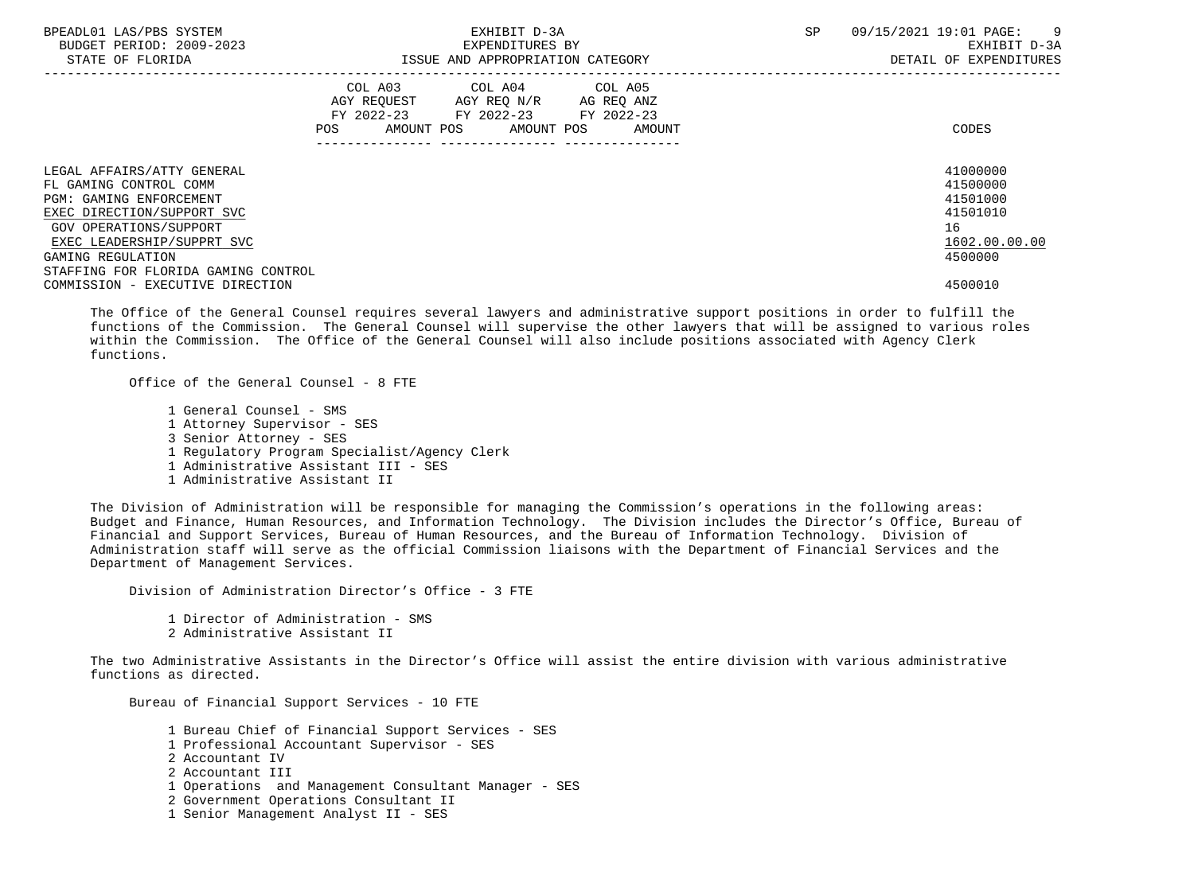| | COL A03 AGY REQUEST FY 2022-23 | | COL A04 AGY REQ N/R FY 2022-23 | | COL A05 AG REQ ANZ FY 2022-23 | | |
|---|---|---|---|---|---|---|---|
| | POS | AMOUNT | POS | AMOUNT | POS | AMOUNT | CODES |
| LEGAL AFFAIRS/ATTY GENERAL | | | | | | | 41000000 |
| FL GAMING CONTROL COMM | | | | | | | 41500000 |
| PGM: GAMING ENFORCEMENT | | | | | | | 41501000 |
| EXEC DIRECTION/SUPPORT SVC | | | | | | | 41501010 |
| GOV OPERATIONS/SUPPORT | | | | | | | 16 |
| EXEC LEADERSHIP/SUPPRT SVC | | | | | | | 1602.00.00.00 |
| GAMING REGULATION | | | | | | | 4500000 |
| STAFFING FOR FLORIDA GAMING CONTROL COMMISSION - EXECUTIVE DIRECTION | | | | | | | 4500010 |

The Office of the General Counsel requires several lawyers and administrative support positions in order to fulfill the functions of the Commission. The General Counsel will supervise the other lawyers that will be assigned to various roles within the Commission. The Office of the General Counsel will also include positions associated with Agency Clerk functions.

Office of the General Counsel - 8 FTE

- 1 General Counsel - SMS
- 1 Attorney Supervisor - SES
- 3 Senior Attorney - SES
- 1 Regulatory Program Specialist/Agency Clerk
- 1 Administrative Assistant III - SES
- 1 Administrative Assistant II

The Division of Administration will be responsible for managing the Commission's operations in the following areas: Budget and Finance, Human Resources, and Information Technology. The Division includes the Director's Office, Bureau of Financial and Support Services, Bureau of Human Resources, and the Bureau of Information Technology. Division of Administration staff will serve as the official Commission liaisons with the Department of Financial Services and the Department of Management Services.

Division of Administration Director's Office - 3 FTE

- 1 Director of Administration - SMS
- 2 Administrative Assistant II

The two Administrative Assistants in the Director's Office will assist the entire division with various administrative functions as directed.

Bureau of Financial Support Services - 10 FTE

- 1 Bureau Chief of Financial Support Services - SES
- 1 Professional Accountant Supervisor - SES
- 2 Accountant IV
- 2 Accountant III
- 1 Operations and Management Consultant Manager - SES
- 2 Government Operations Consultant II
- 1 Senior Management Analyst II - SES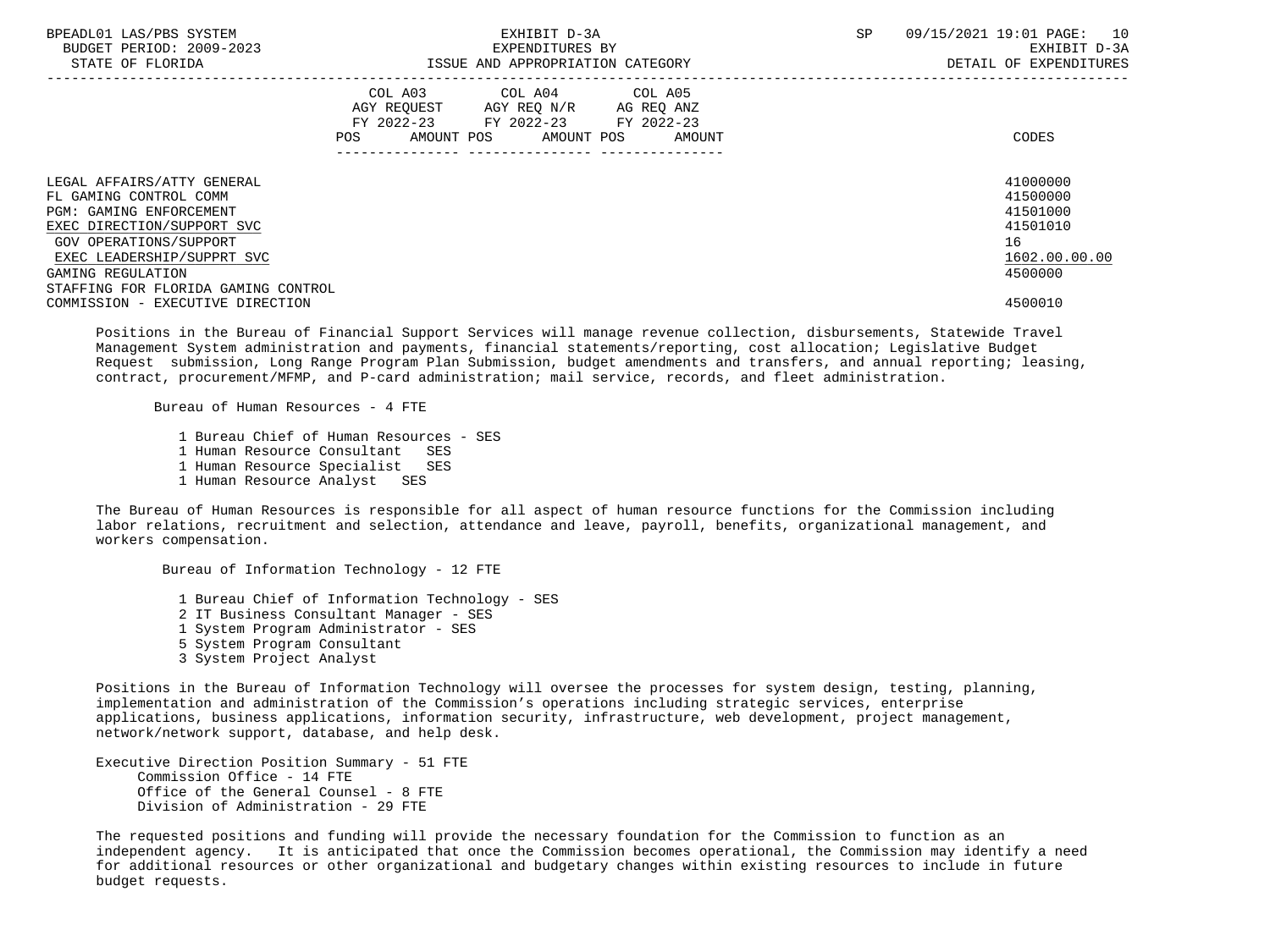| | COL A03 AGY REQUEST FY 2022-23 POS AMOUNT | COL A04 AGY REQ N/R FY 2022-23 POS AMOUNT | COL A05 AG REQ ANZ FY 2022-23 POS AMOUNT | CODES |
|---|---|---|---|---|
| LEGAL AFFAIRS/ATTY GENERAL | | | | 41000000 |
| FL GAMING CONTROL COMM | | | | 41500000 |
| PGM: GAMING ENFORCEMENT | | | | 41501000 |
| EXEC DIRECTION/SUPPORT SVC | | | | 41501010 |
| GOV OPERATIONS/SUPPORT | | | | 16 |
| EXEC LEADERSHIP/SUPPRT SVC | | | | 1602.00.00.00 |
| GAMING REGULATION | | | | 4500000 |
| STAFFING FOR FLORIDA GAMING CONTROL COMMISSION - EXECUTIVE DIRECTION | | | | 4500010 |

Positions in the Bureau of Financial Support Services will manage revenue collection, disbursements, Statewide Travel Management System administration and payments, financial statements/reporting, cost allocation; Legislative Budget Request submission, Long Range Program Plan Submission, budget amendments and transfers, and annual reporting; leasing, contract, procurement/MFMP, and P-card administration; mail service, records, and fleet administration.

Bureau of Human Resources - 4 FTE

- 1 Bureau Chief of Human Resources - SES
- 1 Human Resource Consultant SES
- 1 Human Resource Specialist SES
- 1 Human Resource Analyst SES

The Bureau of Human Resources is responsible for all aspect of human resource functions for the Commission including labor relations, recruitment and selection, attendance and leave, payroll, benefits, organizational management, and workers compensation.

Bureau of Information Technology - 12 FTE

- 1 Bureau Chief of Information Technology - SES
- 2 IT Business Consultant Manager - SES
- 1 System Program Administrator - SES
- 5 System Program Consultant
- 3 System Project Analyst

Positions in the Bureau of Information Technology will oversee the processes for system design, testing, planning, implementation and administration of the Commission's operations including strategic services, enterprise applications, business applications, information security, infrastructure, web development, project management, network/network support, database, and help desk.

Executive Direction Position Summary - 51 FTE
- Commission Office - 14 FTE
- Office of the General Counsel - 8 FTE
- Division of Administration - 29 FTE

The requested positions and funding will provide the necessary foundation for the Commission to function as an independent agency. It is anticipated that once the Commission becomes operational, the Commission may identify a need for additional resources or other organizational and budgetary changes within existing resources to include in future budget requests.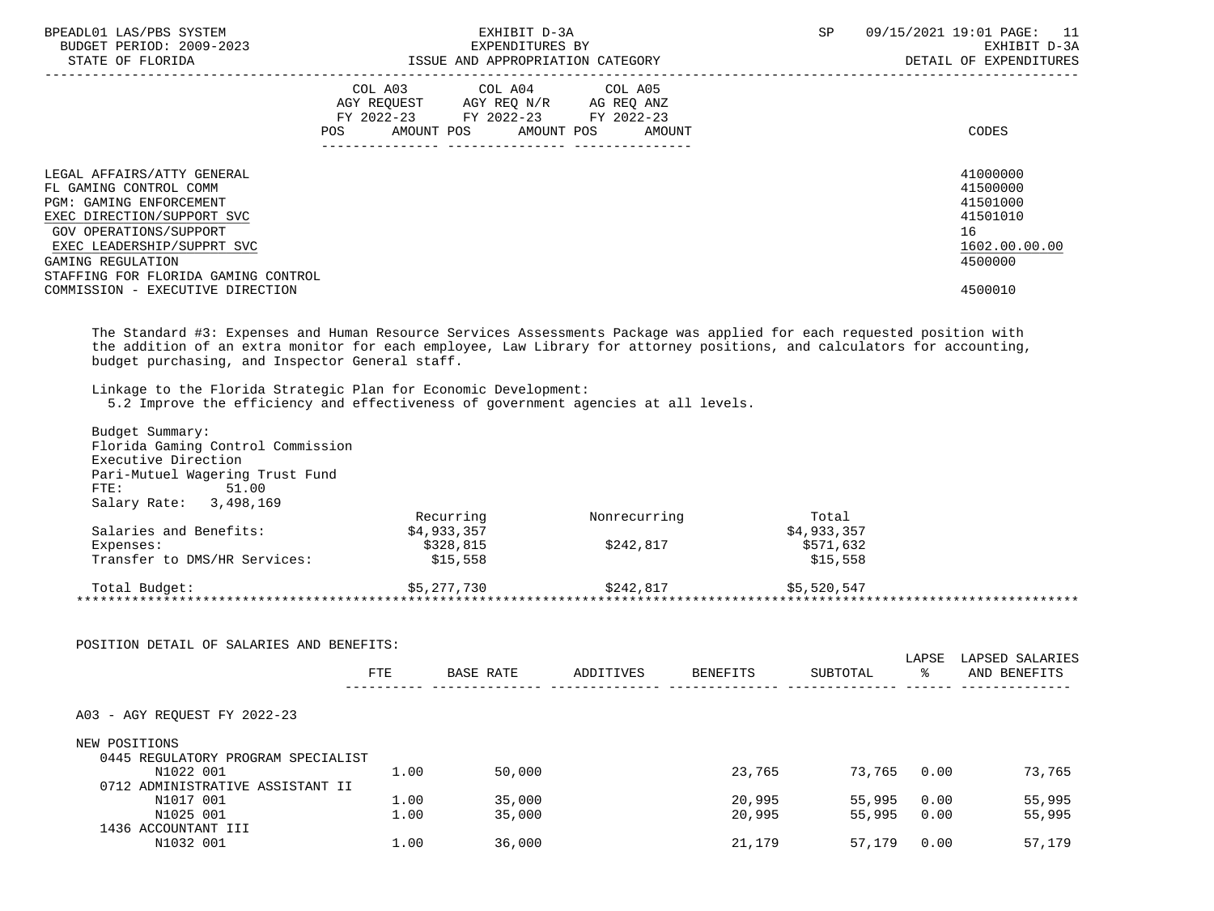| | COL A03 AGY REQUEST FY 2022-23 POS AMOUNT | COL A04 AGY REQ N/R FY 2022-23 POS AMOUNT | COL A05 AG REQ ANZ FY 2022-23 POS AMOUNT | CODES |
|---|---|---|---|---|
| LEGAL AFFAIRS/ATTY GENERAL | | | | 41000000 |
| FL GAMING CONTROL COMM | | | | 41500000 |
| PGM: GAMING ENFORCEMENT | | | | 41501000 |
| EXEC DIRECTION/SUPPORT SVC | | | | 41501010 |
| GOV OPERATIONS/SUPPORT | | | | 16 |
| EXEC LEADERSHIP/SUPPRT SVC | | | | 1602.00.00.00 |
| GAMING REGULATION | | | | 4500000 |
| STAFFING FOR FLORIDA GAMING CONTROL COMMISSION - EXECUTIVE DIRECTION | | | | 4500010 |

The Standard #3: Expenses and Human Resource Services Assessments Package was applied for each requested position with the addition of an extra monitor for each employee, Law Library for attorney positions, and calculators for accounting, budget purchasing, and Inspector General staff.

Linkage to the Florida Strategic Plan for Economic Development:
5.2 Improve the efficiency and effectiveness of government agencies at all levels.

Budget Summary:
Florida Gaming Control Commission
Executive Direction
Pari-Mutuel Wagering Trust Fund
FTE: 51.00
Salary Rate: 3,498,169

| | Recurring | Nonrecurring | Total |
|---|---|---|---|
| Salaries and Benefits: | $4,933,357 | | $4,933,357 |
| Expenses: | $328,815 | $242,817 | $571,632 |
| Transfer to DMS/HR Services: | $15,558 | | $15,558 |
| Total Budget: | $5,277,730 | $242,817 | $5,520,547 |

POSITION DETAIL OF SALARIES AND BENEFITS:

| | FTE | BASE RATE | ADDITIVES | BENEFITS | SUBTOTAL | LAPSE % | LAPSED SALARIES AND BENEFITS |
|---|---|---|---|---|---|---|---|
| A03 - AGY REQUEST FY 2022-23 | | | | | | | |
| NEW POSITIONS | | | | | | | |
| 0445 REGULATORY PROGRAM SPECIALIST | | | | | | | |
| N1022 001 | 1.00 | 50,000 | | 23,765 | 73,765 | 0.00 | 73,765 |
| 0712 ADMINISTRATIVE ASSISTANT II | | | | | | | |
| N1017 001 | 1.00 | 35,000 | | 20,995 | 55,995 | 0.00 | 55,995 |
| N1025 001 | 1.00 | 35,000 | | 20,995 | 55,995 | 0.00 | 55,995 |
| 1436 ACCOUNTANT III | | | | | | | |
| N1032 001 | 1.00 | 36,000 | | 21,179 | 57,179 | 0.00 | 57,179 |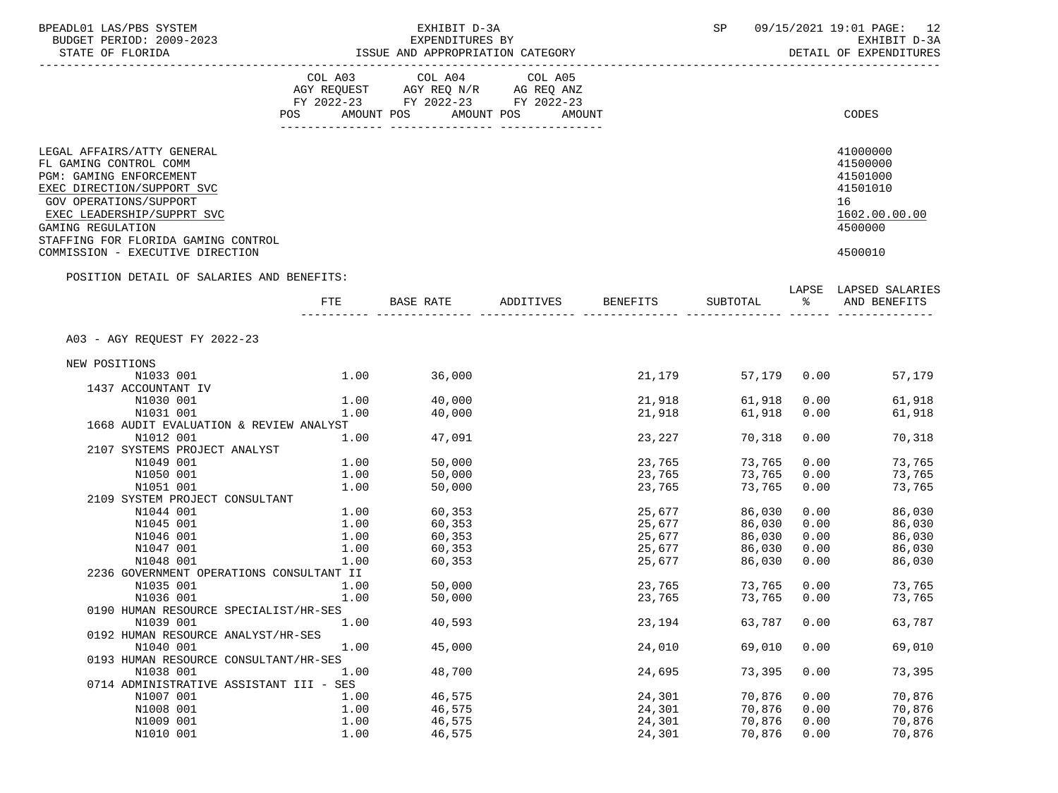BPEADL01 LAS/PBS SYSTEM | EXHIBIT D-3A | SP 09/15/2021 19:01 PAGE: 12
BUDGET PERIOD: 2009-2023 | EXPENDITURES BY | EXHIBIT D-3A
STATE OF FLORIDA | ISSUE AND APPROPRIATION CATEGORY | DETAIL OF EXPENDITURES

| | COL A03 AGY REQUEST FY 2022-23 POS AMOUNT | COL A04 AGY REQ N/R FY 2022-23 POS AMOUNT | COL A05 AG REQ ANZ FY 2022-23 POS AMOUNT | CODES |
|---|---|---|---|---|
| LEGAL AFFAIRS/ATTY GENERAL | | | | 41000000 |
| FL GAMING CONTROL COMM | | | | 41500000 |
| PGM: GAMING ENFORCEMENT | | | | 41501000 |
| EXEC DIRECTION/SUPPORT SVC | | | | 41501010 |
| GOV OPERATIONS/SUPPORT | | | | 16 |
| EXEC LEADERSHIP/SUPPRT SVC | | | | 1602.00.00.00 |
| GAMING REGULATION | | | | 4500000 |
| STAFFING FOR FLORIDA GAMING CONTROL COMMISSION - EXECUTIVE DIRECTION | | | | 4500010 |

POSITION DETAIL OF SALARIES AND BENEFITS:

| | FTE | BASE RATE | ADDITIVES | BENEFITS | SUBTOTAL | LAPSE % | LAPSED SALARIES AND BENEFITS |
|---|---|---|---|---|---|---|---|
| A03 - AGY REQUEST FY 2022-23 | | | | | | | |
| NEW POSITIONS | | | | | | | |
| N1033 001 | 1.00 | 36,000 | | 21,179 | 57,179 | 0.00 | 57,179 |
| 1437 ACCOUNTANT IV | | | | | | | |
| N1030 001 | 1.00 | 40,000 | | 21,918 | 61,918 | 0.00 | 61,918 |
| N1031 001 | 1.00 | 40,000 | | 21,918 | 61,918 | 0.00 | 61,918 |
| 1668 AUDIT EVALUATION & REVIEW ANALYST | | | | | | | |
| N1012 001 | 1.00 | 47,091 | | 23,227 | 70,318 | 0.00 | 70,318 |
| 2107 SYSTEMS PROJECT ANALYST | | | | | | | |
| N1049 001 | 1.00 | 50,000 | | 23,765 | 73,765 | 0.00 | 73,765 |
| N1050 001 | 1.00 | 50,000 | | 23,765 | 73,765 | 0.00 | 73,765 |
| N1051 001 | 1.00 | 50,000 | | 23,765 | 73,765 | 0.00 | 73,765 |
| 2109 SYSTEM PROJECT CONSULTANT | | | | | | | |
| N1044 001 | 1.00 | 60,353 | | 25,677 | 86,030 | 0.00 | 86,030 |
| N1045 001 | 1.00 | 60,353 | | 25,677 | 86,030 | 0.00 | 86,030 |
| N1046 001 | 1.00 | 60,353 | | 25,677 | 86,030 | 0.00 | 86,030 |
| N1047 001 | 1.00 | 60,353 | | 25,677 | 86,030 | 0.00 | 86,030 |
| N1048 001 | 1.00 | 60,353 | | 25,677 | 86,030 | 0.00 | 86,030 |
| 2236 GOVERNMENT OPERATIONS CONSULTANT II | | | | | | | |
| N1035 001 | 1.00 | 50,000 | | 23,765 | 73,765 | 0.00 | 73,765 |
| N1036 001 | 1.00 | 50,000 | | 23,765 | 73,765 | 0.00 | 73,765 |
| 0190 HUMAN RESOURCE SPECIALIST/HR-SES | | | | | | | |
| N1039 001 | 1.00 | 40,593 | | 23,194 | 63,787 | 0.00 | 63,787 |
| 0192 HUMAN RESOURCE ANALYST/HR-SES | | | | | | | |
| N1040 001 | 1.00 | 45,000 | | 24,010 | 69,010 | 0.00 | 69,010 |
| 0193 HUMAN RESOURCE CONSULTANT/HR-SES | | | | | | | |
| N1038 001 | 1.00 | 48,700 | | 24,695 | 73,395 | 0.00 | 73,395 |
| 0714 ADMINISTRATIVE ASSISTANT III - SES | | | | | | | |
| N1007 001 | 1.00 | 46,575 | | 24,301 | 70,876 | 0.00 | 70,876 |
| N1008 001 | 1.00 | 46,575 | | 24,301 | 70,876 | 0.00 | 70,876 |
| N1009 001 | 1.00 | 46,575 | | 24,301 | 70,876 | 0.00 | 70,876 |
| N1010 001 | 1.00 | 46,575 | | 24,301 | 70,876 | 0.00 | 70,876 |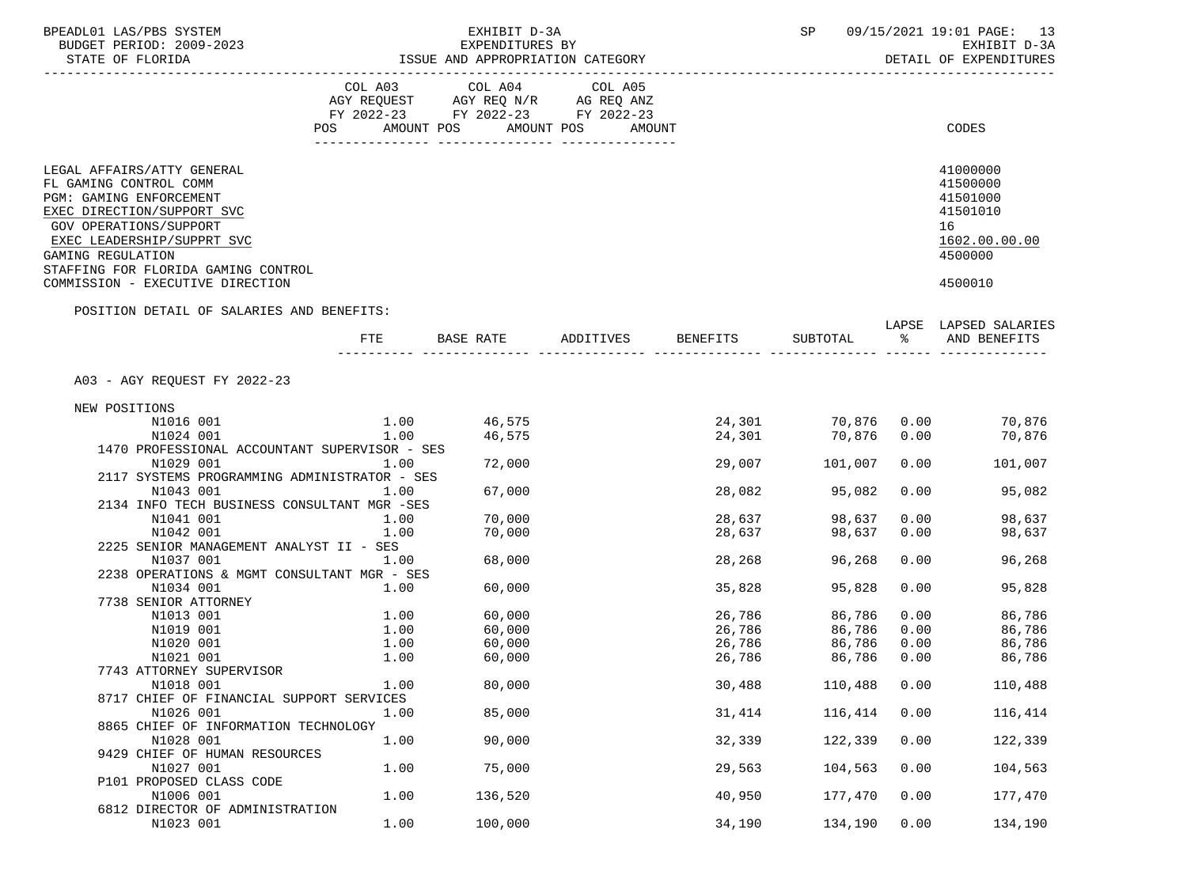BPEADL01 LAS/PBS SYSTEM — EXHIBIT D-3A — SP 09/15/2021 19:01

BUDGET PERIOD: 2009-2023 — EXPENDITURES BY — EXHIBIT D-3A

STATE OF FLORIDA — ISSUE AND APPROPRIATION CATEGORY — DETAIL OF EXPENDITURES

| | COL A03 AGY REQUEST FY 2022-23 POS AMOUNT | COL A04 AGY REQ N/R FY 2022-23 POS AMOUNT | COL A05 AG REQ ANZ FY 2022-23 POS AMOUNT | CODES |
|---|---|---|---|---|
| LEGAL AFFAIRS/ATTY GENERAL | | | | 41000000 |
| FL GAMING CONTROL COMM | | | | 41500000 |
| PGM: GAMING ENFORCEMENT | | | | 41501000 |
| EXEC DIRECTION/SUPPORT SVC | | | | 41501010 |
| GOV OPERATIONS/SUPPORT | | | | 16 |
| EXEC LEADERSHIP/SUPPRT SVC | | | | 1602.00.00.00 |
| GAMING REGULATION | | | | 4500000 |
| STAFFING FOR FLORIDA GAMING CONTROL COMMISSION - EXECUTIVE DIRECTION | | | | 4500010 |

POSITION DETAIL OF SALARIES AND BENEFITS:

| | FTE | BASE RATE | ADDITIVES | BENEFITS | SUBTOTAL | LAPSE % | LAPSED SALARIES AND BENEFITS |
|---|---|---|---|---|---|---|---|
| A03 - AGY REQUEST FY 2022-23 | | | | | | | |
| NEW POSITIONS | | | | | | | |
| N1016 001 | 1.00 | 46,575 | | 24,301 | 70,876 | 0.00 | 70,876 |
| N1024 001 | 1.00 | 46,575 | | 24,301 | 70,876 | 0.00 | 70,876 |
| 1470 PROFESSIONAL ACCOUNTANT SUPERVISOR - SES | | | | | | | |
| N1029 001 | 1.00 | 72,000 | | 29,007 | 101,007 | 0.00 | 101,007 |
| 2117 SYSTEMS PROGRAMMING ADMINISTRATOR - SES | | | | | | | |
| N1043 001 | 1.00 | 67,000 | | 28,082 | 95,082 | 0.00 | 95,082 |
| 2134 INFO TECH BUSINESS CONSULTANT MGR -SES | | | | | | | |
| N1041 001 | 1.00 | 70,000 | | 28,637 | 98,637 | 0.00 | 98,637 |
| N1042 001 | 1.00 | 70,000 | | 28,637 | 98,637 | 0.00 | 98,637 |
| 2225 SENIOR MANAGEMENT ANALYST II - SES | | | | | | | |
| N1037 001 | 1.00 | 68,000 | | 28,268 | 96,268 | 0.00 | 96,268 |
| 2238 OPERATIONS & MGMT CONSULTANT MGR - SES | | | | | | | |
| N1034 001 | 1.00 | 60,000 | | 35,828 | 95,828 | 0.00 | 95,828 |
| 7738 SENIOR ATTORNEY | | | | | | | |
| N1013 001 | 1.00 | 60,000 | | 26,786 | 86,786 | 0.00 | 86,786 |
| N1019 001 | 1.00 | 60,000 | | 26,786 | 86,786 | 0.00 | 86,786 |
| N1020 001 | 1.00 | 60,000 | | 26,786 | 86,786 | 0.00 | 86,786 |
| N1021 001 | 1.00 | 60,000 | | 26,786 | 86,786 | 0.00 | 86,786 |
| 7743 ATTORNEY SUPERVISOR | | | | | | | |
| N1018 001 | 1.00 | 80,000 | | 30,488 | 110,488 | 0.00 | 110,488 |
| 8717 CHIEF OF FINANCIAL SUPPORT SERVICES | | | | | | | |
| N1026 001 | 1.00 | 85,000 | | 31,414 | 116,414 | 0.00 | 116,414 |
| 8865 CHIEF OF INFORMATION TECHNOLOGY | | | | | | | |
| N1028 001 | 1.00 | 90,000 | | 32,339 | 122,339 | 0.00 | 122,339 |
| 9429 CHIEF OF HUMAN RESOURCES | | | | | | | |
| N1027 001 | 1.00 | 75,000 | | 29,563 | 104,563 | 0.00 | 104,563 |
| P101 PROPOSED CLASS CODE | | | | | | | |
| N1006 001 | 1.00 | 136,520 | | 40,950 | 177,470 | 0.00 | 177,470 |
| 6812 DIRECTOR OF ADMINISTRATION | | | | | | | |
| N1023 001 | 1.00 | 100,000 | | 34,190 | 134,190 | 0.00 | 134,190 |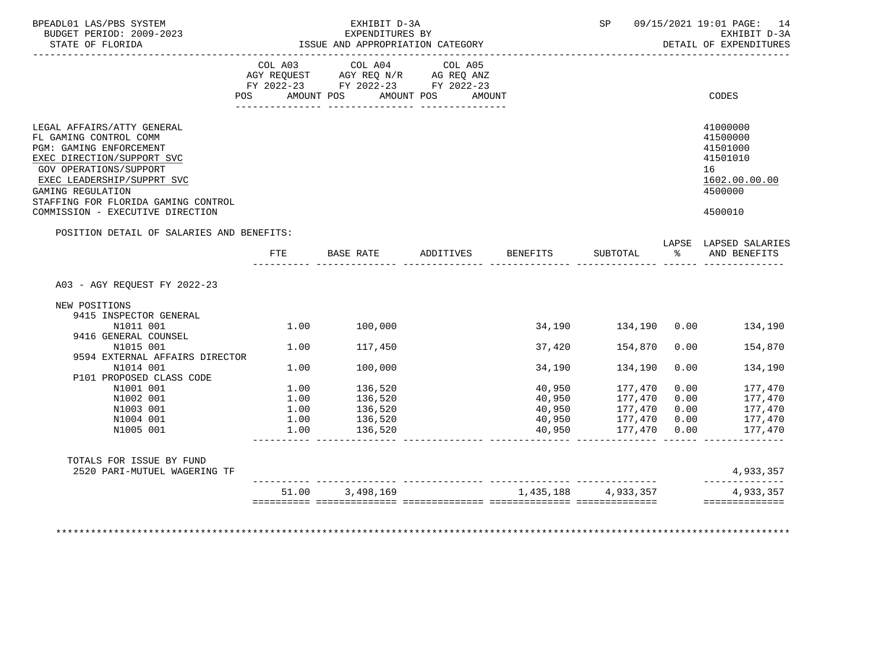BPEADL01 LAS/PBS SYSTEM — EXHIBIT D-3A — SP 09/15/2021 19:01

BUDGET PERIOD: 2009-2023 — EXPENDITURES BY — EXHIBIT D-3A

STATE OF FLORIDA — ISSUE AND APPROPRIATION CATEGORY — DETAIL OF EXPENDITURES

| | COL A03 AGY REQUEST FY 2022-23 POS AMOUNT | COL A04 AGY REQ N/R FY 2022-23 POS AMOUNT | COL A05 AG REQ ANZ FY 2022-23 POS AMOUNT | CODES |
|---|---|---|---|---|
| LEGAL AFFAIRS/ATTY GENERAL | | | | 41000000 |
| FL GAMING CONTROL COMM | | | | 41500000 |
| PGM: GAMING ENFORCEMENT | | | | 41501000 |
| EXEC DIRECTION/SUPPORT SVC | | | | 41501010 |
| GOV OPERATIONS/SUPPORT | | | | 16 |
| EXEC LEADERSHIP/SUPPRT SVC | | | | 1602.00.00.00 |
| GAMING REGULATION | | | | 4500000 |
| STAFFING FOR FLORIDA GAMING CONTROL COMMISSION - EXECUTIVE DIRECTION | | | | 4500010 |

POSITION DETAIL OF SALARIES AND BENEFITS:

| | FTE | BASE RATE | ADDITIVES | BENEFITS | SUBTOTAL | LAPSE % | LAPSED SALARIES AND BENEFITS |
|---|---|---|---|---|---|---|---|
| A03 - AGY REQUEST FY 2022-23 | | | | | | | |
| NEW POSITIONS | | | | | | | |
| 9415 INSPECTOR GENERAL | | | | | | | |
| N1011 001 | 1.00 | 100,000 | | 34,190 | 134,190 | 0.00 | 134,190 |
| 9416 GENERAL COUNSEL | | | | | | | |
| N1015 001 | 1.00 | 117,450 | | 37,420 | 154,870 | 0.00 | 154,870 |
| 9594 EXTERNAL AFFAIRS DIRECTOR | | | | | | | |
| N1014 001 | 1.00 | 100,000 | | 34,190 | 134,190 | 0.00 | 134,190 |
| P101 PROPOSED CLASS CODE | | | | | | | |
| N1001 001 | 1.00 | 136,520 | | 40,950 | 177,470 | 0.00 | 177,470 |
| N1002 001 | 1.00 | 136,520 | | 40,950 | 177,470 | 0.00 | 177,470 |
| N1003 001 | 1.00 | 136,520 | | 40,950 | 177,470 | 0.00 | 177,470 |
| N1004 001 | 1.00 | 136,520 | | 40,950 | 177,470 | 0.00 | 177,470 |
| N1005 001 | 1.00 | 136,520 | | 40,950 | 177,470 | 0.00 | 177,470 |
| TOTALS FOR ISSUE BY FUND | | | | | | | |
| 2520 PARI-MUTUEL WAGERING TF | | | | | | | 4,933,357 |
| | 51.00 | 3,498,169 | | 1,435,188 | 4,933,357 | | 4,933,357 |

********************************************************************************************************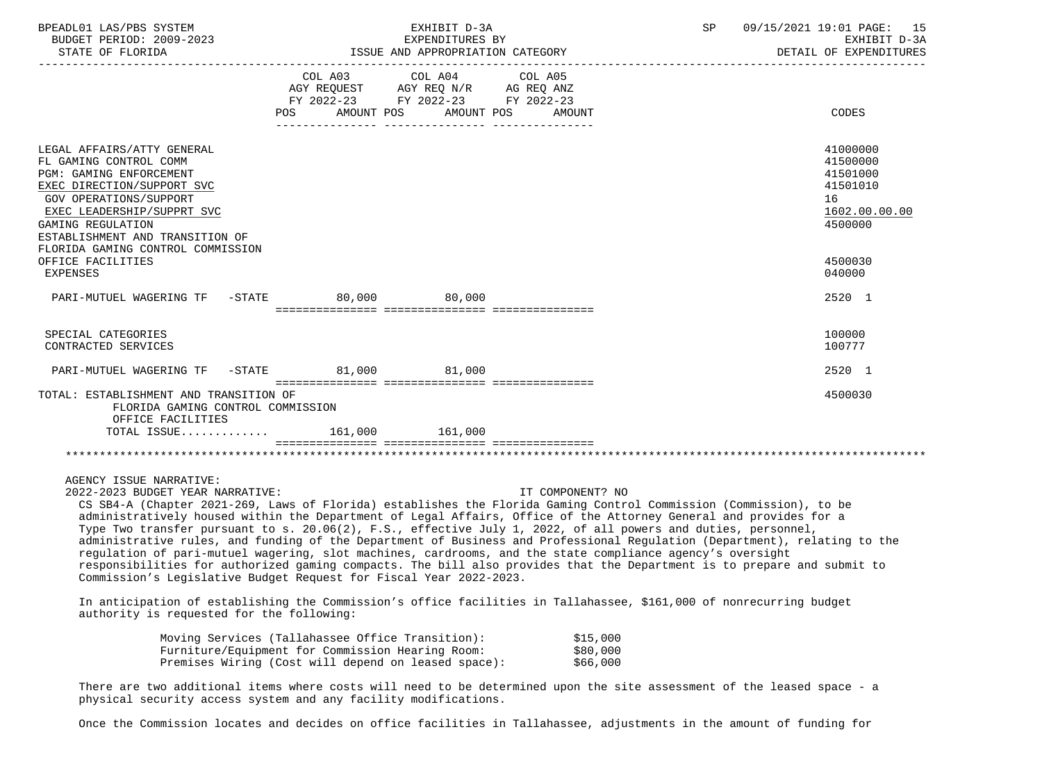| | COL A03 AGY REQUEST FY 2022-23 POS AMOUNT | COL A04 AGY REQ N/R FY 2022-23 POS AMOUNT | COL A05 AG REQ ANZ FY 2022-23 POS AMOUNT | CODES |
|---|---|---|---|---|
| LEGAL AFFAIRS/ATTY GENERAL | | | | 41000000 |
| FL GAMING CONTROL COMM | | | | 41500000 |
| PGM: GAMING ENFORCEMENT | | | | 41501000 |
| EXEC DIRECTION/SUPPORT SVC | | | | 41501010 |
| GOV OPERATIONS/SUPPORT | | | | 16 |
| EXEC LEADERSHIP/SUPPRT SVC | | | | 1602.00.00.00 |
| GAMING REGULATION | | | | 4500000 |
| ESTABLISHMENT AND TRANSITION OF FLORIDA GAMING CONTROL COMMISSION OFFICE FACILITIES | | | | 4500030 |
| EXPENSES | | | | 040000 |
| PARI-MUTUEL WAGERING TF -STATE | 80,000 | 80,000 | | 2520 1 |
| SPECIAL CATEGORIES | | | | 100000 |
| CONTRACTED SERVICES | | | | 100777 |
| PARI-MUTUEL WAGERING TF -STATE | 81,000 | 81,000 | | 2520 1 |
| TOTAL: ESTABLISHMENT AND TRANSITION OF FLORIDA GAMING CONTROL COMMISSION OFFICE FACILITIES | | | | 4500030 |
| TOTAL ISSUE............. | 161,000 | 161,000 | | |

AGENCY ISSUE NARRATIVE:

2022-2023 BUDGET YEAR NARRATIVE: IT COMPONENT? NO

CS SB4-A (Chapter 2021-269, Laws of Florida) establishes the Florida Gaming Control Commission (Commission), to be administratively housed within the Department of Legal Affairs, Office of the Attorney General and provides for a Type Two transfer pursuant to s. 20.06(2), F.S., effective July 1, 2022, of all powers and duties, personnel, administrative rules, and funding of the Department of Business and Professional Regulation (Department), relating to the regulation of pari-mutuel wagering, slot machines, cardrooms, and the state compliance agency's oversight responsibilities for authorized gaming compacts. The bill also provides that the Department is to prepare and submit to Commission's Legislative Budget Request for Fiscal Year 2022-2023.

In anticipation of establishing the Commission's office facilities in Tallahassee, $161,000 of nonrecurring budget authority is requested for the following:

| | |
|---|---|
| Moving Services (Tallahassee Office Transition): | $15,000 |
| Furniture/Equipment for Commission Hearing Room: | $80,000 |
| Premises Wiring (Cost will depend on leased space): | $66,000 |

There are two additional items where costs will need to be determined upon the site assessment of the leased space - a physical security access system and any facility modifications.

Once the Commission locates and decides on office facilities in Tallahassee, adjustments in the amount of funding for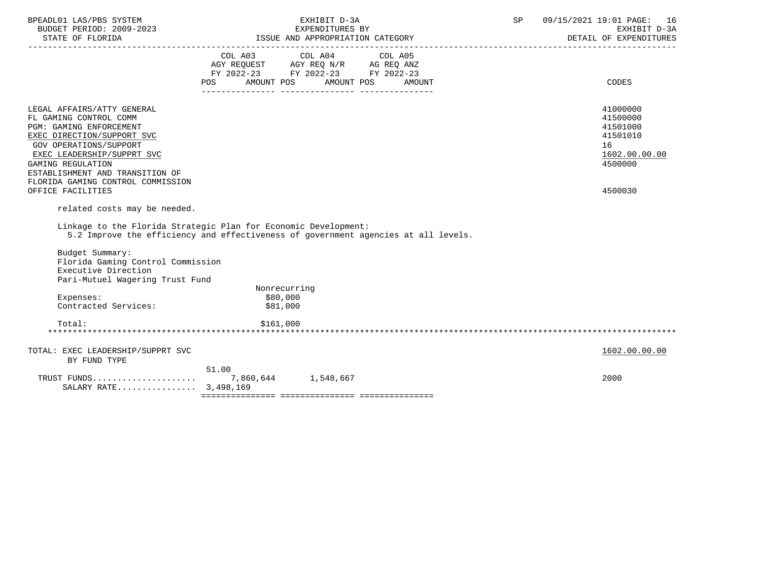| | COL A03 AGY REQUEST FY 2022-23 POS AMOUNT | COL A04 AGY REQ N/R FY 2022-23 POS AMOUNT | COL A05 AG REQ ANZ FY 2022-23 POS AMOUNT | CODES |
|---|---|---|---|---|
| LEGAL AFFAIRS/ATTY GENERAL | | | | 41000000 |
| FL GAMING CONTROL COMM | | | | 41500000 |
| PGM: GAMING ENFORCEMENT | | | | 41501000 |
| EXEC DIRECTION/SUPPORT SVC | | | | 41501010 |
| GOV OPERATIONS/SUPPORT | | | | 16 |
| EXEC LEADERSHIP/SUPPRT SVC | | | | 1602.00.00.00 |
| GAMING REGULATION | | | | 4500000 |
| ESTABLISHMENT AND TRANSITION OF FLORIDA GAMING CONTROL COMMISSION OFFICE FACILITIES | | | | 4500030 |

related costs may be needed.

Linkage to the Florida Strategic Plan for Economic Development:
5.2 Improve the efficiency and effectiveness of government agencies at all levels.

Budget Summary:
Florida Gaming Control Commission
Executive Direction
Pari-Mutuel Wagering Trust Fund

| | Nonrecurring |
|---|---|
| Expenses: | $80,000 |
| Contracted Services: | $81,000 |
| Total: | $161,000 |

| | COL A03 POS | COL A03 AMOUNT | COL A04 AMOUNT | COL A05 AMOUNT | CODES |
|---|---|---|---|---|---|
| TOTAL: EXEC LEADERSHIP/SUPPRT SVC | | | | | 1602.00.00.00 |
| BY FUND TYPE | | | | | |
| TRUST FUNDS | 51.00 | 7,860,644 | 1,548,667 | | 2000 |
| SALARY RATE | 3,498,169 | | | | |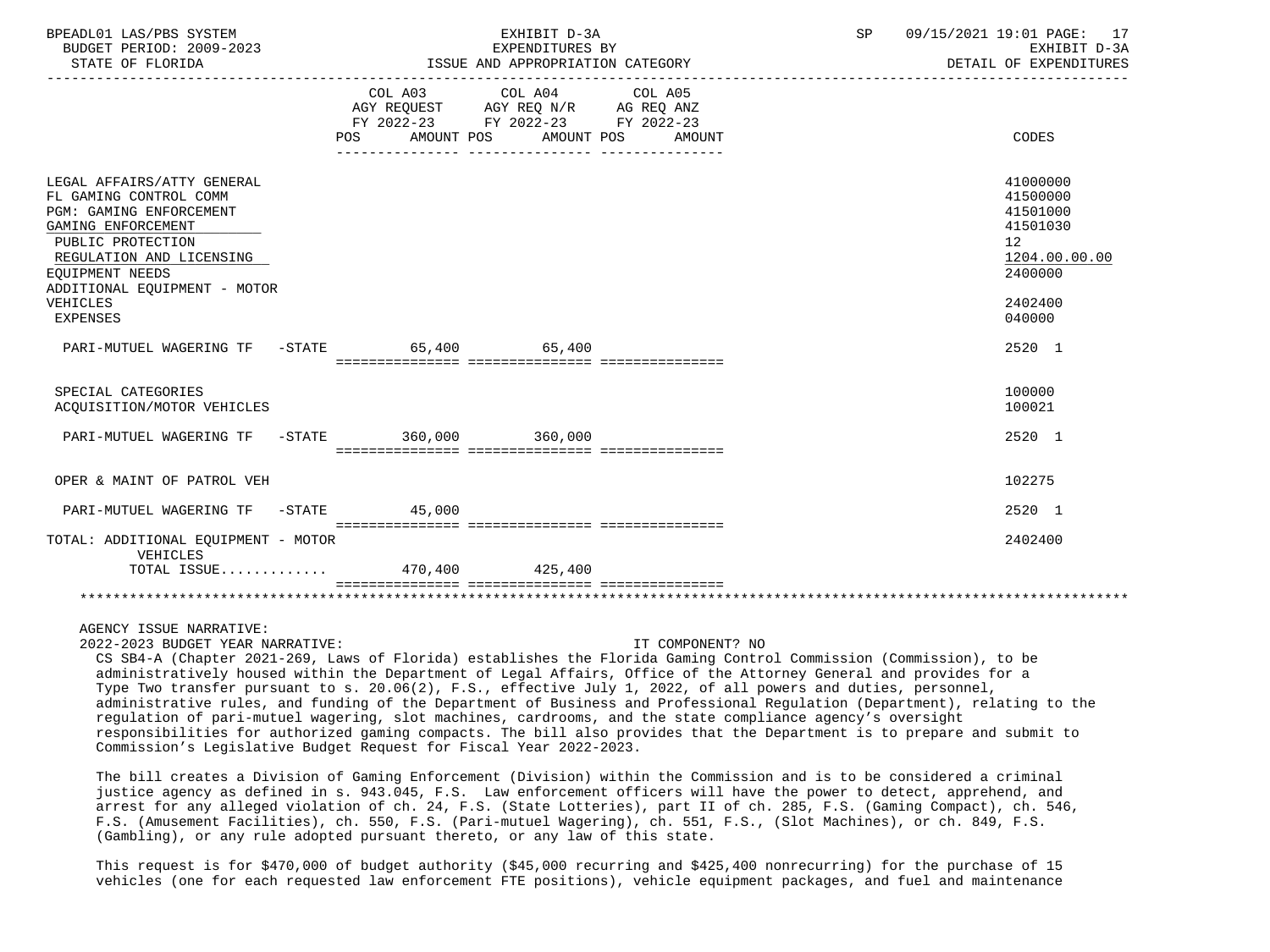BPEADL01 LAS/PBS SYSTEM | EXHIBIT D-3A | SP 09/15/2021 19:01
BUDGET PERIOD: 2009-2023 | EXPENDITURES BY | EXHIBIT D-3A
STATE OF FLORIDA | ISSUE AND APPROPRIATION CATEGORY | DETAIL OF EXPENDITURES

| | COL A03 AGY REQUEST FY 2022-23 POS AMOUNT | COL A04 AGY REQ N/R FY 2022-23 POS AMOUNT | COL A05 AG REQ ANZ FY 2022-23 POS AMOUNT | CODES |
|---|---|---|---|---|
| LEGAL AFFAIRS/ATTY GENERAL | | | | 41000000 |
| FL GAMING CONTROL COMM | | | | 41500000 |
| PGM: GAMING ENFORCEMENT | | | | 41501000 |
| GAMING ENFORCEMENT | | | | 41501030 |
| PUBLIC PROTECTION | | | | 12 |
| REGULATION AND LICENSING | | | | 1204.00.00.00 |
| EQUIPMENT NEEDS | | | | 2400000 |
| ADDITIONAL EQUIPMENT - MOTOR VEHICLES | | | | 2402400 |
| EXPENSES | | | | 040000 |
| PARI-MUTUEL WAGERING TF -STATE | 65,400 | 65,400 | | 2520 1 |
| SPECIAL CATEGORIES | | | | 100000 |
| ACQUISITION/MOTOR VEHICLES | | | | 100021 |
| PARI-MUTUEL WAGERING TF -STATE | 360,000 | 360,000 | | 2520 1 |
| OPER & MAINT OF PATROL VEH | | | | 102275 |
| PARI-MUTUEL WAGERING TF -STATE | 45,000 | | | 2520 1 |
| TOTAL: ADDITIONAL EQUIPMENT - MOTOR VEHICLES | | | | 2402400 |
| TOTAL ISSUE............ | 470,400 | 425,400 | | |

AGENCY ISSUE NARRATIVE:

2022-2023 BUDGET YEAR NARRATIVE: IT COMPONENT? NO

CS SB4-A (Chapter 2021-269, Laws of Florida) establishes the Florida Gaming Control Commission (Commission), to be administratively housed within the Department of Legal Affairs, Office of the Attorney General and provides for a Type Two transfer pursuant to s. 20.06(2), F.S., effective July 1, 2022, of all powers and duties, personnel, administrative rules, and funding of the Department of Business and Professional Regulation (Department), relating to the regulation of pari-mutuel wagering, slot machines, cardrooms, and the state compliance agency's oversight responsibilities for authorized gaming compacts. The bill also provides that the Department is to prepare and submit to Commission's Legislative Budget Request for Fiscal Year 2022-2023.

The bill creates a Division of Gaming Enforcement (Division) within the Commission and is to be considered a criminal justice agency as defined in s. 943.045, F.S. Law enforcement officers will have the power to detect, apprehend, and arrest for any alleged violation of ch. 24, F.S. (State Lotteries), part II of ch. 285, F.S. (Gaming Compact), ch. 546, F.S. (Amusement Facilities), ch. 550, F.S. (Pari-mutuel Wagering), ch. 551, F.S., (Slot Machines), or ch. 849, F.S. (Gambling), or any rule adopted pursuant thereto, or any law of this state.

This request is for $470,000 of budget authority ($45,000 recurring and $425,400 nonrecurring) for the purchase of 15 vehicles (one for each requested law enforcement FTE positions), vehicle equipment packages, and fuel and maintenance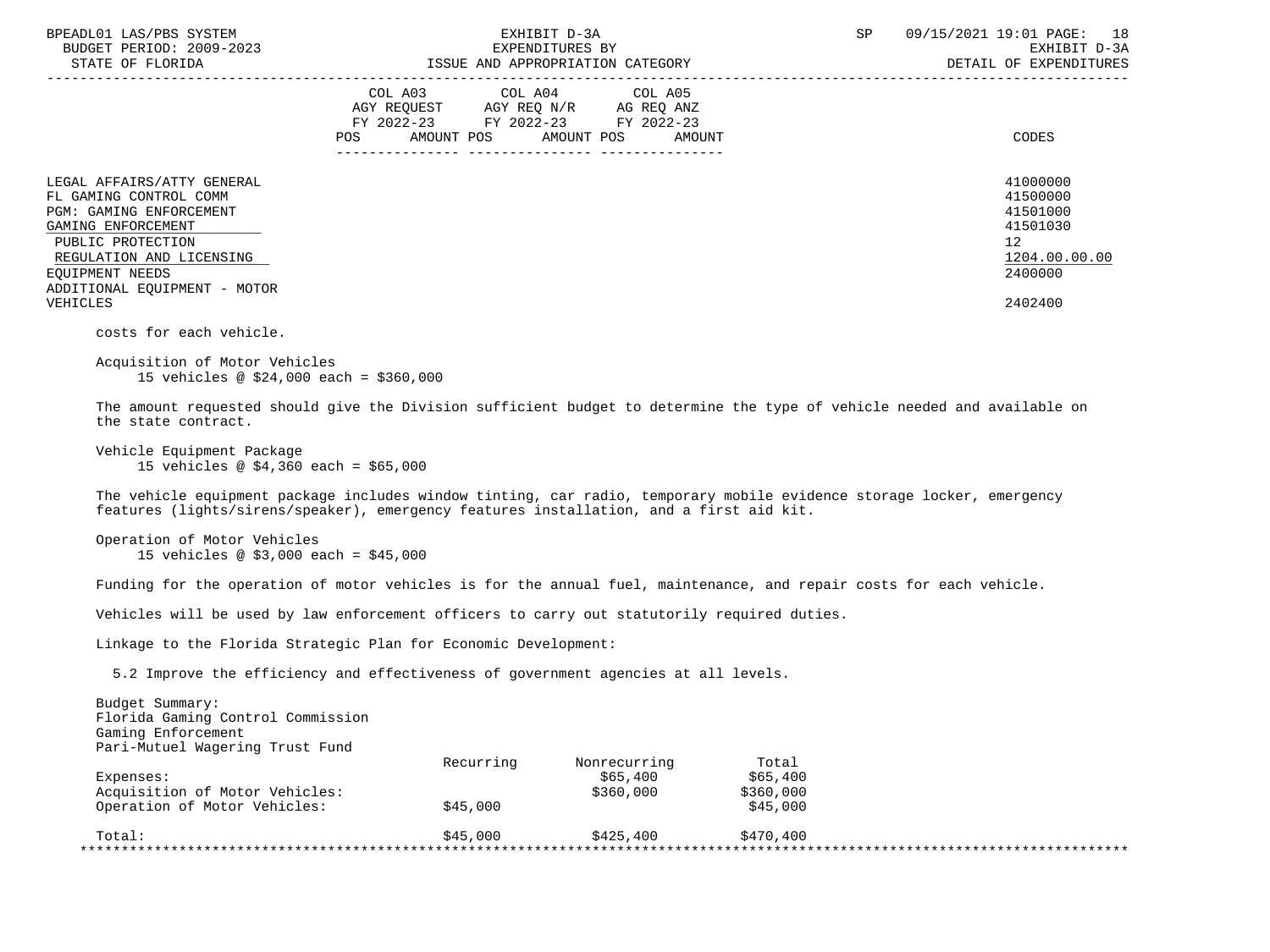| | COL A03 AGY REQUEST FY 2022-23 POS AMOUNT | COL A04 AGY REQ N/R FY 2022-23 POS AMOUNT | COL A05 AG REQ ANZ FY 2022-23 POS AMOUNT | CODES |
|---|---|---|---|---|
| LEGAL AFFAIRS/ATTY GENERAL | | | | 41000000 |
| FL GAMING CONTROL COMM | | | | 41500000 |
| PGM: GAMING ENFORCEMENT | | | | 41501000 |
| GAMING ENFORCEMENT | | | | 41501030 |
| PUBLIC PROTECTION | | | | 12 |
| REGULATION AND LICENSING | | | | 1204.00.00.00 |
| EQUIPMENT NEEDS | | | | 2400000 |
| ADDITIONAL EQUIPMENT - MOTOR VEHICLES | | | | 2402400 |

costs for each vehicle.

Acquisition of Motor Vehicles
15 vehicles @ $24,000 each = $360,000

The amount requested should give the Division sufficient budget to determine the type of vehicle needed and available on the state contract.

Vehicle Equipment Package
15 vehicles @ $4,360 each = $65,000

The vehicle equipment package includes window tinting, car radio, temporary mobile evidence storage locker, emergency features (lights/sirens/speaker), emergency features installation, and a first aid kit.

Operation of Motor Vehicles
15 vehicles @ $3,000 each = $45,000

Funding for the operation of motor vehicles is for the annual fuel, maintenance, and repair costs for each vehicle.

Vehicles will be used by law enforcement officers to carry out statutorily required duties.

Linkage to the Florida Strategic Plan for Economic Development:

5.2 Improve the efficiency and effectiveness of government agencies at all levels.

Budget Summary:
Florida Gaming Control Commission
Gaming Enforcement
Pari-Mutuel Wagering Trust Fund

| | Recurring | Nonrecurring | Total |
|---|---|---|---|
| Expenses: | | $65,400 | $65,400 |
| Acquisition of Motor Vehicles: | | $360,000 | $360,000 |
| Operation of Motor Vehicles: | $45,000 | | $45,000 |
| Total: | $45,000 | $425,400 | $470,400 |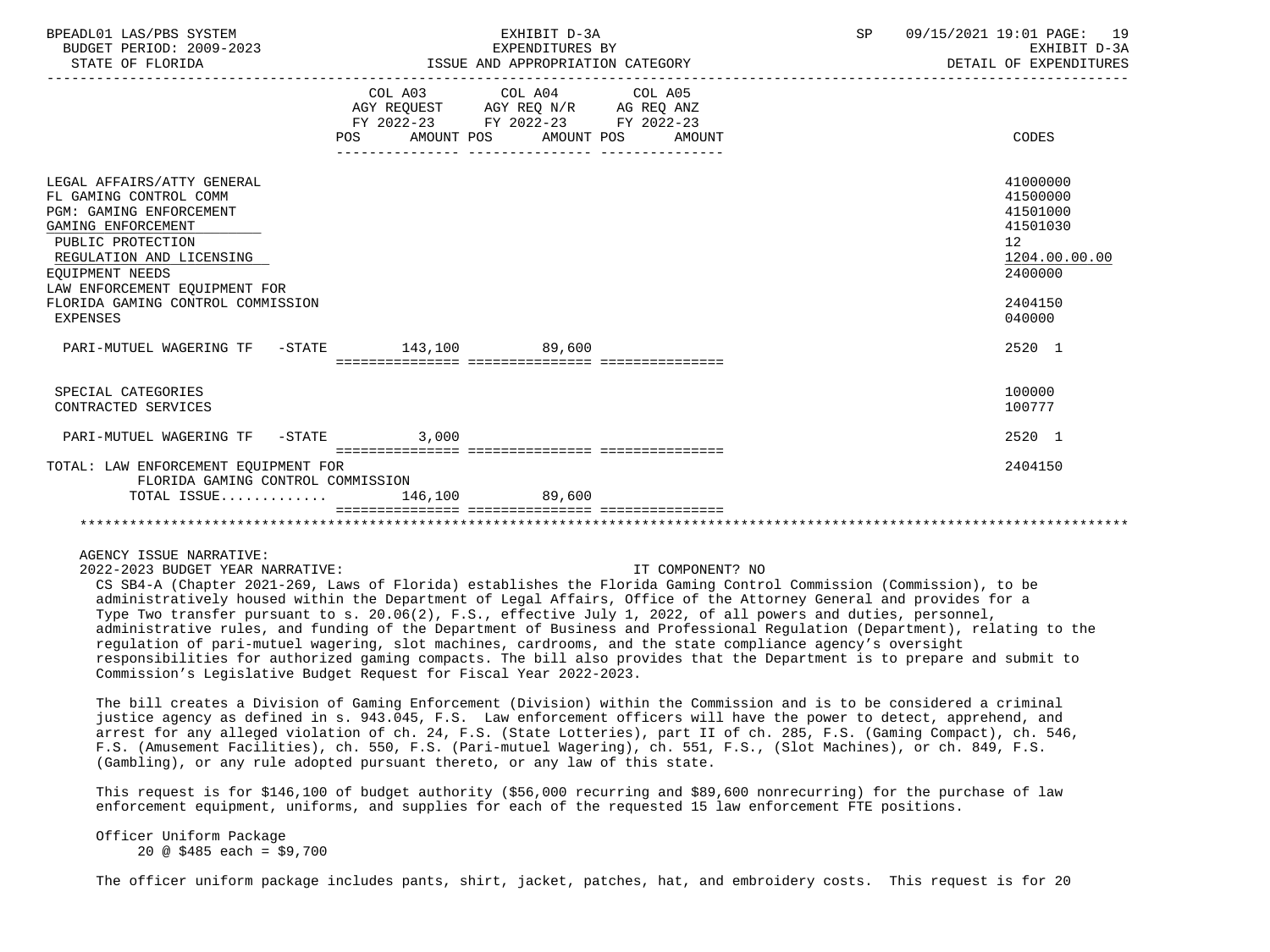| | COL A03 AGY REQUEST FY 2022-23 POS AMOUNT | COL A04 AGY REQ N/R FY 2022-23 POS AMOUNT | COL A05 AG REQ ANZ FY 2022-23 POS AMOUNT | CODES |
|---|---|---|---|---|
| LEGAL AFFAIRS/ATTY GENERAL | | | | 41000000 |
| FL GAMING CONTROL COMM | | | | 41500000 |
| PGM: GAMING ENFORCEMENT | | | | 41501000 |
| GAMING ENFORCEMENT | | | | 41501030 |
| PUBLIC PROTECTION | | | | 12 |
| REGULATION AND LICENSING | | | | 1204.00.00.00 |
| EQUIPMENT NEEDS | | | | 2400000 |
| LAW ENFORCEMENT EQUIPMENT FOR FLORIDA GAMING CONTROL COMMISSION | | | | 2404150 |
| EXPENSES | | | | 040000 |
| PARI-MUTUEL WAGERING TF -STATE | 143,100 | 89,600 | | 2520 1 |
| SPECIAL CATEGORIES | | | | 100000 |
| CONTRACTED SERVICES | | | | 100777 |
| PARI-MUTUEL WAGERING TF -STATE | 3,000 | | | 2520 1 |
| TOTAL: LAW ENFORCEMENT EQUIPMENT FOR FLORIDA GAMING CONTROL COMMISSION | | | | 2404150 |
| TOTAL ISSUE............ | 146,100 | 89,600 | | |

AGENCY ISSUE NARRATIVE:

2022-2023 BUDGET YEAR NARRATIVE: IT COMPONENT? NO

CS SB4-A (Chapter 2021-269, Laws of Florida) establishes the Florida Gaming Control Commission (Commission), to be administratively housed within the Department of Legal Affairs, Office of the Attorney General and provides for a Type Two transfer pursuant to s. 20.06(2), F.S., effective July 1, 2022, of all powers and duties, personnel, administrative rules, and funding of the Department of Business and Professional Regulation (Department), relating to the regulation of pari-mutuel wagering, slot machines, cardrooms, and the state compliance agency's oversight responsibilities for authorized gaming compacts. The bill also provides that the Department is to prepare and submit to Commission's Legislative Budget Request for Fiscal Year 2022-2023.

The bill creates a Division of Gaming Enforcement (Division) within the Commission and is to be considered a criminal justice agency as defined in s. 943.045, F.S. Law enforcement officers will have the power to detect, apprehend, and arrest for any alleged violation of ch. 24, F.S. (State Lotteries), part II of ch. 285, F.S. (Gaming Compact), ch. 546, F.S. (Amusement Facilities), ch. 550, F.S. (Pari-mutuel Wagering), ch. 551, F.S., (Slot Machines), or ch. 849, F.S. (Gambling), or any rule adopted pursuant thereto, or any law of this state.

This request is for $146,100 of budget authority ($56,000 recurring and $89,600 nonrecurring) for the purchase of law enforcement equipment, uniforms, and supplies for each of the requested 15 law enforcement FTE positions.

Officer Uniform Package
20 @ $485 each = $9,700

The officer uniform package includes pants, shirt, jacket, patches, hat, and embroidery costs. This request is for 20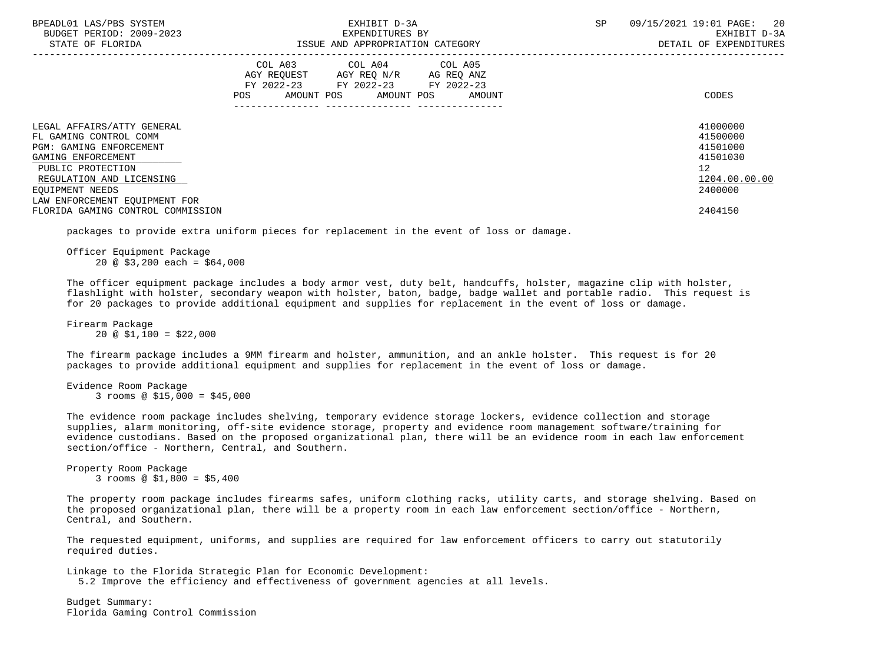| | COL A03 AGY REQUEST FY 2022-23 POS AMOUNT | COL A04 AGY REQ N/R FY 2022-23 POS AMOUNT | COL A05 AG REQ ANZ FY 2022-23 POS AMOUNT | CODES |
|---|---|---|---|---|
| LEGAL AFFAIRS/ATTY GENERAL | | | | 41000000 |
| FL GAMING CONTROL COMM | | | | 41500000 |
| PGM: GAMING ENFORCEMENT | | | | 41501000 |
| GAMING ENFORCEMENT | | | | 41501030 |
| PUBLIC PROTECTION | | | | 12 |
| REGULATION AND LICENSING | | | | 1204.00.00.00 |
| EQUIPMENT NEEDS | | | | 2400000 |
| LAW ENFORCEMENT EQUIPMENT FOR FLORIDA GAMING CONTROL COMMISSION | | | | 2404150 |

packages to provide extra uniform pieces for replacement in the event of loss or damage.

Officer Equipment Package
20 @ $3,200 each = $64,000

The officer equipment package includes a body armor vest, duty belt, handcuffs, holster, magazine clip with holster, flashlight with holster, secondary weapon with holster, baton, badge, badge wallet and portable radio. This request is for 20 packages to provide additional equipment and supplies for replacement in the event of loss or damage.

Firearm Package
20 @ $1,100 = $22,000

The firearm package includes a 9MM firearm and holster, ammunition, and an ankle holster. This request is for 20 packages to provide additional equipment and supplies for replacement in the event of loss or damage.

Evidence Room Package
3 rooms @ $15,000 = $45,000

The evidence room package includes shelving, temporary evidence storage lockers, evidence collection and storage supplies, alarm monitoring, off-site evidence storage, property and evidence room management software/training for evidence custodians. Based on the proposed organizational plan, there will be an evidence room in each law enforcement section/office - Northern, Central, and Southern.

Property Room Package
3 rooms @ $1,800 = $5,400

The property room package includes firearms safes, uniform clothing racks, utility carts, and storage shelving. Based on the proposed organizational plan, there will be a property room in each law enforcement section/office - Northern, Central, and Southern.

The requested equipment, uniforms, and supplies are required for law enforcement officers to carry out statutorily required duties.

Linkage to the Florida Strategic Plan for Economic Development:
5.2 Improve the efficiency and effectiveness of government agencies at all levels.

Budget Summary:
Florida Gaming Control Commission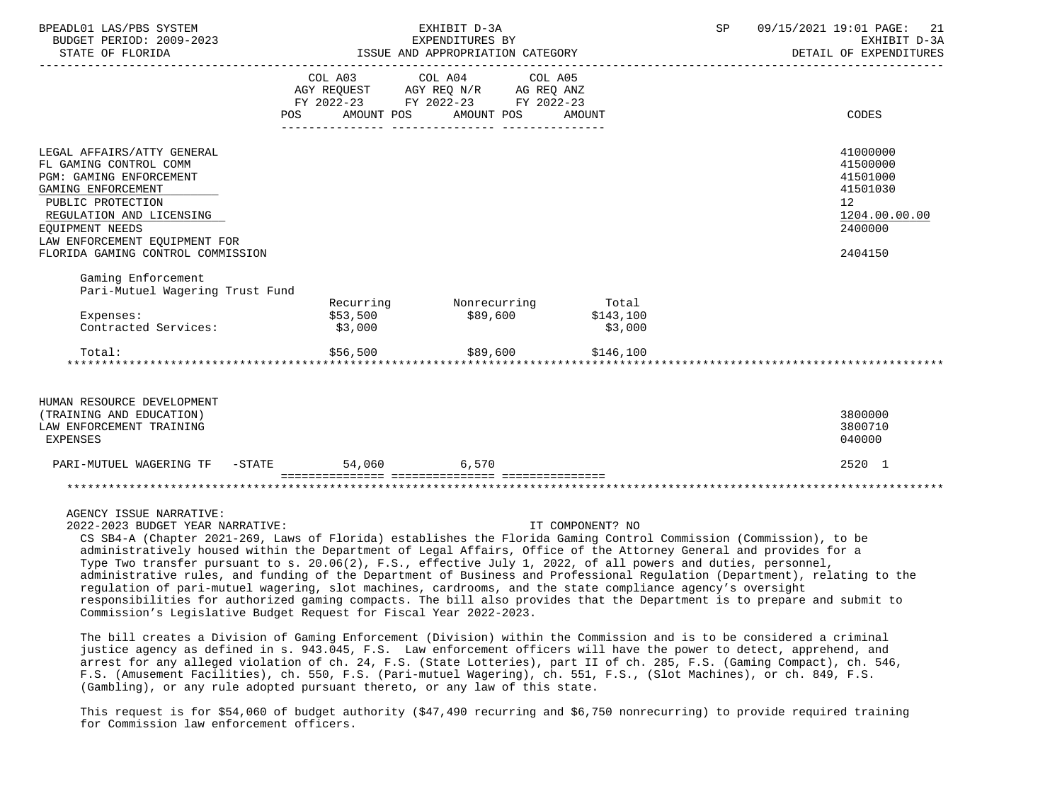BPEADL01 LAS/PBS SYSTEM — EXHIBIT D-3A — EXPENDITURES BY ISSUE AND APPROPRIATION CATEGORY — DETAIL OF EXPENDITURES

BUDGET PERIOD: 2009-2023

STATE OF FLORIDA

| | COL A03 AGY REQUEST FY 2022-23 POS AMOUNT | COL A04 AGY REQ N/R FY 2022-23 POS AMOUNT | COL A05 AG REQ ANZ FY 2022-23 POS AMOUNT | CODES |
|---|---|---|---|---|
| LEGAL AFFAIRS/ATTY GENERAL | | | | 41000000 |
| FL GAMING CONTROL COMM | | | | 41500000 |
| PGM: GAMING ENFORCEMENT | | | | 41501000 |
| GAMING ENFORCEMENT | | | | 41501030 |
| PUBLIC PROTECTION | | | | 12 |
| REGULATION AND LICENSING | | | | 1204.00.00.00 |
| EQUIPMENT NEEDS | | | | 2400000 |
| LAW ENFORCEMENT EQUIPMENT FOR FLORIDA GAMING CONTROL COMMISSION | | | | 2404150 |

Gaming Enforcement
Pari-Mutuel Wagering Trust Fund

| | Recurring | Nonrecurring | Total |
|---|---|---|---|
| Expenses: | $53,500 | $89,600 | $143,100 |
| Contracted Services: | $3,000 | | $3,000 |
| Total: | $56,500 | $89,600 | $146,100 |

| | COL A03 | COL A04 | COL A05 | CODES |
|---|---|---|---|---|
| HUMAN RESOURCE DEVELOPMENT (TRAINING AND EDUCATION) | | | | 3800000 |
| LAW ENFORCEMENT TRAINING | | | | 3800710 |
| EXPENSES | | | | 040000 |
| PARI-MUTUEL WAGERING TF -STATE | 54,060 | 6,570 | | 2520 1 |

AGENCY ISSUE NARRATIVE:

2022-2023 BUDGET YEAR NARRATIVE: IT COMPONENT? NO

CS SB4-A (Chapter 2021-269, Laws of Florida) establishes the Florida Gaming Control Commission (Commission), to be administratively housed within the Department of Legal Affairs, Office of the Attorney General and provides for a Type Two transfer pursuant to s. 20.06(2), F.S., effective July 1, 2022, of all powers and duties, personnel, administrative rules, and funding of the Department of Business and Professional Regulation (Department), relating to the regulation of pari-mutuel wagering, slot machines, cardrooms, and the state compliance agency's oversight responsibilities for authorized gaming compacts. The bill also provides that the Department is to prepare and submit to Commission's Legislative Budget Request for Fiscal Year 2022-2023.

The bill creates a Division of Gaming Enforcement (Division) within the Commission and is to be considered a criminal justice agency as defined in s. 943.045, F.S. Law enforcement officers will have the power to detect, apprehend, and arrest for any alleged violation of ch. 24, F.S. (State Lotteries), part II of ch. 285, F.S. (Gaming Compact), ch. 546, F.S. (Amusement Facilities), ch. 550, F.S. (Pari-mutuel Wagering), ch. 551, F.S., (Slot Machines), or ch. 849, F.S. (Gambling), or any rule adopted pursuant thereto, or any law of this state.

This request is for $54,060 of budget authority ($47,490 recurring and $6,750 nonrecurring) to provide required training for Commission law enforcement officers.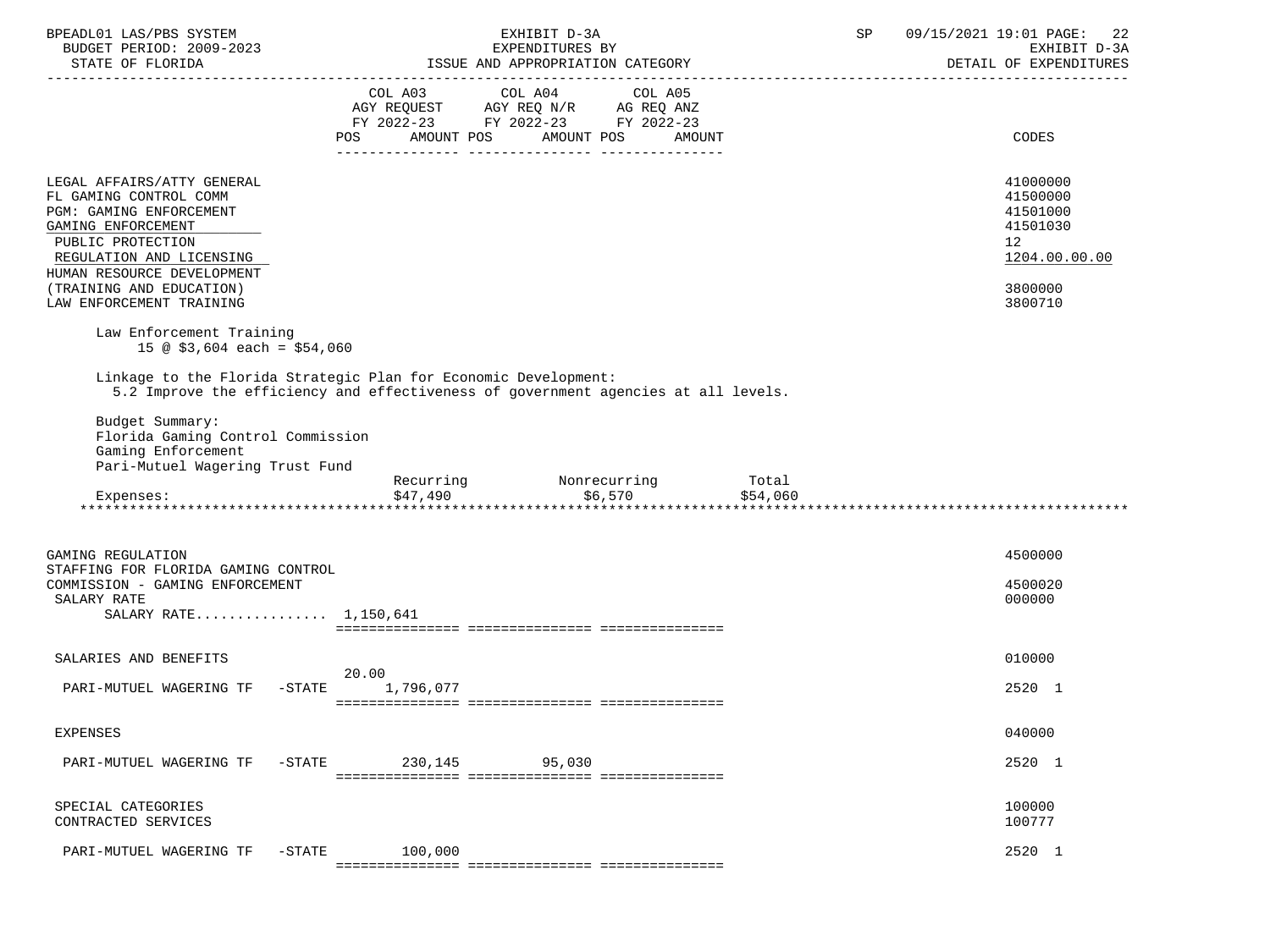| | COL A03 AGY REQUEST FY 2022-23 POS AMOUNT | COL A04 AGY REQ N/R FY 2022-23 POS AMOUNT | COL A05 AG REQ ANZ FY 2022-23 POS AMOUNT | CODES |
|---|---|---|---|---|
| LEGAL AFFAIRS/ATTY GENERAL | | | | 41000000 |
| FL GAMING CONTROL COMM | | | | 41500000 |
| PGM: GAMING ENFORCEMENT | | | | 41501000 |
| GAMING ENFORCEMENT | | | | 41501030 |
| PUBLIC PROTECTION | | | | 12 |
| REGULATION AND LICENSING | | | | 1204.00.00.00 |
| HUMAN RESOURCE DEVELOPMENT (TRAINING AND EDUCATION) | | | | 3800000 |
| LAW ENFORCEMENT TRAINING | | | | 3800710 |

Law Enforcement Training
15 @ $3,604 each = $54,060

Linkage to the Florida Strategic Plan for Economic Development:
5.2 Improve the efficiency and effectiveness of government agencies at all levels.

Budget Summary:
Florida Gaming Control Commission
Gaming Enforcement
Pari-Mutuel Wagering Trust Fund

| | Recurring | Nonrecurring | Total |
|---|---|---|---|
| Expenses: | $47,490 | $6,570 | $54,060 |

| | COL A03 | COL A04 | COL A05 | CODES |
|---|---|---|---|---|
| GAMING REGULATION | | | | 4500000 |
| STAFFING FOR FLORIDA GAMING CONTROL COMMISSION - GAMING ENFORCEMENT | | | | 4500020 |
| SALARY RATE | | | | 000000 |
| SALARY RATE................ | 1,150,641 | | | |
| SALARIES AND BENEFITS | | | | 010000 |
| PARI-MUTUEL WAGERING TF -STATE | 20.00 1,796,077 | | | 2520 1 |
| EXPENSES | | | | 040000 |
| PARI-MUTUEL WAGERING TF -STATE | 230,145 | 95,030 | | 2520 1 |
| SPECIAL CATEGORIES | | | | 100000 |
| CONTRACTED SERVICES | | | | 100777 |
| PARI-MUTUEL WAGERING TF -STATE | 100,000 | | | 2520 1 |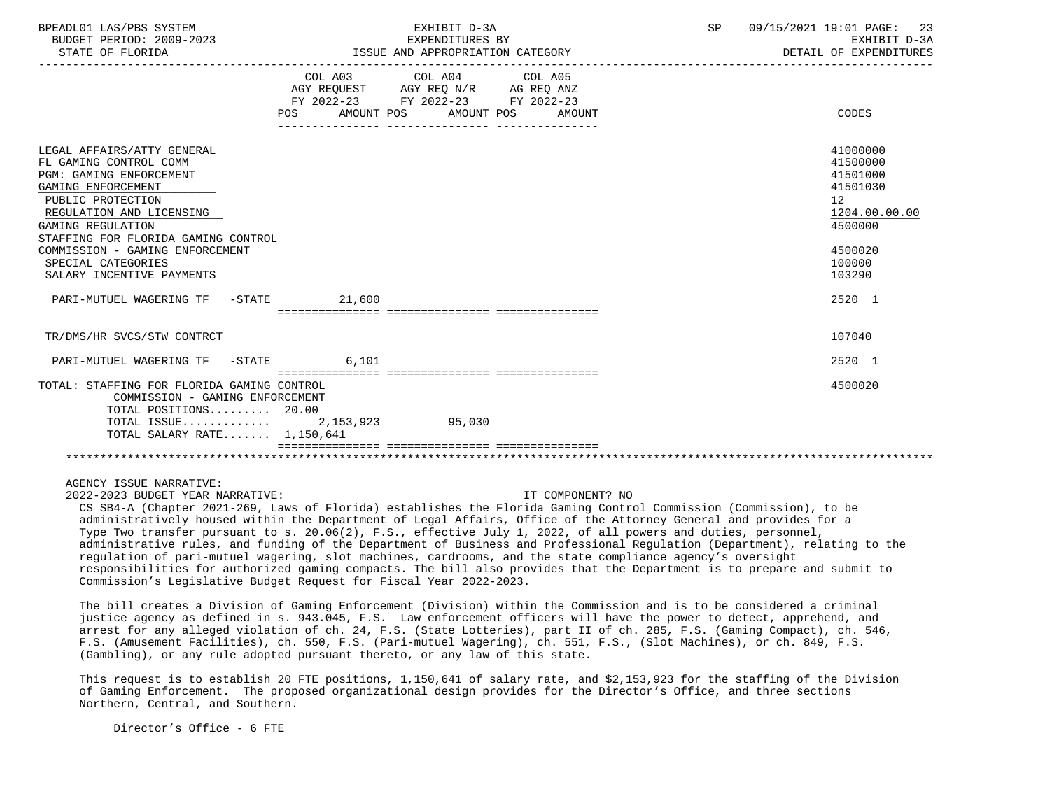| | COL A03 AGY REQUEST FY 2022-23 POS AMOUNT | COL A04 AGY REQ N/R FY 2022-23 POS AMOUNT | COL A05 AG REQ ANZ FY 2022-23 POS AMOUNT | CODES |
|---|---|---|---|---|
| LEGAL AFFAIRS/ATTY GENERAL | | | | 41000000 |
| FL GAMING CONTROL COMM | | | | 41500000 |
| PGM: GAMING ENFORCEMENT | | | | 41501000 |
| GAMING ENFORCEMENT | | | | 41501030 |
| PUBLIC PROTECTION | | | | 12 |
| REGULATION AND LICENSING | | | | 1204.00.00.00 |
| GAMING REGULATION | | | | 4500000 |
| STAFFING FOR FLORIDA GAMING CONTROL COMMISSION - GAMING ENFORCEMENT | | | | 4500020 |
| SPECIAL CATEGORIES | | | | 100000 |
| SALARY INCENTIVE PAYMENTS | | | | 103290 |
| PARI-MUTUEL WAGERING TF -STATE | 21,600 | | | 2520 1 |
| TR/DMS/HR SVCS/STW CONTRCT | | | | 107040 |
| PARI-MUTUEL WAGERING TF -STATE | 6,101 | | | 2520 1 |
| TOTAL: STAFFING FOR FLORIDA GAMING CONTROL COMMISSION - GAMING ENFORCEMENT | | | | 4500020 |
| TOTAL POSITIONS......... | 20.00 | | | |
| TOTAL ISSUE............ | 2,153,923 | 95,030 | | |
| TOTAL SALARY RATE....... | 1,150,641 | | | |

AGENCY ISSUE NARRATIVE:

2022-2023 BUDGET YEAR NARRATIVE: IT COMPONENT? NO

CS SB4-A (Chapter 2021-269, Laws of Florida) establishes the Florida Gaming Control Commission (Commission), to be administratively housed within the Department of Legal Affairs, Office of the Attorney General and provides for a Type Two transfer pursuant to s. 20.06(2), F.S., effective July 1, 2022, of all powers and duties, personnel, administrative rules, and funding of the Department of Business and Professional Regulation (Department), relating to the regulation of pari-mutuel wagering, slot machines, cardrooms, and the state compliance agency's oversight responsibilities for authorized gaming compacts. The bill also provides that the Department is to prepare and submit to Commission's Legislative Budget Request for Fiscal Year 2022-2023.

The bill creates a Division of Gaming Enforcement (Division) within the Commission and is to be considered a criminal justice agency as defined in s. 943.045, F.S. Law enforcement officers will have the power to detect, apprehend, and arrest for any alleged violation of ch. 24, F.S. (State Lotteries), part II of ch. 285, F.S. (Gaming Compact), ch. 546, F.S. (Amusement Facilities), ch. 550, F.S. (Pari-mutuel Wagering), ch. 551, F.S., (Slot Machines), or ch. 849, F.S. (Gambling), or any rule adopted pursuant thereto, or any law of this state.

This request is to establish 20 FTE positions, 1,150,641 of salary rate, and $2,153,923 for the staffing of the Division of Gaming Enforcement. The proposed organizational design provides for the Director's Office, and three sections Northern, Central, and Southern.

Director's Office - 6 FTE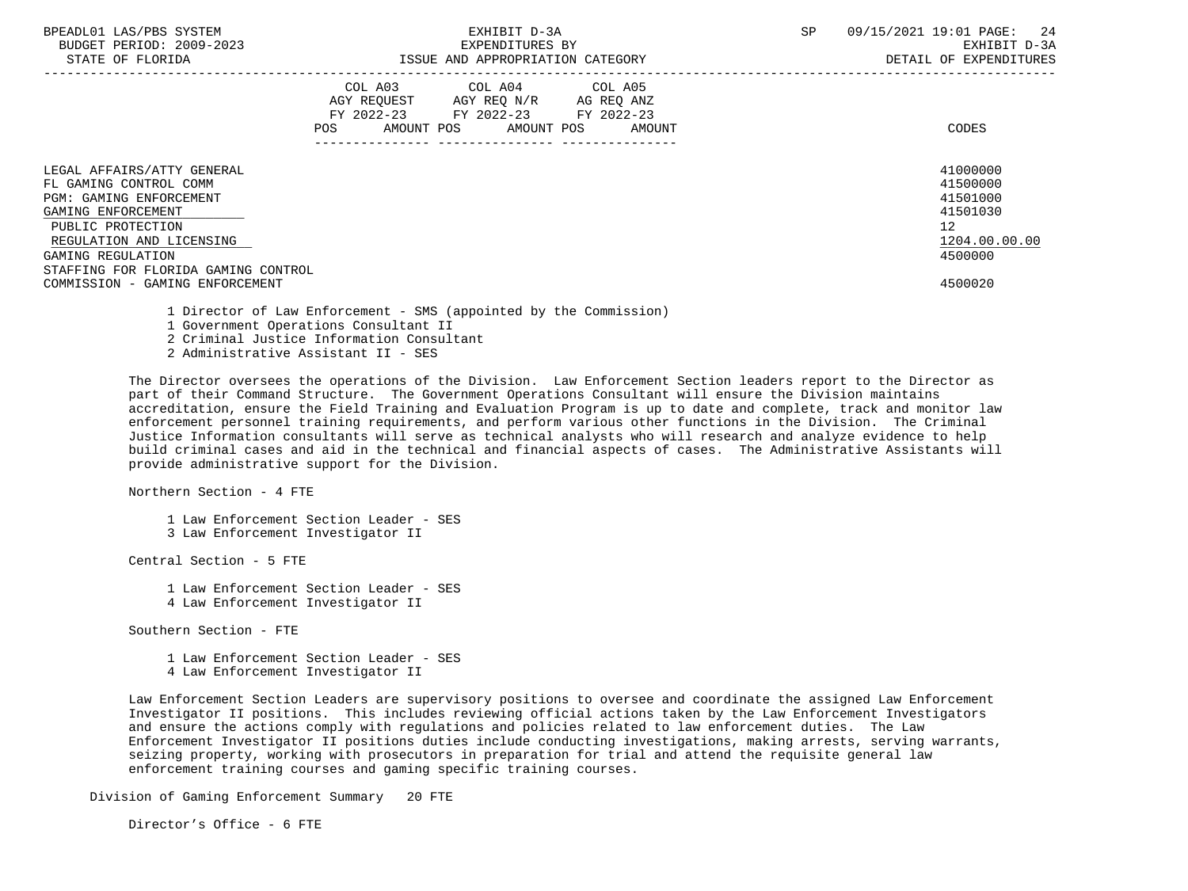| | COL A03 AGY REQUEST FY 2022-23 POS AMOUNT | COL A04 AGY REQ N/R FY 2022-23 POS AMOUNT | COL A05 AG REQ ANZ FY 2022-23 POS AMOUNT | CODES |
|---|---|---|---|---|
| LEGAL AFFAIRS/ATTY GENERAL | | | | 41000000 |
| FL GAMING CONTROL COMM | | | | 41500000 |
| PGM: GAMING ENFORCEMENT | | | | 41501000 |
| GAMING ENFORCEMENT | | | | 41501030 |
| PUBLIC PROTECTION | | | | 12 |
| REGULATION AND LICENSING | | | | 1204.00.00.00 |
| GAMING REGULATION | | | | 4500000 |
| STAFFING FOR FLORIDA GAMING CONTROL COMMISSION - GAMING ENFORCEMENT | | | | 4500020 |

- 1 Director of Law Enforcement - SMS (appointed by the Commission)
- 1 Government Operations Consultant II
- 2 Criminal Justice Information Consultant
- 2 Administrative Assistant II - SES

The Director oversees the operations of the Division. Law Enforcement Section leaders report to the Director as part of their Command Structure. The Government Operations Consultant will ensure the Division maintains accreditation, ensure the Field Training and Evaluation Program is up to date and complete, track and monitor law enforcement personnel training requirements, and perform various other functions in the Division. The Criminal Justice Information consultants will serve as technical analysts who will research and analyze evidence to help build criminal cases and aid in the technical and financial aspects of cases. The Administrative Assistants will provide administrative support for the Division.

Northern Section - 4 FTE

- 1 Law Enforcement Section Leader - SES
- 3 Law Enforcement Investigator II

Central Section - 5 FTE

- 1 Law Enforcement Section Leader - SES
- 4 Law Enforcement Investigator II

Southern Section - FTE

- 1 Law Enforcement Section Leader - SES
- 4 Law Enforcement Investigator II

Law Enforcement Section Leaders are supervisory positions to oversee and coordinate the assigned Law Enforcement Investigator II positions. This includes reviewing official actions taken by the Law Enforcement Investigators and ensure the actions comply with regulations and policies related to law enforcement duties. The Law Enforcement Investigator II positions duties include conducting investigations, making arrests, serving warrants, seizing property, working with prosecutors in preparation for trial and attend the requisite general law enforcement training courses and gaming specific training courses.

Division of Gaming Enforcement Summary 20 FTE

Director's Office - 6 FTE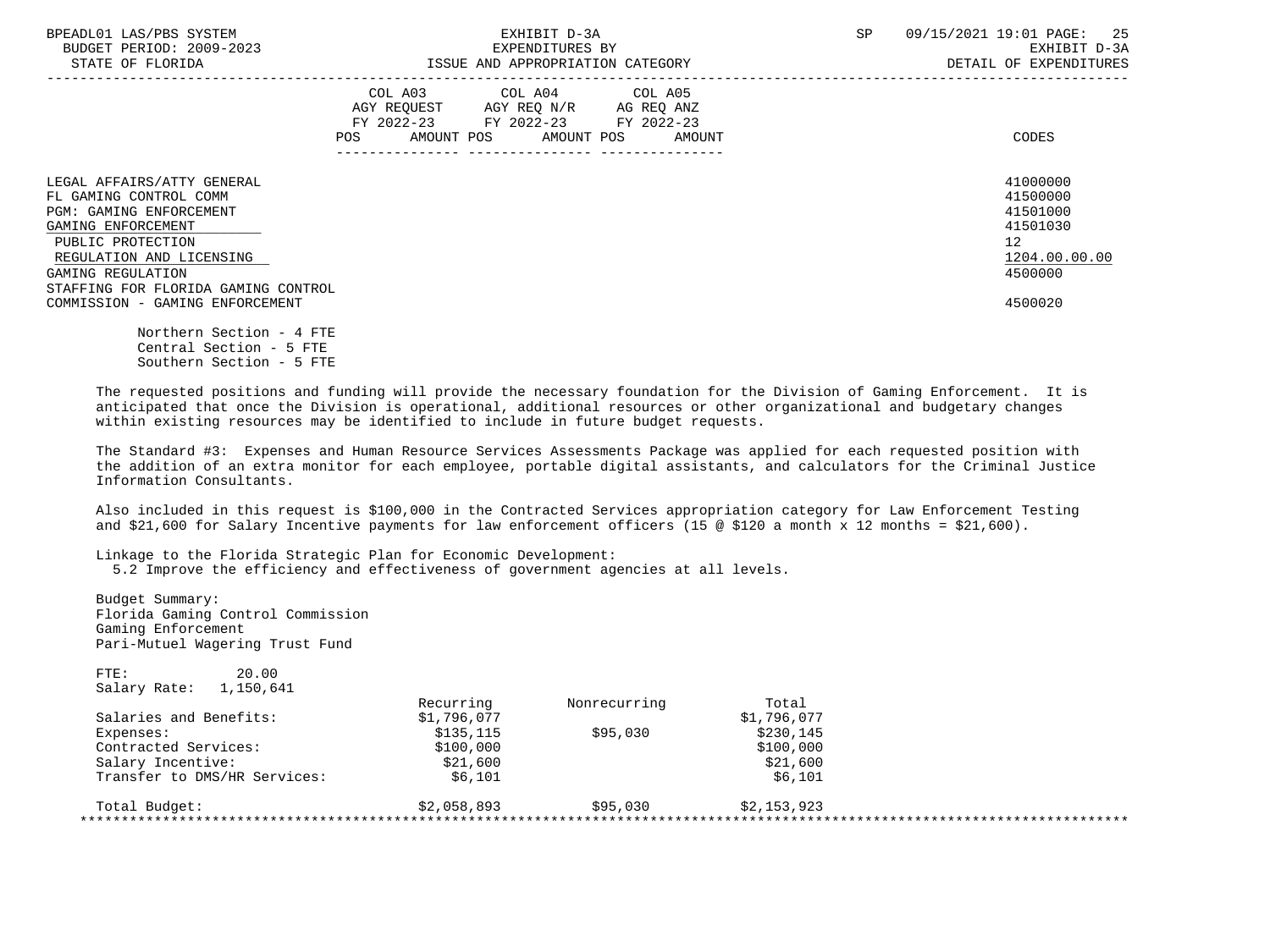| | COL A03 AGY REQUEST FY 2022-23 POS AMOUNT | COL A04 AGY REQ N/R FY 2022-23 POS AMOUNT | COL A05 AG REQ ANZ FY 2022-23 POS AMOUNT | CODES |
|---|---|---|---|---|
| LEGAL AFFAIRS/ATTY GENERAL | | | | 41000000 |
| FL GAMING CONTROL COMM | | | | 41500000 |
| PGM: GAMING ENFORCEMENT | | | | 41501000 |
| GAMING ENFORCEMENT | | | | 41501030 |
| PUBLIC PROTECTION | | | | 12 |
| REGULATION AND LICENSING | | | | 1204.00.00.00 |
| GAMING REGULATION | | | | 4500000 |
| STAFFING FOR FLORIDA GAMING CONTROL COMMISSION - GAMING ENFORCEMENT | | | | 4500020 |

Northern Section - 4 FTE
Central Section - 5 FTE
Southern Section - 5 FTE

The requested positions and funding will provide the necessary foundation for the Division of Gaming Enforcement. It is anticipated that once the Division is operational, additional resources or other organizational and budgetary changes within existing resources may be identified to include in future budget requests.

The Standard #3: Expenses and Human Resource Services Assessments Package was applied for each requested position with the addition of an extra monitor for each employee, portable digital assistants, and calculators for the Criminal Justice Information Consultants.

Also included in this request is $100,000 in the Contracted Services appropriation category for Law Enforcement Testing and $21,600 for Salary Incentive payments for law enforcement officers (15 @ $120 a month x 12 months = $21,600).

Linkage to the Florida Strategic Plan for Economic Development:
5.2 Improve the efficiency and effectiveness of government agencies at all levels.

Budget Summary:
Florida Gaming Control Commission
Gaming Enforcement
Pari-Mutuel Wagering Trust Fund

FTE: 20.00
Salary Rate: 1,150,641

| | Recurring | Nonrecurring | Total |
|---|---|---|---|
| Salaries and Benefits: | $1,796,077 | | $1,796,077 |
| Expenses: | $135,115 | $95,030 | $230,145 |
| Contracted Services: | $100,000 | | $100,000 |
| Salary Incentive: | $21,600 | | $21,600 |
| Transfer to DMS/HR Services: | $6,101 | | $6,101 |
| Total Budget: | $2,058,893 | $95,030 | $2,153,923 |

***************************************************************************************************************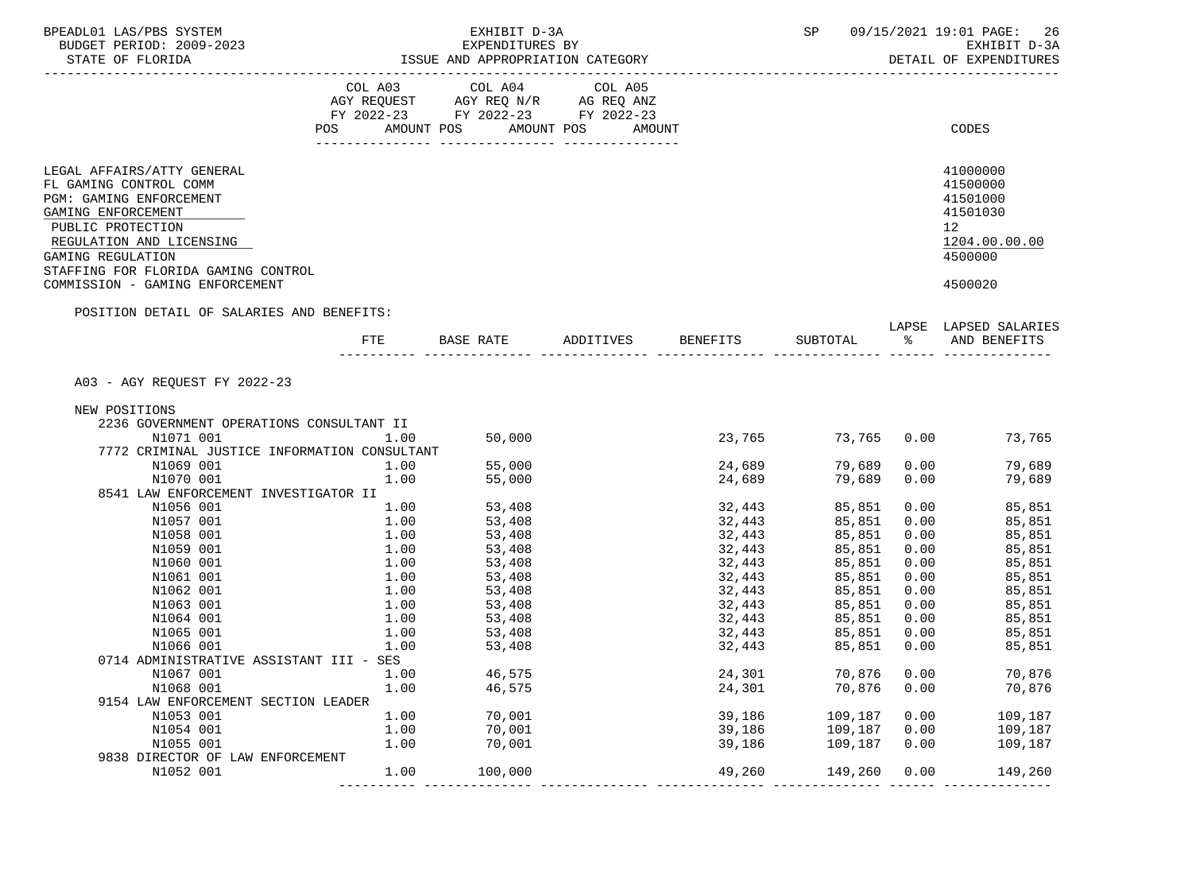BPEADL01 LAS/PBS SYSTEM — EXHIBIT D-3A — SP 09/15/2021 19:01

BUDGET PERIOD: 2009-2023 — EXPENDITURES BY — EXHIBIT D-3A

STATE OF FLORIDA — ISSUE AND APPROPRIATION CATEGORY — DETAIL OF EXPENDITURES

| | COL A03 AGY REQUEST FY 2022-23 POS AMOUNT | COL A04 AGY REQ N/R FY 2022-23 POS AMOUNT | COL A05 AG REQ ANZ FY 2022-23 POS AMOUNT | CODES |
|---|---|---|---|---|
| LEGAL AFFAIRS/ATTY GENERAL | | | | 41000000 |
| FL GAMING CONTROL COMM | | | | 41500000 |
| PGM: GAMING ENFORCEMENT | | | | 41501000 |
| GAMING ENFORCEMENT | | | | 41501030 |
| PUBLIC PROTECTION | | | | 12 |
| REGULATION AND LICENSING | | | | 1204.00.00.00 |
| GAMING REGULATION | | | | 4500000 |
| STAFFING FOR FLORIDA GAMING CONTROL COMMISSION - GAMING ENFORCEMENT | | | | 4500020 |

POSITION DETAIL OF SALARIES AND BENEFITS:

| | FTE | BASE RATE | ADDITIVES | BENEFITS | SUBTOTAL | LAPSE % | LAPSED SALARIES AND BENEFITS |
|---|---|---|---|---|---|---|---|
| A03 - AGY REQUEST FY 2022-23 | | | | | | | |
| NEW POSITIONS | | | | | | | |
| 2236 GOVERNMENT OPERATIONS CONSULTANT II | | | | | | | |
| N1071 001 | 1.00 | 50,000 | | 23,765 | 73,765 | 0.00 | 73,765 |
| 7772 CRIMINAL JUSTICE INFORMATION CONSULTANT | | | | | | | |
| N1069 001 | 1.00 | 55,000 | | 24,689 | 79,689 | 0.00 | 79,689 |
| N1070 001 | 1.00 | 55,000 | | 24,689 | 79,689 | 0.00 | 79,689 |
| 8541 LAW ENFORCEMENT INVESTIGATOR II | | | | | | | |
| N1056 001 | 1.00 | 53,408 | | 32,443 | 85,851 | 0.00 | 85,851 |
| N1057 001 | 1.00 | 53,408 | | 32,443 | 85,851 | 0.00 | 85,851 |
| N1058 001 | 1.00 | 53,408 | | 32,443 | 85,851 | 0.00 | 85,851 |
| N1059 001 | 1.00 | 53,408 | | 32,443 | 85,851 | 0.00 | 85,851 |
| N1060 001 | 1.00 | 53,408 | | 32,443 | 85,851 | 0.00 | 85,851 |
| N1061 001 | 1.00 | 53,408 | | 32,443 | 85,851 | 0.00 | 85,851 |
| N1062 001 | 1.00 | 53,408 | | 32,443 | 85,851 | 0.00 | 85,851 |
| N1063 001 | 1.00 | 53,408 | | 32,443 | 85,851 | 0.00 | 85,851 |
| N1064 001 | 1.00 | 53,408 | | 32,443 | 85,851 | 0.00 | 85,851 |
| N1065 001 | 1.00 | 53,408 | | 32,443 | 85,851 | 0.00 | 85,851 |
| N1066 001 | 1.00 | 53,408 | | 32,443 | 85,851 | 0.00 | 85,851 |
| 0714 ADMINISTRATIVE ASSISTANT III - SES | | | | | | | |
| N1067 001 | 1.00 | 46,575 | | 24,301 | 70,876 | 0.00 | 70,876 |
| N1068 001 | 1.00 | 46,575 | | 24,301 | 70,876 | 0.00 | 70,876 |
| 9154 LAW ENFORCEMENT SECTION LEADER | | | | | | | |
| N1053 001 | 1.00 | 70,001 | | 39,186 | 109,187 | 0.00 | 109,187 |
| N1054 001 | 1.00 | 70,001 | | 39,186 | 109,187 | 0.00 | 109,187 |
| N1055 001 | 1.00 | 70,001 | | 39,186 | 109,187 | 0.00 | 109,187 |
| 9838 DIRECTOR OF LAW ENFORCEMENT | | | | | | | |
| N1052 001 | 1.00 | 100,000 | | 49,260 | 149,260 | 0.00 | 149,260 |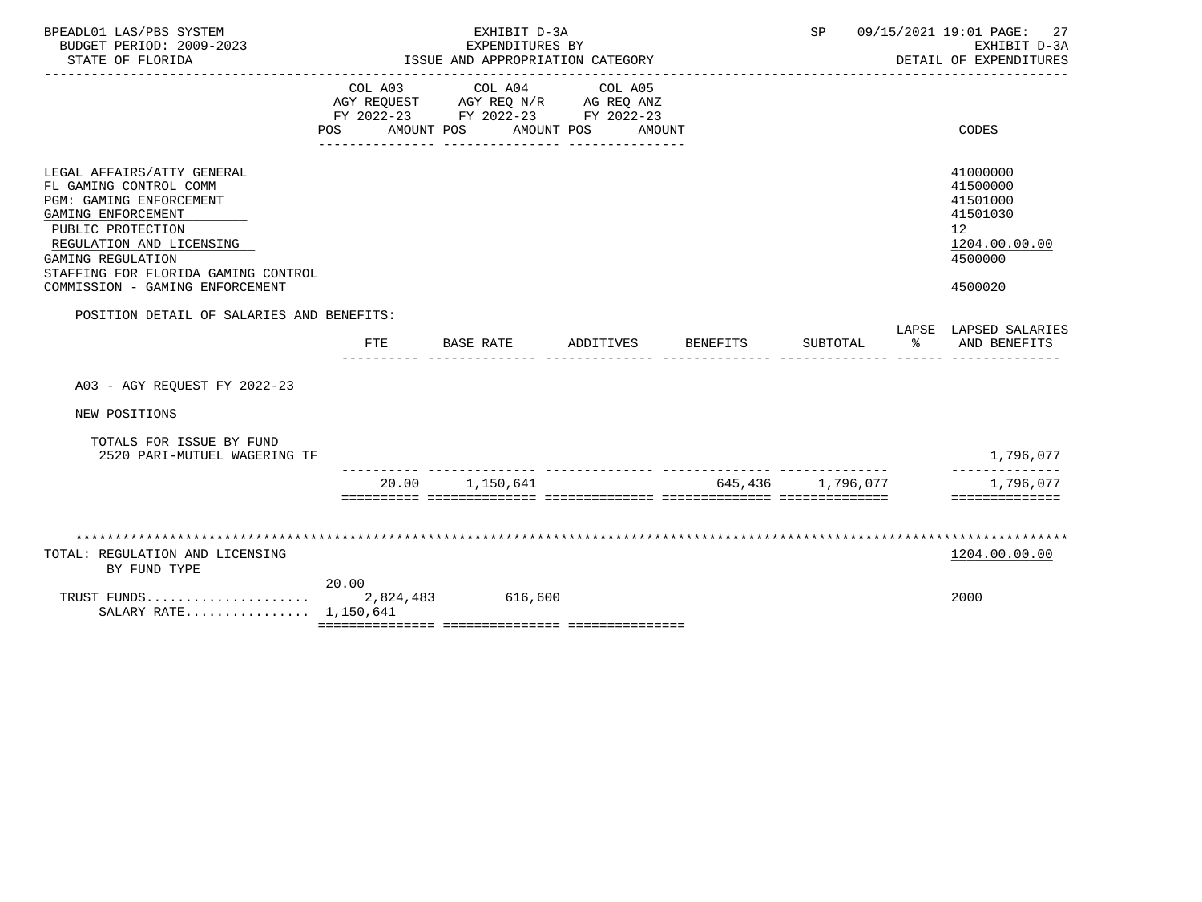BPEADL01 LAS/PBS SYSTEM
BUDGET PERIOD: 2009-2023
STATE OF FLORIDA

EXHIBIT D-3A
EXPENDITURES BY
ISSUE AND APPROPRIATION CATEGORY

SP 09/15/2021 19:01

EXHIBIT D-3A
DETAIL OF EXPENDITURES

| | COL A03 AGY REQUEST FY 2022-23 POS AMOUNT | COL A04 AGY REQ N/R FY 2022-23 POS AMOUNT | COL A05 AG REQ ANZ FY 2022-23 POS AMOUNT | CODES |
|---|---|---|---|---|
| LEGAL AFFAIRS/ATTY GENERAL | | | | 41000000 |
| FL GAMING CONTROL COMM | | | | 41500000 |
| PGM: GAMING ENFORCEMENT | | | | 41501000 |
| GAMING ENFORCEMENT | | | | 41501030 |
| PUBLIC PROTECTION | | | | 12 |
| REGULATION AND LICENSING | | | | 1204.00.00.00 |
| GAMING REGULATION | | | | 4500000 |
| STAFFING FOR FLORIDA GAMING CONTROL COMMISSION - GAMING ENFORCEMENT | | | | 4500020 |

POSITION DETAIL OF SALARIES AND BENEFITS:

| | FTE | BASE RATE | ADDITIVES | BENEFITS | SUBTOTAL | LAPSE % | LAPSED SALARIES AND BENEFITS |
|---|---|---|---|---|---|---|---|
| A03 - AGY REQUEST FY 2022-23 | | | | | | | |
| NEW POSITIONS | | | | | | | |
| TOTALS FOR ISSUE BY FUND | | | | | | | |
| 2520 PARI-MUTUEL WAGERING TF | | | | | | | 1,796,077 |
| | 20.00 | 1,150,641 | | 645,436 | 1,796,077 | | 1,796,077 |

| | COL A03 | COL A04 | COL A05 | CODES |
|---|---|---|---|---|
| TOTAL: REGULATION AND LICENSING | | | | 1204.00.00.00 |
| BY FUND TYPE | | | | |
| TRUST FUNDS..................... | 20.00 / 2,824,483 | 616,600 | | 2000 |
| SALARY RATE................ | 1,150,641 | | | |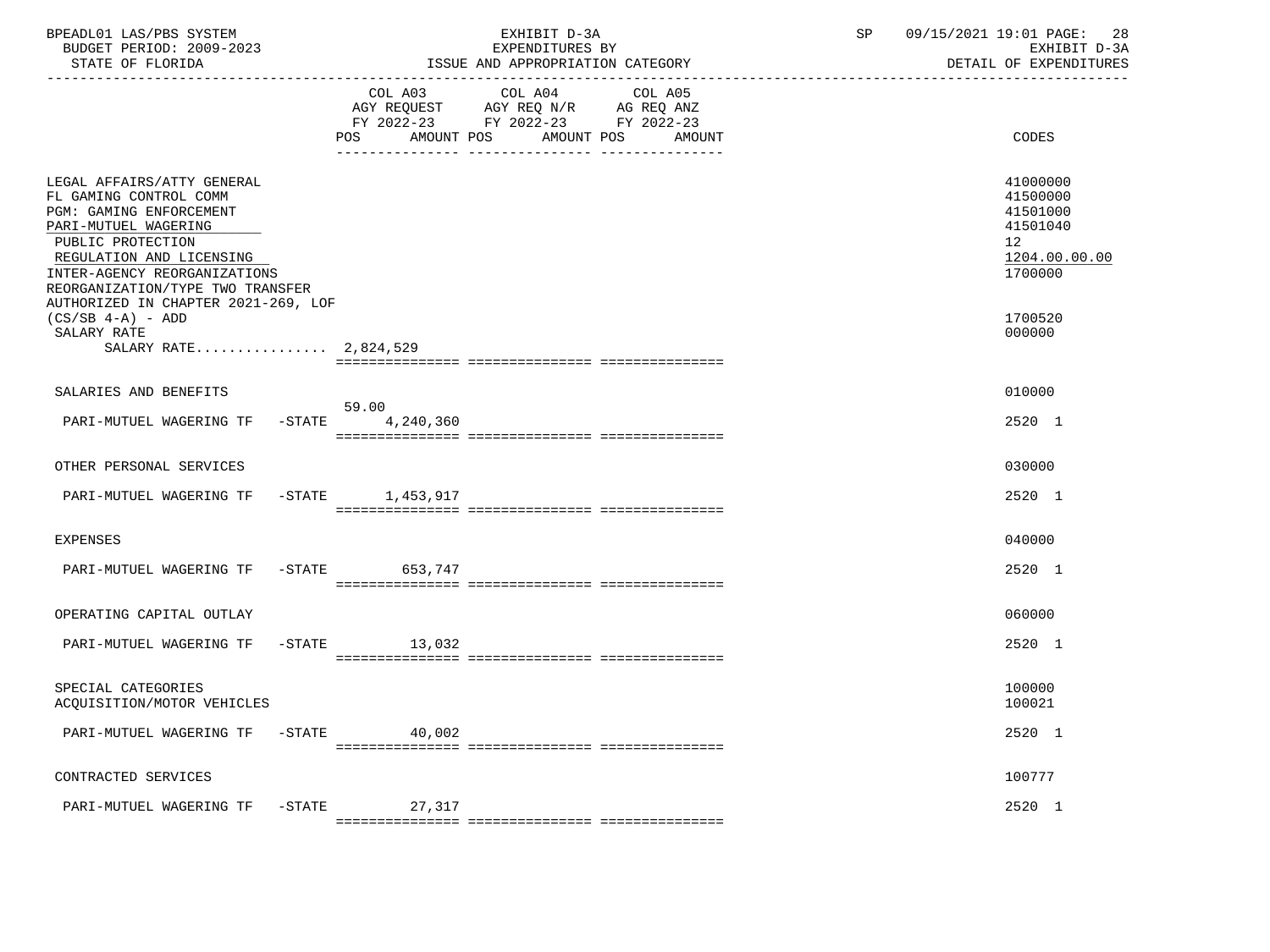BPEADL01 LAS/PBS SYSTEM | EXHIBIT D-3A | SP 09/15/2021 19:01

BUDGET PERIOD: 2009-2023 | EXPENDITURES BY | EXHIBIT D-3A

STATE OF FLORIDA | ISSUE AND APPROPRIATION CATEGORY | DETAIL OF EXPENDITURES

| | COL A03 AGY REQUEST FY 2022-23 POS | AMOUNT | COL A04 AGY REQ N/R FY 2022-23 POS | AMOUNT | COL A05 AG REQ ANZ FY 2022-23 POS | AMOUNT | CODES |
|---|---|---|---|---|---|---|---|
| LEGAL AFFAIRS/ATTY GENERAL | | | | | | | 41000000 |
| FL GAMING CONTROL COMM | | | | | | | 41500000 |
| PGM: GAMING ENFORCEMENT | | | | | | | 41501000 |
| PARI-MUTUEL WAGERING | | | | | | | 41501040 |
| PUBLIC PROTECTION | | | | | | | 12 |
| REGULATION AND LICENSING | | | | | | | 1204.00.00.00 |
| INTER-AGENCY REORGANIZATIONS | | | | | | | 1700000 |
| REORGANIZATION/TYPE TWO TRANSFER AUTHORIZED IN CHAPTER 2021-269, LOF (CS/SB 4-A) - ADD | | | | | | | 1700520 |
| SALARY RATE | | | | | | | 000000 |
| SALARY RATE................ | | 2,824,529 | | | | | |
| SALARIES AND BENEFITS | | | | | | | 010000 |
| PARI-MUTUEL WAGERING TF -STATE | 59.00 | 4,240,360 | | | | | 2520 1 |
| OTHER PERSONAL SERVICES | | | | | | | 030000 |
| PARI-MUTUEL WAGERING TF -STATE | | 1,453,917 | | | | | 2520 1 |
| EXPENSES | | | | | | | 040000 |
| PARI-MUTUEL WAGERING TF -STATE | | 653,747 | | | | | 2520 1 |
| OPERATING CAPITAL OUTLAY | | | | | | | 060000 |
| PARI-MUTUEL WAGERING TF -STATE | | 13,032 | | | | | 2520 1 |
| SPECIAL CATEGORIES | | | | | | | 100000 |
| ACQUISITION/MOTOR VEHICLES | | | | | | | 100021 |
| PARI-MUTUEL WAGERING TF -STATE | | 40,002 | | | | | 2520 1 |
| CONTRACTED SERVICES | | | | | | | 100777 |
| PARI-MUTUEL WAGERING TF -STATE | | 27,317 | | | | | 2520 1 |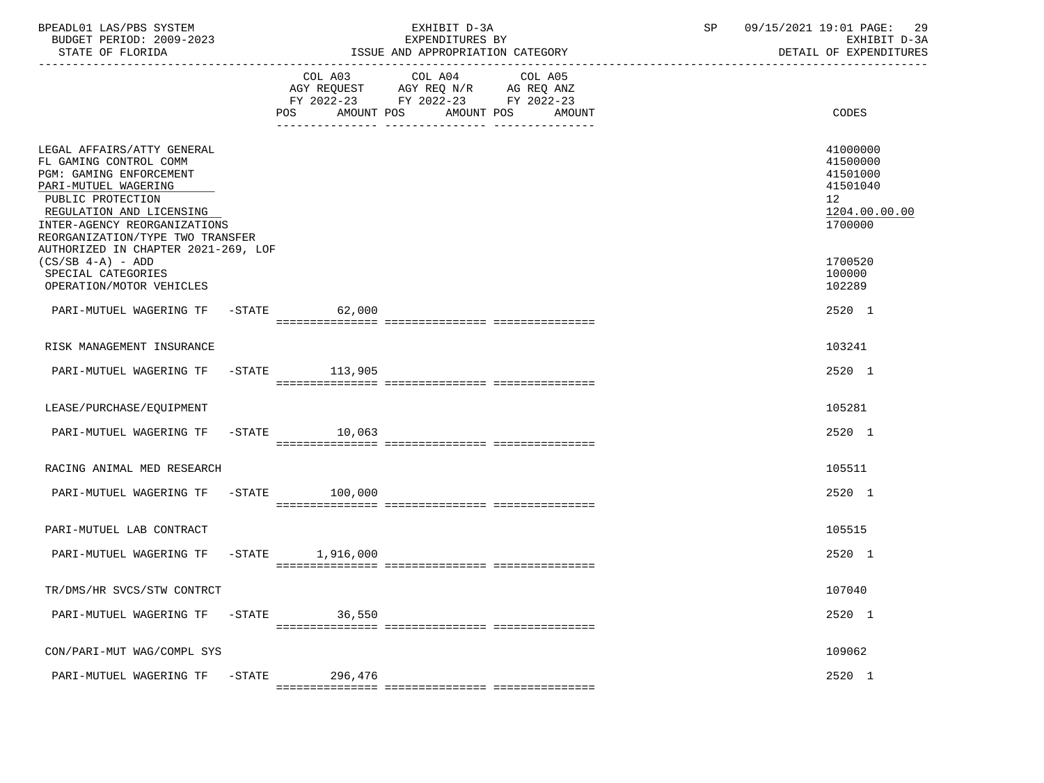BPEADL01 LAS/PBS SYSTEM — EXHIBIT D-3A — SP 09/15/2021 19:01

BUDGET PERIOD: 2009-2023 — EXPENDITURES BY — EXHIBIT D-3A

STATE OF FLORIDA — ISSUE AND APPROPRIATION CATEGORY — DETAIL OF EXPENDITURES

| | COL A03 AGY REQUEST FY 2022-23 POS AMOUNT | COL A04 AGY REQ N/R FY 2022-23 POS AMOUNT | COL A05 AG REQ ANZ FY 2022-23 POS AMOUNT | CODES |
|---|---|---|---|---|
| LEGAL AFFAIRS/ATTY GENERAL | | | | 41000000 |
| FL GAMING CONTROL COMM | | | | 41500000 |
| PGM: GAMING ENFORCEMENT | | | | 41501000 |
| PARI-MUTUEL WAGERING | | | | 41501040 |
| PUBLIC PROTECTION | | | | 12 |
| REGULATION AND LICENSING | | | | 1204.00.00.00 |
| INTER-AGENCY REORGANIZATIONS | | | | 1700000 |
| REORGANIZATION/TYPE TWO TRANSFER AUTHORIZED IN CHAPTER 2021-269, LOF (CS/SB 4-A) - ADD | | | | 1700520 |
| SPECIAL CATEGORIES | | | | 100000 |
| OPERATION/MOTOR VEHICLES | | | | 102289 |
| PARI-MUTUEL WAGERING TF -STATE | 62,000 | | | 2520 1 |
| RISK MANAGEMENT INSURANCE | | | | 103241 |
| PARI-MUTUEL WAGERING TF -STATE | 113,905 | | | 2520 1 |
| LEASE/PURCHASE/EQUIPMENT | | | | 105281 |
| PARI-MUTUEL WAGERING TF -STATE | 10,063 | | | 2520 1 |
| RACING ANIMAL MED RESEARCH | | | | 105511 |
| PARI-MUTUEL WAGERING TF -STATE | 100,000 | | | 2520 1 |
| PARI-MUTUEL LAB CONTRACT | | | | 105515 |
| PARI-MUTUEL WAGERING TF -STATE | 1,916,000 | | | 2520 1 |
| TR/DMS/HR SVCS/STW CONTRCT | | | | 107040 |
| PARI-MUTUEL WAGERING TF -STATE | 36,550 | | | 2520 1 |
| CON/PARI-MUT WAG/COMPL SYS | | | | 109062 |
| PARI-MUTUEL WAGERING TF -STATE | 296,476 | | | 2520 1 |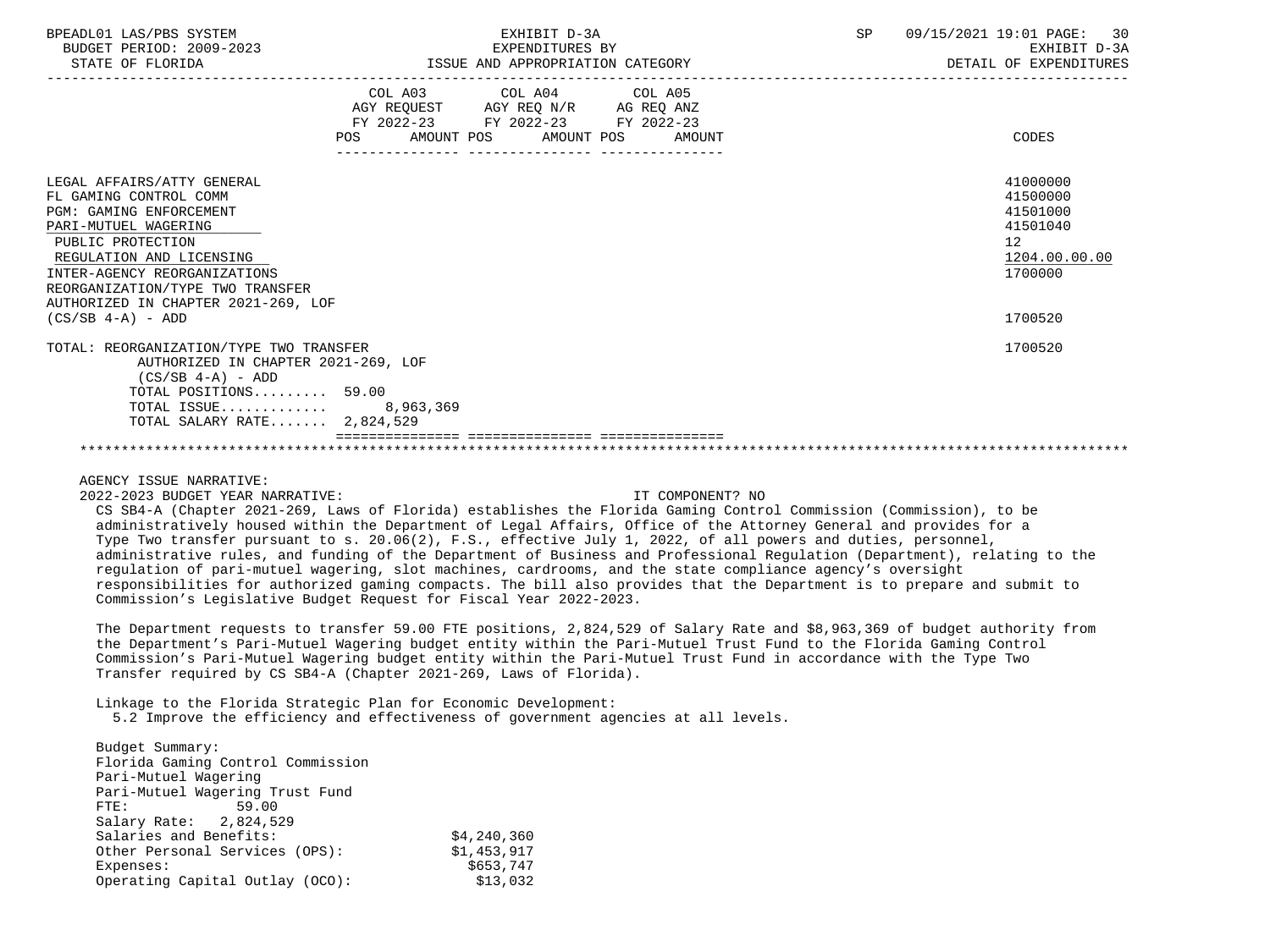| | COL A03 AGY REQUEST FY 2022-23 POS AMOUNT | COL A04 AGY REQ N/R FY 2022-23 POS AMOUNT | COL A05 AG REQ ANZ FY 2022-23 POS AMOUNT | CODES |
|---|---|---|---|---|
| LEGAL AFFAIRS/ATTY GENERAL | | | | 41000000 |
| FL GAMING CONTROL COMM | | | | 41500000 |
| PGM: GAMING ENFORCEMENT | | | | 41501000 |
| PARI-MUTUEL WAGERING | | | | 41501040 |
| PUBLIC PROTECTION | | | | 12 |
| REGULATION AND LICENSING | | | | 1204.00.00.00 |
| INTER-AGENCY REORGANIZATIONS | | | | 1700000 |
| REORGANIZATION/TYPE TWO TRANSFER AUTHORIZED IN CHAPTER 2021-269, LOF (CS/SB 4-A) - ADD | | | | 1700520 |
| TOTAL: REORGANIZATION/TYPE TWO TRANSFER AUTHORIZED IN CHAPTER 2021-269, LOF (CS/SB 4-A) - ADD | | | | 1700520 |
| TOTAL POSITIONS......... | 59.00 | | | |
| TOTAL ISSUE............ | 8,963,369 | | | |
| TOTAL SALARY RATE....... | 2,824,529 | | | |

AGENCY ISSUE NARRATIVE:

2022-2023 BUDGET YEAR NARRATIVE: IT COMPONENT? NO

CS SB4-A (Chapter 2021-269, Laws of Florida) establishes the Florida Gaming Control Commission (Commission), to be administratively housed within the Department of Legal Affairs, Office of the Attorney General and provides for a Type Two transfer pursuant to s. 20.06(2), F.S., effective July 1, 2022, of all powers and duties, personnel, administrative rules, and funding of the Department of Business and Professional Regulation (Department), relating to the regulation of pari-mutuel wagering, slot machines, cardrooms, and the state compliance agency's oversight responsibilities for authorized gaming compacts. The bill also provides that the Department is to prepare and submit to Commission's Legislative Budget Request for Fiscal Year 2022-2023.

The Department requests to transfer 59.00 FTE positions, 2,824,529 of Salary Rate and $8,963,369 of budget authority from the Department's Pari-Mutuel Wagering budget entity within the Pari-Mutuel Trust Fund to the Florida Gaming Control Commission's Pari-Mutuel Wagering budget entity within the Pari-Mutuel Trust Fund in accordance with the Type Two Transfer required by CS SB4-A (Chapter 2021-269, Laws of Florida).

Linkage to the Florida Strategic Plan for Economic Development:
5.2 Improve the efficiency and effectiveness of government agencies at all levels.

Budget Summary:
Florida Gaming Control Commission
Pari-Mutuel Wagering
Pari-Mutuel Wagering Trust Fund
FTE: 59.00
Salary Rate: 2,824,529

| | |
|---|---|
| Salaries and Benefits: | $4,240,360 |
| Other Personal Services (OPS): | $1,453,917 |
| Expenses: | $653,747 |
| Operating Capital Outlay (OCO): | $13,032 |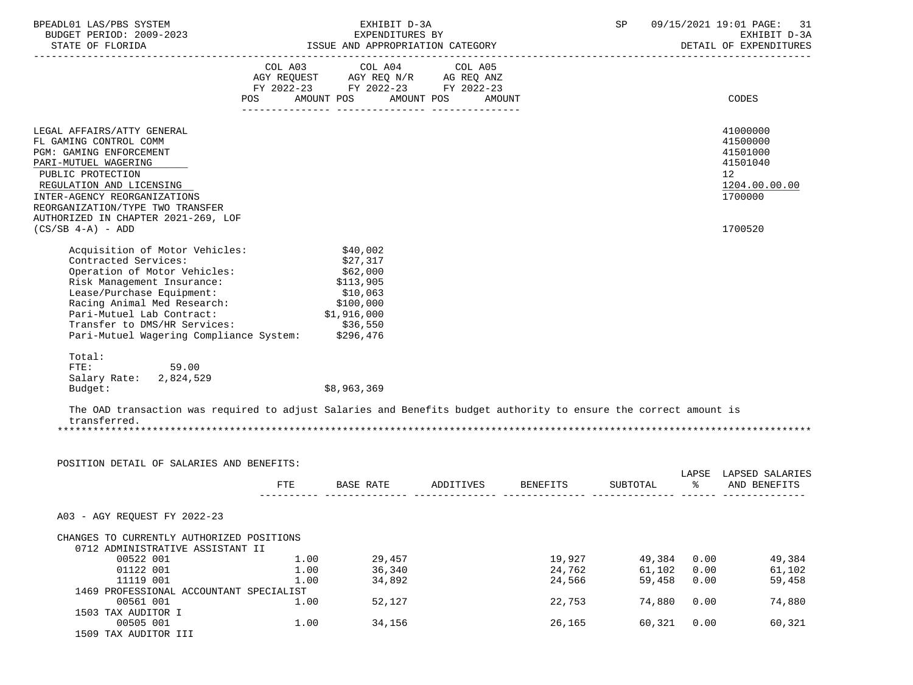| | COL A03 AGY REQUEST FY 2022-23 POS AMOUNT | COL A04 AGY REQ N/R FY 2022-23 POS AMOUNT | COL A05 AG REQ ANZ FY 2022-23 POS AMOUNT | CODES |
|---|---|---|---|---|
| LEGAL AFFAIRS/ATTY GENERAL | | | | 41000000 |
| FL GAMING CONTROL COMM | | | | 41500000 |
| PGM: GAMING ENFORCEMENT | | | | 41501000 |
| PARI-MUTUEL WAGERING | | | | 41501040 |
| PUBLIC PROTECTION | | | | 12 |
| REGULATION AND LICENSING | | | | 1204.00.00.00 |
| INTER-AGENCY REORGANIZATIONS | | | | 1700000 |
| REORGANIZATION/TYPE TWO TRANSFER AUTHORIZED IN CHAPTER 2021-269, LOF (CS/SB 4-A) - ADD | | | | 1700520 |

| | |
|---|---|
| Acquisition of Motor Vehicles: | $40,002 |
| Contracted Services: | $27,317 |
| Operation of Motor Vehicles: | $62,000 |
| Risk Management Insurance: | $113,905 |
| Lease/Purchase Equipment: | $10,063 |
| Racing Animal Med Research: | $100,000 |
| Pari-Mutuel Lab Contract: | $1,916,000 |
| Transfer to DMS/HR Services: | $36,550 |
| Pari-Mutuel Wagering Compliance System: | $296,476 |

Total:
FTE: 59.00
Salary Rate: 2,824,529
Budget: $8,963,369

The OAD transaction was required to adjust Salaries and Benefits budget authority to ensure the correct amount is transferred.

***

POSITION DETAIL OF SALARIES AND BENEFITS:

| | FTE | BASE RATE | ADDITIVES | BENEFITS | SUBTOTAL | LAPSE % | LAPSED SALARIES AND BENEFITS |
|---|---|---|---|---|---|---|---|
| A03 - AGY REQUEST FY 2022-23 | | | | | | | |
| CHANGES TO CURRENTLY AUTHORIZED POSITIONS | | | | | | | |
| 0712 ADMINISTRATIVE ASSISTANT II | | | | | | | |
| 00522 001 | 1.00 | 29,457 | | 19,927 | 49,384 | 0.00 | 49,384 |
| 01122 001 | 1.00 | 36,340 | | 24,762 | 61,102 | 0.00 | 61,102 |
| 11119 001 | 1.00 | 34,892 | | 24,566 | 59,458 | 0.00 | 59,458 |
| 1469 PROFESSIONAL ACCOUNTANT SPECIALIST | | | | | | | |
| 00561 001 | 1.00 | 52,127 | | 22,753 | 74,880 | 0.00 | 74,880 |
| 1503 TAX AUDITOR I | | | | | | | |
| 00505 001 | 1.00 | 34,156 | | 26,165 | 60,321 | 0.00 | 60,321 |
| 1509 TAX AUDITOR III | | | | | | | |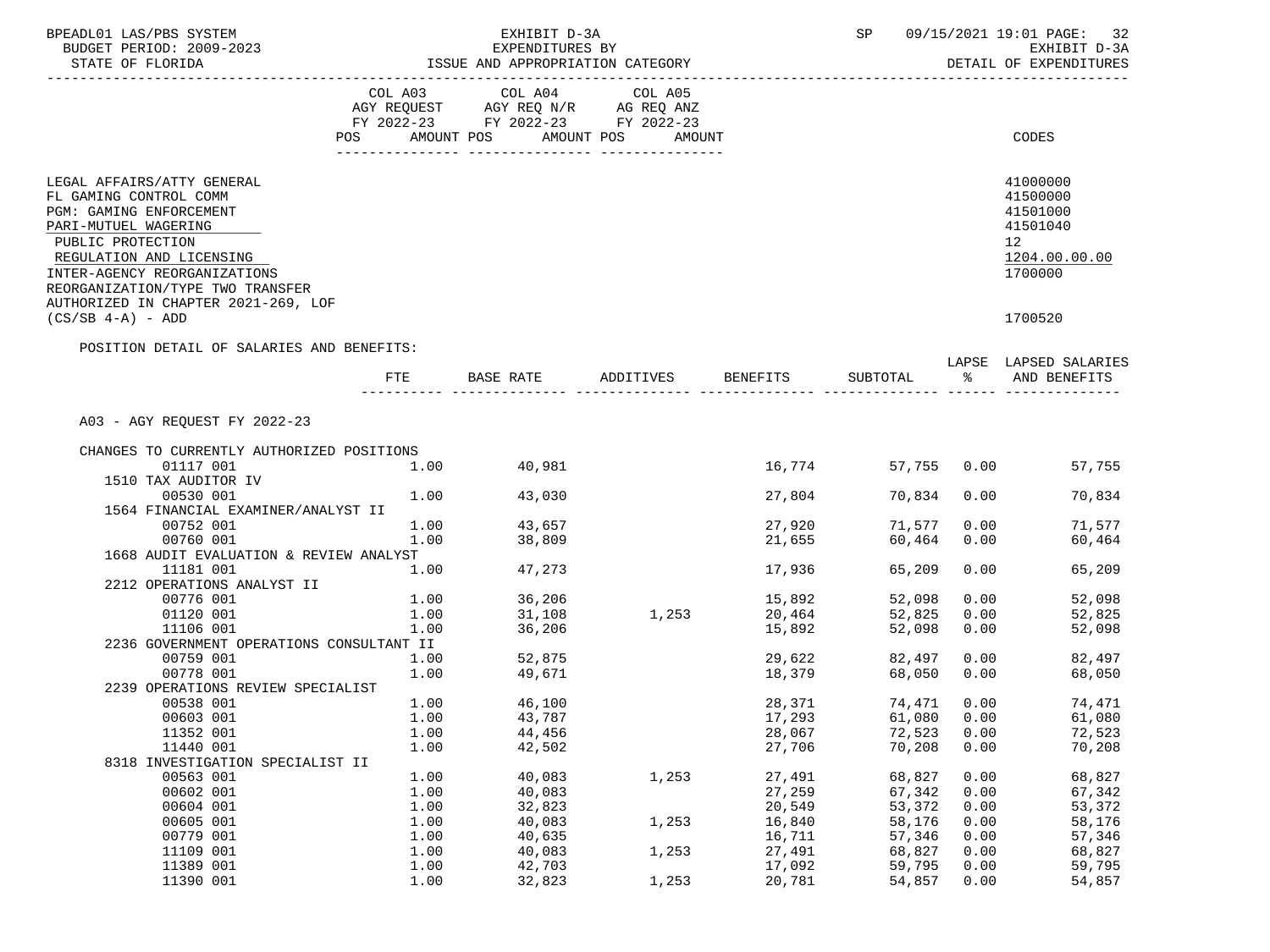BPEADL01 LAS/PBS SYSTEM — EXHIBIT D-3A — EXPENDITURES BY ISSUE AND APPROPRIATION CATEGORY — BUDGET PERIOD: 2009-2023 — STATE OF FLORIDA — SP 09/15/2021 19:01 — EXHIBIT D-3A DETAIL OF EXPENDITURES

| | COL A03 AGY REQUEST FY 2022-23 POS AMOUNT | COL A04 AGY REQ N/R FY 2022-23 POS AMOUNT | COL A05 AG REQ ANZ FY 2022-23 POS AMOUNT | CODES |
|---|---|---|---|---|
| LEGAL AFFAIRS/ATTY GENERAL | | | | 41000000 |
| FL GAMING CONTROL COMM | | | | 41500000 |
| PGM: GAMING ENFORCEMENT | | | | 41501000 |
| PARI-MUTUEL WAGERING | | | | 41501040 |
| PUBLIC PROTECTION | | | | 12 |
| REGULATION AND LICENSING | | | | 1204.00.00.00 |
| INTER-AGENCY REORGANIZATIONS | | | | 1700000 |
| REORGANIZATION/TYPE TWO TRANSFER AUTHORIZED IN CHAPTER 2021-269, LOF (CS/SB 4-A) - ADD | | | | 1700520 |

POSITION DETAIL OF SALARIES AND BENEFITS:

| | FTE | BASE RATE | ADDITIVES | BENEFITS | SUBTOTAL | LAPSE % | LAPSED SALARIES AND BENEFITS |
|---|---|---|---|---|---|---|---|
| A03 - AGY REQUEST FY 2022-23 | | | | | | | |
| CHANGES TO CURRENTLY AUTHORIZED POSITIONS | | | | | | | |
| 01117 001 | 1.00 | 40,981 | | 16,774 | 57,755 | 0.00 | 57,755 |
| 1510 TAX AUDITOR IV | | | | | | | |
| 00530 001 | 1.00 | 43,030 | | 27,804 | 70,834 | 0.00 | 70,834 |
| 1564 FINANCIAL EXAMINER/ANALYST II | | | | | | | |
| 00752 001 | 1.00 | 43,657 | | 27,920 | 71,577 | 0.00 | 71,577 |
| 00760 001 | 1.00 | 38,809 | | 21,655 | 60,464 | 0.00 | 60,464 |
| 1668 AUDIT EVALUATION & REVIEW ANALYST | | | | | | | |
| 11181 001 | 1.00 | 47,273 | | 17,936 | 65,209 | 0.00 | 65,209 |
| 2212 OPERATIONS ANALYST II | | | | | | | |
| 00776 001 | 1.00 | 36,206 | | 15,892 | 52,098 | 0.00 | 52,098 |
| 01120 001 | 1.00 | 31,108 | 1,253 | 20,464 | 52,825 | 0.00 | 52,825 |
| 11106 001 | 1.00 | 36,206 | | 15,892 | 52,098 | 0.00 | 52,098 |
| 2236 GOVERNMENT OPERATIONS CONSULTANT II | | | | | | | |
| 00759 001 | 1.00 | 52,875 | | 29,622 | 82,497 | 0.00 | 82,497 |
| 00778 001 | 1.00 | 49,671 | | 18,379 | 68,050 | 0.00 | 68,050 |
| 2239 OPERATIONS REVIEW SPECIALIST | | | | | | | |
| 00538 001 | 1.00 | 46,100 | | 28,371 | 74,471 | 0.00 | 74,471 |
| 00603 001 | 1.00 | 43,787 | | 17,293 | 61,080 | 0.00 | 61,080 |
| 11352 001 | 1.00 | 44,456 | | 28,067 | 72,523 | 0.00 | 72,523 |
| 11440 001 | 1.00 | 42,502 | | 27,706 | 70,208 | 0.00 | 70,208 |
| 8318 INVESTIGATION SPECIALIST II | | | | | | | |
| 00563 001 | 1.00 | 40,083 | 1,253 | 27,491 | 68,827 | 0.00 | 68,827 |
| 00602 001 | 1.00 | 40,083 | | 27,259 | 67,342 | 0.00 | 67,342 |
| 00604 001 | 1.00 | 32,823 | | 20,549 | 53,372 | 0.00 | 53,372 |
| 00605 001 | 1.00 | 40,083 | 1,253 | 16,840 | 58,176 | 0.00 | 58,176 |
| 00779 001 | 1.00 | 40,635 | | 16,711 | 57,346 | 0.00 | 57,346 |
| 11109 001 | 1.00 | 40,083 | 1,253 | 27,491 | 68,827 | 0.00 | 68,827 |
| 11389 001 | 1.00 | 42,703 | | 17,092 | 59,795 | 0.00 | 59,795 |
| 11390 001 | 1.00 | 32,823 | 1,253 | 20,781 | 54,857 | 0.00 | 54,857 |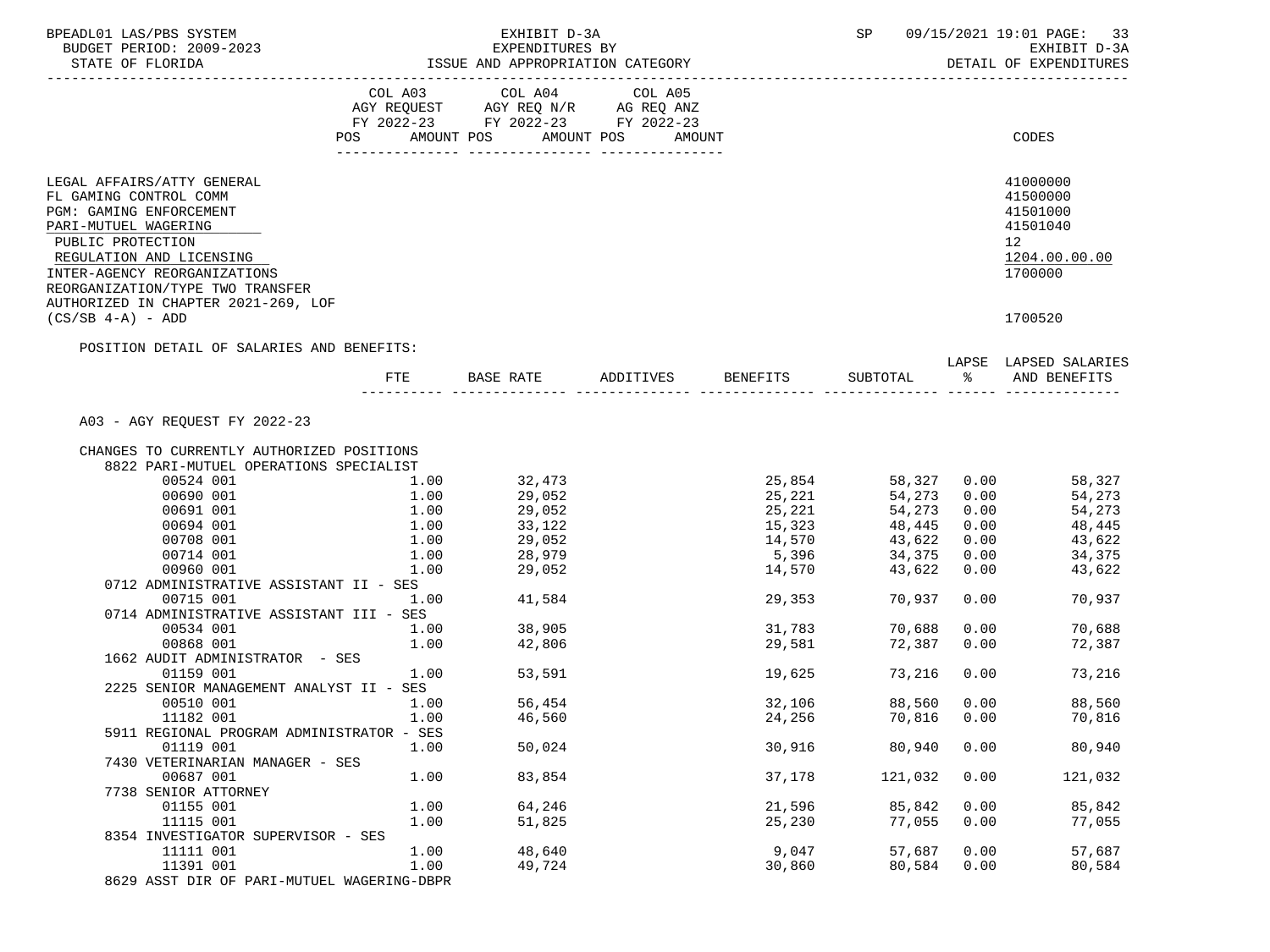BPEADL01 LAS/PBS SYSTEM — EXHIBIT D-3A — EXPENDITURES BY ISSUE AND APPROPRIATION CATEGORY — SP 09/15/2021 19:01 PAGE: 33
BUDGET PERIOD: 2009-2023 — EXHIBIT D-3A
STATE OF FLORIDA — DETAIL OF EXPENDITURES

| | COL A03 AGY REQUEST FY 2022-23 POS AMOUNT | COL A04 AGY REQ N/R FY 2022-23 POS AMOUNT | COL A05 AG REQ ANZ FY 2022-23 POS AMOUNT | CODES |
|---|---|---|---|---|
| LEGAL AFFAIRS/ATTY GENERAL | | | | 41000000 |
| FL GAMING CONTROL COMM | | | | 41500000 |
| PGM: GAMING ENFORCEMENT | | | | 41501000 |
| PARI-MUTUEL WAGERING | | | | 41501040 |
| PUBLIC PROTECTION | | | | 12 |
| REGULATION AND LICENSING | | | | 1204.00.00.00 |
| INTER-AGENCY REORGANIZATIONS | | | | 1700000 |
| REORGANIZATION/TYPE TWO TRANSFER AUTHORIZED IN CHAPTER 2021-269, LOF (CS/SB 4-A) - ADD | | | | 1700520 |

POSITION DETAIL OF SALARIES AND BENEFITS:

| | FTE | BASE RATE | ADDITIVES | BENEFITS | SUBTOTAL | LAPSE % | LAPSED SALARIES AND BENEFITS |
|---|---|---|---|---|---|---|---|
| A03 - AGY REQUEST FY 2022-23 | | | | | | | |
| CHANGES TO CURRENTLY AUTHORIZED POSITIONS | | | | | | | |
| 8822 PARI-MUTUEL OPERATIONS SPECIALIST | | | | | | | |
| 00524 001 | 1.00 | 32,473 | | 25,854 | 58,327 | 0.00 | 58,327 |
| 00690 001 | 1.00 | 29,052 | | 25,221 | 54,273 | 0.00 | 54,273 |
| 00691 001 | 1.00 | 29,052 | | 25,221 | 54,273 | 0.00 | 54,273 |
| 00694 001 | 1.00 | 33,122 | | 15,323 | 48,445 | 0.00 | 48,445 |
| 00708 001 | 1.00 | 29,052 | | 14,570 | 43,622 | 0.00 | 43,622 |
| 00714 001 | 1.00 | 28,979 | | 5,396 | 34,375 | 0.00 | 34,375 |
| 00960 001 | 1.00 | 29,052 | | 14,570 | 43,622 | 0.00 | 43,622 |
| 0712 ADMINISTRATIVE ASSISTANT II - SES | | | | | | | |
| 00715 001 | 1.00 | 41,584 | | 29,353 | 70,937 | 0.00 | 70,937 |
| 0714 ADMINISTRATIVE ASSISTANT III - SES | | | | | | | |
| 00534 001 | 1.00 | 38,905 | | 31,783 | 70,688 | 0.00 | 70,688 |
| 00868 001 | 1.00 | 42,806 | | 29,581 | 72,387 | 0.00 | 72,387 |
| 1662 AUDIT ADMINISTRATOR - SES | | | | | | | |
| 01159 001 | 1.00 | 53,591 | | 19,625 | 73,216 | 0.00 | 73,216 |
| 2225 SENIOR MANAGEMENT ANALYST II - SES | | | | | | | |
| 00510 001 | 1.00 | 56,454 | | 32,106 | 88,560 | 0.00 | 88,560 |
| 11182 001 | 1.00 | 46,560 | | 24,256 | 70,816 | 0.00 | 70,816 |
| 5911 REGIONAL PROGRAM ADMINISTRATOR - SES | | | | | | | |
| 01119 001 | 1.00 | 50,024 | | 30,916 | 80,940 | 0.00 | 80,940 |
| 7430 VETERINARIAN MANAGER - SES | | | | | | | |
| 00687 001 | 1.00 | 83,854 | | 37,178 | 121,032 | 0.00 | 121,032 |
| 7738 SENIOR ATTORNEY | | | | | | | |
| 01155 001 | 1.00 | 64,246 | | 21,596 | 85,842 | 0.00 | 85,842 |
| 11115 001 | 1.00 | 51,825 | | 25,230 | 77,055 | 0.00 | 77,055 |
| 8354 INVESTIGATOR SUPERVISOR - SES | | | | | | | |
| 11111 001 | 1.00 | 48,640 | | 9,047 | 57,687 | 0.00 | 57,687 |
| 11391 001 | 1.00 | 49,724 | | 30,860 | 80,584 | 0.00 | 80,584 |
| 8629 ASST DIR OF PARI-MUTUEL WAGERING-DBPR | | | | | | | |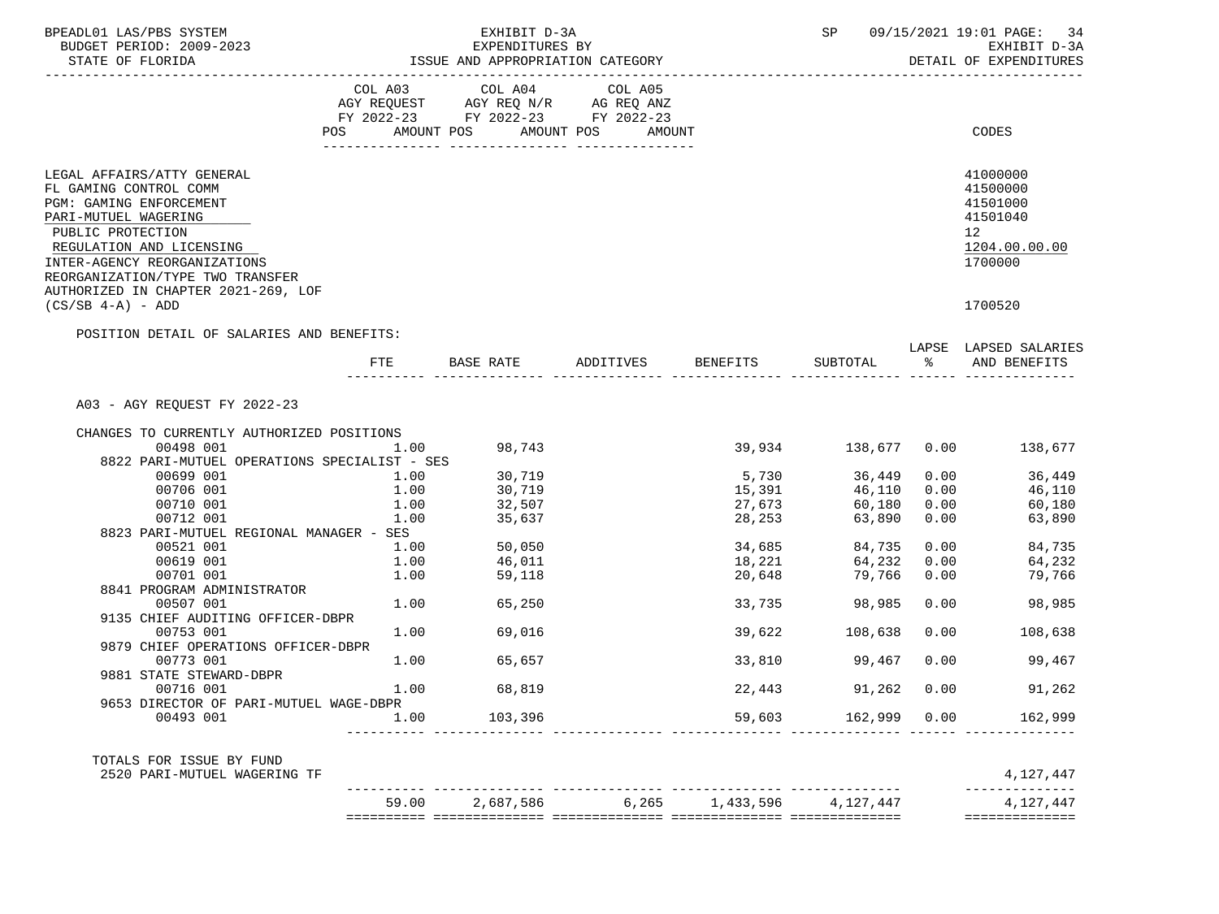BPEADL01 LAS/PBS SYSTEM — EXHIBIT D-3A — EXPENDITURES BY ISSUE AND APPROPRIATION CATEGORY
BUDGET PERIOD: 2009-2023
STATE OF FLORIDA
SP 09/15/2021 19:01 — EXHIBIT D-3A — DETAIL OF EXPENDITURES

| | COL A03 AGY REQUEST FY 2022-23 POS AMOUNT | COL A04 AGY REQ N/R FY 2022-23 POS AMOUNT | COL A05 AG REQ ANZ FY 2022-23 POS AMOUNT | CODES |
|---|---|---|---|---|
| LEGAL AFFAIRS/ATTY GENERAL | | | | 41000000 |
| FL GAMING CONTROL COMM | | | | 41500000 |
| PGM: GAMING ENFORCEMENT | | | | 41501000 |
| PARI-MUTUEL WAGERING | | | | 41501040 |
| PUBLIC PROTECTION | | | | 12 |
| REGULATION AND LICENSING | | | | 1204.00.00.00 |
| INTER-AGENCY REORGANIZATIONS | | | | 1700000 |
| REORGANIZATION/TYPE TWO TRANSFER AUTHORIZED IN CHAPTER 2021-269, LOF (CS/SB 4-A) - ADD | | | | 1700520 |

POSITION DETAIL OF SALARIES AND BENEFITS:

| | FTE | BASE RATE | ADDITIVES | BENEFITS | SUBTOTAL | LAPSE % | LAPSED SALARIES AND BENEFITS |
|---|---|---|---|---|---|---|---|
| A03 - AGY REQUEST FY 2022-23 | | | | | | | |
| CHANGES TO CURRENTLY AUTHORIZED POSITIONS | | | | | | | |
| 00498 001 | 1.00 | 98,743 | | 39,934 | 138,677 | 0.00 | 138,677 |
| 8822 PARI-MUTUEL OPERATIONS SPECIALIST - SES | | | | | | | |
| 00699 001 | 1.00 | 30,719 | | 5,730 | 36,449 | 0.00 | 36,449 |
| 00706 001 | 1.00 | 30,719 | | 15,391 | 46,110 | 0.00 | 46,110 |
| 00710 001 | 1.00 | 32,507 | | 27,673 | 60,180 | 0.00 | 60,180 |
| 00712 001 | 1.00 | 35,637 | | 28,253 | 63,890 | 0.00 | 63,890 |
| 8823 PARI-MUTUEL REGIONAL MANAGER - SES | | | | | | | |
| 00521 001 | 1.00 | 50,050 | | 34,685 | 84,735 | 0.00 | 84,735 |
| 00619 001 | 1.00 | 46,011 | | 18,221 | 64,232 | 0.00 | 64,232 |
| 00701 001 | 1.00 | 59,118 | | 20,648 | 79,766 | 0.00 | 79,766 |
| 8841 PROGRAM ADMINISTRATOR | | | | | | | |
| 00507 001 | 1.00 | 65,250 | | 33,735 | 98,985 | 0.00 | 98,985 |
| 9135 CHIEF AUDITING OFFICER-DBPR | | | | | | | |
| 00753 001 | 1.00 | 69,016 | | 39,622 | 108,638 | 0.00 | 108,638 |
| 9879 CHIEF OPERATIONS OFFICER-DBPR | | | | | | | |
| 00773 001 | 1.00 | 65,657 | | 33,810 | 99,467 | 0.00 | 99,467 |
| 9881 STATE STEWARD-DBPR | | | | | | | |
| 00716 001 | 1.00 | 68,819 | | 22,443 | 91,262 | 0.00 | 91,262 |
| 9653 DIRECTOR OF PARI-MUTUEL WAGE-DBPR | | | | | | | |
| 00493 001 | 1.00 | 103,396 | | 59,603 | 162,999 | 0.00 | 162,999 |
| TOTALS FOR ISSUE BY FUND | | | | | | | |
| 2520 PARI-MUTUEL WAGERING TF | | | | | | | 4,127,447 |
| | 59.00 | 2,687,586 | 6,265 | 1,433,596 | 4,127,447 | | 4,127,447 |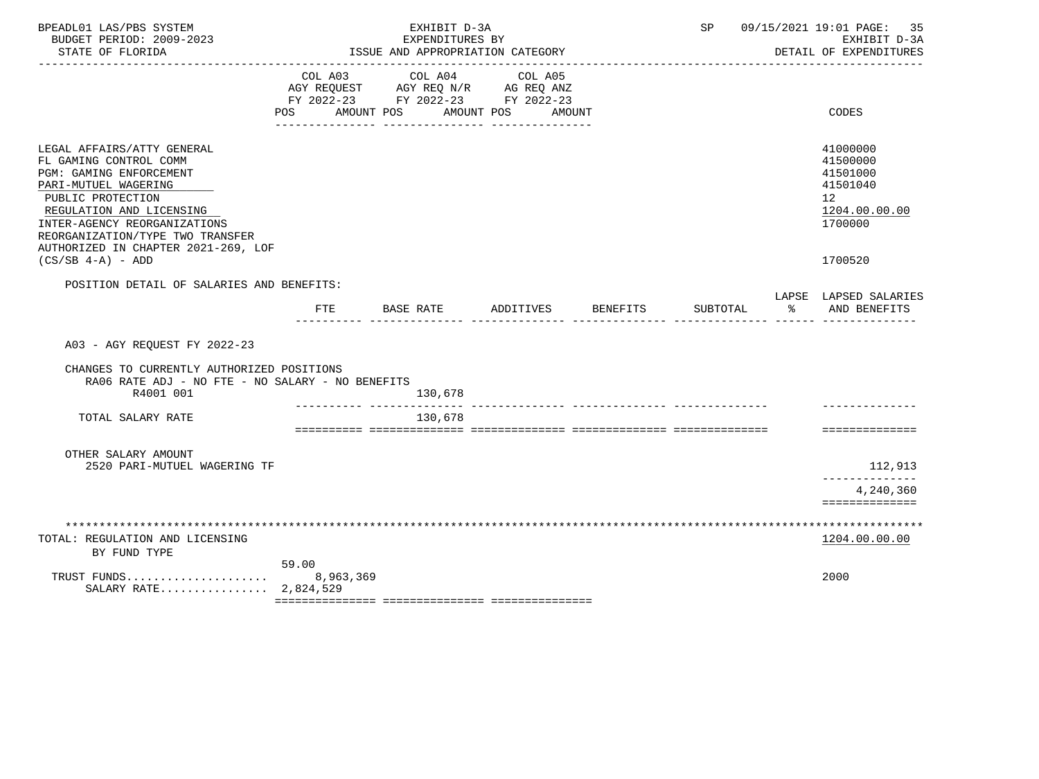BPEADL01 LAS/PBS SYSTEM | EXHIBIT D-3A | SP 09/15/2021 19:01

BUDGET PERIOD: 2009-2023 | EXPENDITURES BY | EXHIBIT D-3A

STATE OF FLORIDA | ISSUE AND APPROPRIATION CATEGORY | DETAIL OF EXPENDITURES

| | COL A03 AGY REQUEST FY 2022-23 POS AMOUNT | COL A04 AGY REQ N/R FY 2022-23 POS AMOUNT | COL A05 AG REQ ANZ FY 2022-23 POS AMOUNT | CODES |
|---|---|---|---|---|
| LEGAL AFFAIRS/ATTY GENERAL | | | | 41000000 |
| FL GAMING CONTROL COMM | | | | 41500000 |
| PGM: GAMING ENFORCEMENT | | | | 41501000 |
| PARI-MUTUEL WAGERING | | | | 41501040 |
| PUBLIC PROTECTION | | | | 12 |
| REGULATION AND LICENSING | | | | 1204.00.00.00 |
| INTER-AGENCY REORGANIZATIONS | | | | 1700000 |
| REORGANIZATION/TYPE TWO TRANSFER AUTHORIZED IN CHAPTER 2021-269, LOF (CS/SB 4-A) - ADD | | | | 1700520 |

POSITION DETAIL OF SALARIES AND BENEFITS:

| | FTE | BASE RATE | ADDITIVES | BENEFITS | SUBTOTAL | LAPSE % | LAPSED SALARIES AND BENEFITS |
|---|---|---|---|---|---|---|---|
| A03 - AGY REQUEST FY 2022-23 | | | | | | | |
| CHANGES TO CURRENTLY AUTHORIZED POSITIONS | | | | | | | |
| RA06 RATE ADJ - NO FTE - NO SALARY - NO BENEFITS | | | | | | | |
| R4001 001 | | 130,678 | | | | | |
| TOTAL SALARY RATE | | 130,678 | | | | | |
| OTHER SALARY AMOUNT | | | | | | | |
| 2520 PARI-MUTUEL WAGERING TF | | | | | | | 112,913 |
| | | | | | | | 4,240,360 |

TOTAL: REGULATION AND LICENSING — 1204.00.00.00

BY FUND TYPE

| | COL A03 | CODES |
|---|---|---|
| | 59.00 | |
| TRUST FUNDS..................... | 8,963,369 | 2000 |
| SALARY RATE................ | 2,824,529 | |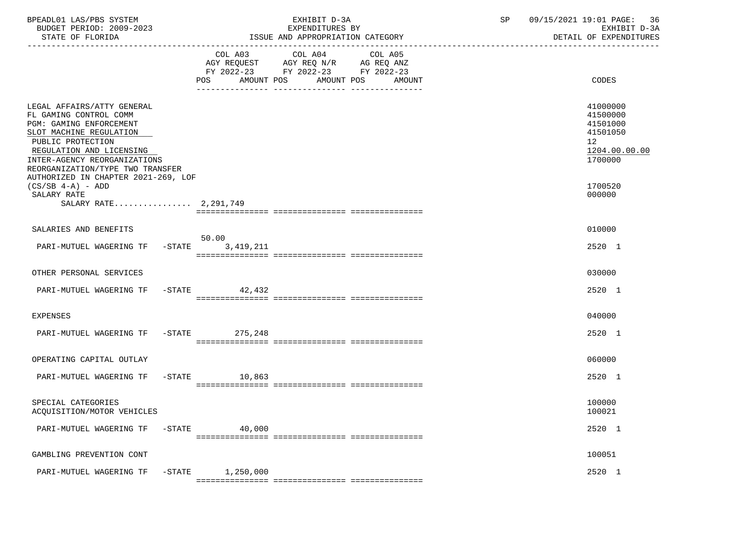BPEADL01 LAS/PBS SYSTEM
BUDGET PERIOD: 2009-2023
STATE OF FLORIDA

EXHIBIT D-3A
EXPENDITURES BY
ISSUE AND APPROPRIATION CATEGORY

SP 09/15/2021 19:01 PAGE: 36
EXHIBIT D-3A
DETAIL OF EXPENDITURES

| | COL A03 AGY REQUEST FY 2022-23 POS AMOUNT | COL A04 AGY REQ N/R FY 2022-23 POS AMOUNT | COL A05 AG REQ ANZ FY 2022-23 POS AMOUNT | CODES |
|---|---|---|---|---|
| LEGAL AFFAIRS/ATTY GENERAL | | | | 41000000 |
| FL GAMING CONTROL COMM | | | | 41500000 |
| PGM: GAMING ENFORCEMENT | | | | 41501000 |
| SLOT MACHINE REGULATION | | | | 41501050 |
| PUBLIC PROTECTION | | | | 12 |
| REGULATION AND LICENSING | | | | 1204.00.00.00 |
| INTER-AGENCY REORGANIZATIONS | | | | 1700000 |
| REORGANIZATION/TYPE TWO TRANSFER AUTHORIZED IN CHAPTER 2021-269, LOF (CS/SB 4-A) - ADD | | | | 1700520 |
| SALARY RATE | | | | 000000 |
| SALARY RATE................ 2,291,749 | | | | |
| SALARIES AND BENEFITS | | | | 010000 |
| PARI-MUTUEL WAGERING TF -STATE | 50.00 3,419,211 | | | 2520 1 |
| OTHER PERSONAL SERVICES | | | | 030000 |
| PARI-MUTUEL WAGERING TF -STATE | 42,432 | | | 2520 1 |
| EXPENSES | | | | 040000 |
| PARI-MUTUEL WAGERING TF -STATE | 275,248 | | | 2520 1 |
| OPERATING CAPITAL OUTLAY | | | | 060000 |
| PARI-MUTUEL WAGERING TF -STATE | 10,863 | | | 2520 1 |
| SPECIAL CATEGORIES | | | | 100000 |
| ACQUISITION/MOTOR VEHICLES | | | | 100021 |
| PARI-MUTUEL WAGERING TF -STATE | 40,000 | | | 2520 1 |
| GAMBLING PREVENTION CONT | | | | 100051 |
| PARI-MUTUEL WAGERING TF -STATE | 1,250,000 | | | 2520 1 |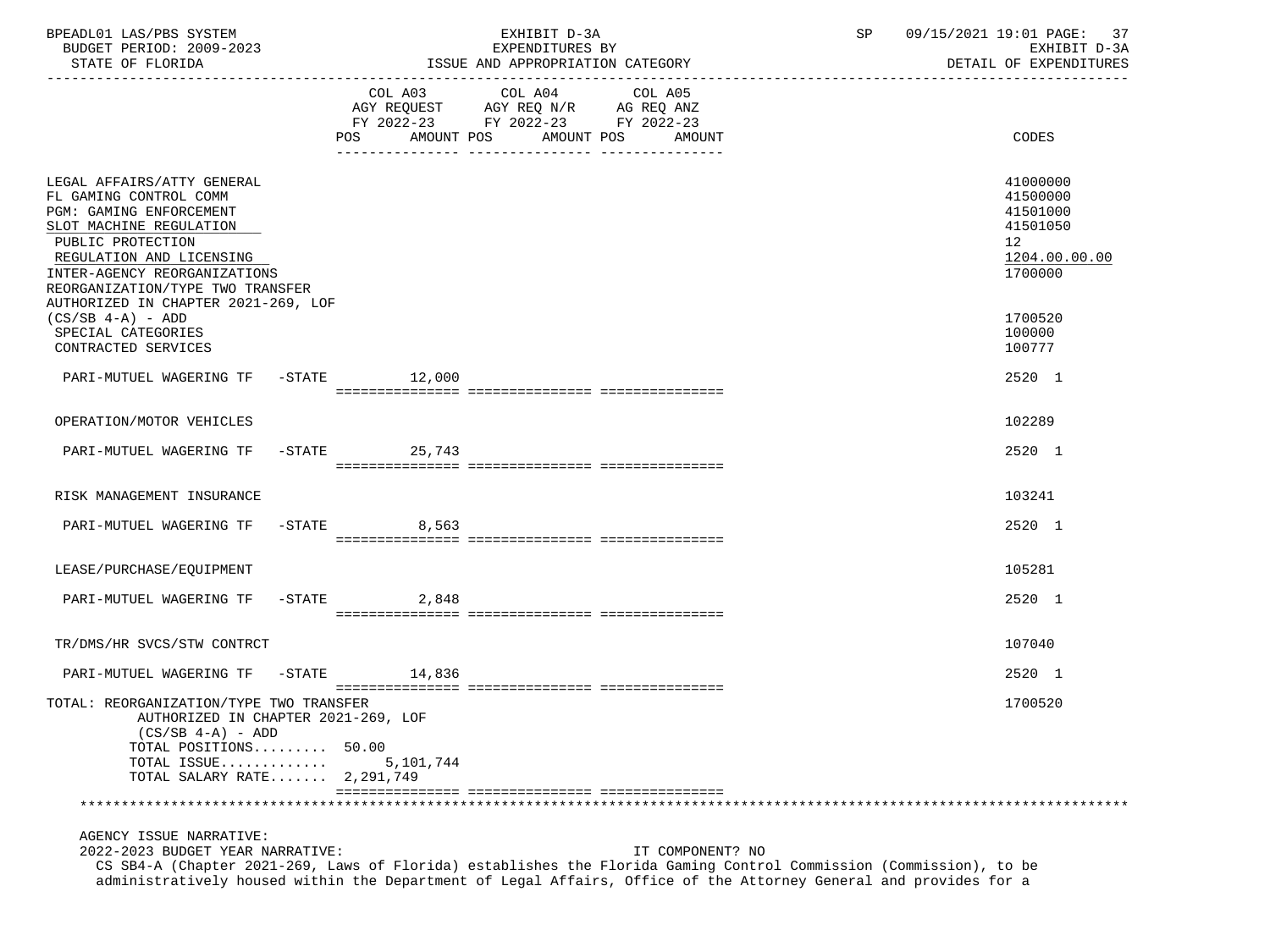BPEADL01 LAS/PBS SYSTEM — EXHIBIT D-3A — EXPENDITURES BY ISSUE AND APPROPRIATION CATEGORY — DETAIL OF EXPENDITURES
BUDGET PERIOD: 2009-2023 — STATE OF FLORIDA — SP 09/15/2021 19:01

| | COL A03 AGY REQUEST FY 2022-23 POS AMOUNT | COL A04 AGY REQ N/R FY 2022-23 POS AMOUNT | COL A05 AG REQ ANZ FY 2022-23 POS AMOUNT | CODES |
|---|---|---|---|---|
| LEGAL AFFAIRS/ATTY GENERAL | | | | 41000000 |
| FL GAMING CONTROL COMM | | | | 41500000 |
| PGM: GAMING ENFORCEMENT | | | | 41501000 |
| SLOT MACHINE REGULATION | | | | 41501050 |
| PUBLIC PROTECTION | | | | 12 |
| REGULATION AND LICENSING | | | | 1204.00.00.00 |
| INTER-AGENCY REORGANIZATIONS | | | | 1700000 |
| REORGANIZATION/TYPE TWO TRANSFER AUTHORIZED IN CHAPTER 2021-269, LOF (CS/SB 4-A) - ADD | | | | 1700520 |
| SPECIAL CATEGORIES | | | | 100000 |
| CONTRACTED SERVICES | | | | 100777 |
| PARI-MUTUEL WAGERING TF -STATE | 12,000 | | | 2520 1 |
| OPERATION/MOTOR VEHICLES | | | | 102289 |
| PARI-MUTUEL WAGERING TF -STATE | 25,743 | | | 2520 1 |
| RISK MANAGEMENT INSURANCE | | | | 103241 |
| PARI-MUTUEL WAGERING TF -STATE | 8,563 | | | 2520 1 |
| LEASE/PURCHASE/EQUIPMENT | | | | 105281 |
| PARI-MUTUEL WAGERING TF -STATE | 2,848 | | | 2520 1 |
| TR/DMS/HR SVCS/STW CONTRCT | | | | 107040 |
| PARI-MUTUEL WAGERING TF -STATE | 14,836 | | | 2520 1 |
| TOTAL: REORGANIZATION/TYPE TWO TRANSFER AUTHORIZED IN CHAPTER 2021-269, LOF (CS/SB 4-A) - ADD | | | | 1700520 |
| TOTAL POSITIONS......... | 50.00 | | | |
| TOTAL ISSUE............ | 5,101,744 | | | |
| TOTAL SALARY RATE....... | 2,291,749 | | | |

AGENCY ISSUE NARRATIVE:

2022-2023 BUDGET YEAR NARRATIVE: IT COMPONENT? NO

CS SB4-A (Chapter 2021-269, Laws of Florida) establishes the Florida Gaming Control Commission (Commission), to be administratively housed within the Department of Legal Affairs, Office of the Attorney General and provides for a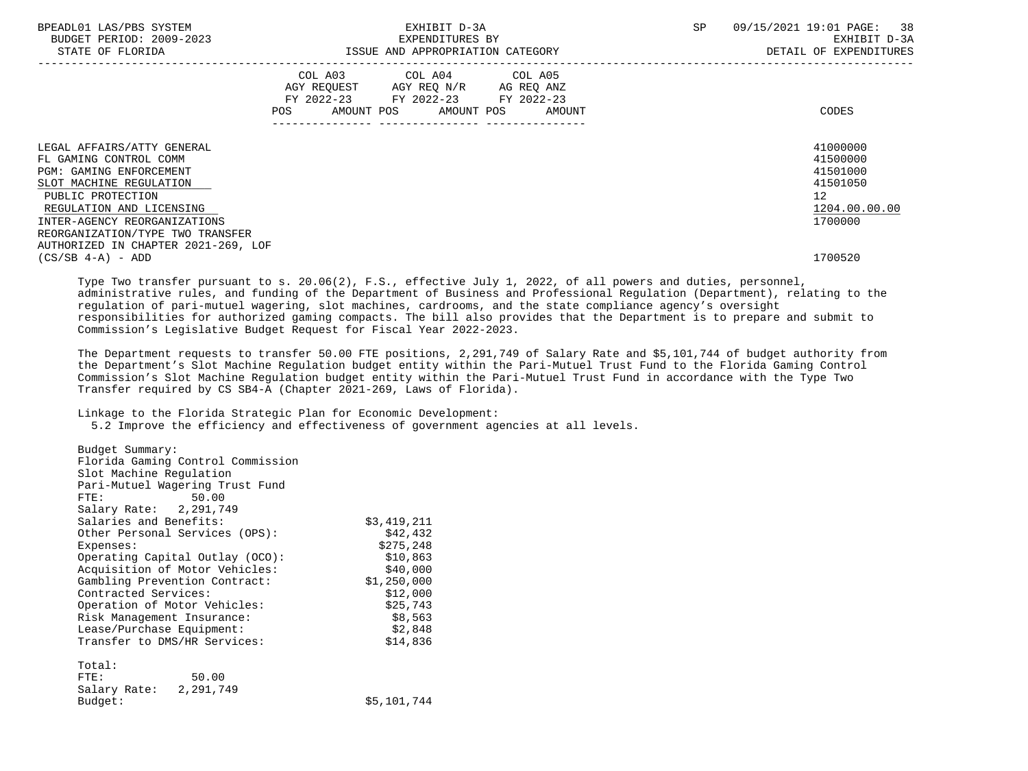BPEADL01 LAS/PBS SYSTEM — EXHIBIT D-3A — EXPENDITURES BY ISSUE AND APPROPRIATION CATEGORY
BUDGET PERIOD: 2009-2023
STATE OF FLORIDA — DETAIL OF EXPENDITURES

| | COL A03 AGY REQUEST FY 2022-23 POS AMOUNT | COL A04 AGY REQ N/R FY 2022-23 POS AMOUNT | COL A05 AG REQ ANZ FY 2022-23 POS AMOUNT | CODES |
|---|---|---|---|---|
| LEGAL AFFAIRS/ATTY GENERAL | | | | 41000000 |
| FL GAMING CONTROL COMM | | | | 41500000 |
| PGM: GAMING ENFORCEMENT | | | | 41501000 |
| SLOT MACHINE REGULATION | | | | 41501050 |
| PUBLIC PROTECTION | | | | 12 |
| REGULATION AND LICENSING | | | | 1204.00.00.00 |
| INTER-AGENCY REORGANIZATIONS | | | | 1700000 |
| REORGANIZATION/TYPE TWO TRANSFER AUTHORIZED IN CHAPTER 2021-269, LOF (CS/SB 4-A) - ADD | | | | 1700520 |

Type Two transfer pursuant to s. 20.06(2), F.S., effective July 1, 2022, of all powers and duties, personnel, administrative rules, and funding of the Department of Business and Professional Regulation (Department), relating to the regulation of pari-mutuel wagering, slot machines, cardrooms, and the state compliance agency's oversight responsibilities for authorized gaming compacts. The bill also provides that the Department is to prepare and submit to Commission's Legislative Budget Request for Fiscal Year 2022-2023.

The Department requests to transfer 50.00 FTE positions, 2,291,749 of Salary Rate and $5,101,744 of budget authority from the Department's Slot Machine Regulation budget entity within the Pari-Mutuel Trust Fund to the Florida Gaming Control Commission's Slot Machine Regulation budget entity within the Pari-Mutuel Trust Fund in accordance with the Type Two Transfer required by CS SB4-A (Chapter 2021-269, Laws of Florida).

Linkage to the Florida Strategic Plan for Economic Development:
5.2 Improve the efficiency and effectiveness of government agencies at all levels.

Budget Summary:
Florida Gaming Control Commission
Slot Machine Regulation
Pari-Mutuel Wagering Trust Fund
FTE: 50.00
Salary Rate: 2,291,749

| Item | Amount |
|---|---|
| Salaries and Benefits: | $3,419,211 |
| Other Personal Services (OPS): | $42,432 |
| Expenses: | $275,248 |
| Operating Capital Outlay (OCO): | $10,863 |
| Acquisition of Motor Vehicles: | $40,000 |
| Gambling Prevention Contract: | $1,250,000 |
| Contracted Services: | $12,000 |
| Operation of Motor Vehicles: | $25,743 |
| Risk Management Insurance: | $8,563 |
| Lease/Purchase Equipment: | $2,848 |
| Transfer to DMS/HR Services: | $14,836 |

Total:
FTE: 50.00
Salary Rate: 2,291,749
Budget: $5,101,744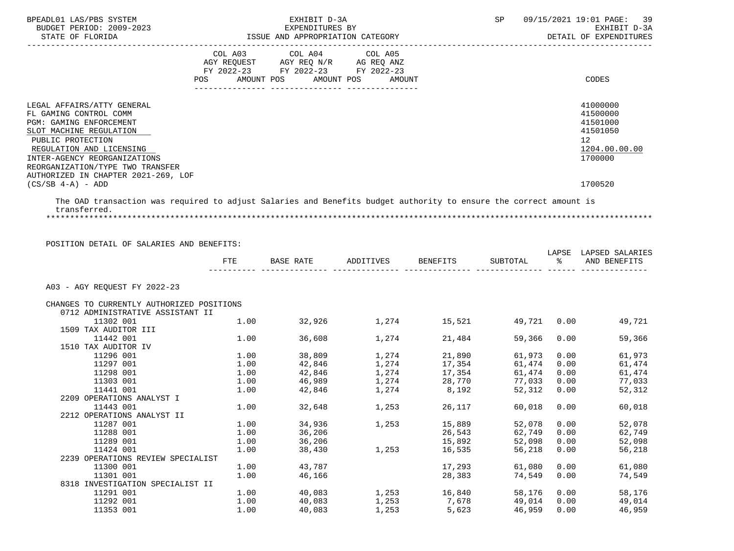| | COL A03 AGY REQUEST FY 2022-23 POS AMOUNT | COL A04 AGY REQ N/R FY 2022-23 POS AMOUNT | COL A05 AG REQ ANZ FY 2022-23 POS AMOUNT | CODES |
|---|---|---|---|---|
| LEGAL AFFAIRS/ATTY GENERAL | | | | 41000000 |
| FL GAMING CONTROL COMM | | | | 41500000 |
| PGM: GAMING ENFORCEMENT | | | | 41501000 |
| SLOT MACHINE REGULATION | | | | 41501050 |
| PUBLIC PROTECTION | | | | 12 |
| REGULATION AND LICENSING | | | | 1204.00.00.00 |
| INTER-AGENCY REORGANIZATIONS | | | | 1700000 |
| REORGANIZATION/TYPE TWO TRANSFER AUTHORIZED IN CHAPTER 2021-269, LOF (CS/SB 4-A) - ADD | | | | 1700520 |

The OAD transaction was required to adjust Salaries and Benefits budget authority to ensure the correct amount is transferred.

POSITION DETAIL OF SALARIES AND BENEFITS:

| | FTE | BASE RATE | ADDITIVES | BENEFITS | SUBTOTAL | LAPSE % | LAPSED SALARIES AND BENEFITS |
|---|---|---|---|---|---|---|---|
| A03 - AGY REQUEST FY 2022-23 | | | | | | | |
| CHANGES TO CURRENTLY AUTHORIZED POSITIONS | | | | | | | |
| 0712 ADMINISTRATIVE ASSISTANT II | | | | | | | |
| 11302 001 | 1.00 | 32,926 | 1,274 | 15,521 | 49,721 | 0.00 | 49,721 |
| 1509 TAX AUDITOR III | | | | | | | |
| 11442 001 | 1.00 | 36,608 | 1,274 | 21,484 | 59,366 | 0.00 | 59,366 |
| 1510 TAX AUDITOR IV | | | | | | | |
| 11296 001 | 1.00 | 38,809 | 1,274 | 21,890 | 61,973 | 0.00 | 61,973 |
| 11297 001 | 1.00 | 42,846 | 1,274 | 17,354 | 61,474 | 0.00 | 61,474 |
| 11298 001 | 1.00 | 42,846 | 1,274 | 17,354 | 61,474 | 0.00 | 61,474 |
| 11303 001 | 1.00 | 46,989 | 1,274 | 28,770 | 77,033 | 0.00 | 77,033 |
| 11441 001 | 1.00 | 42,846 | 1,274 | 8,192 | 52,312 | 0.00 | 52,312 |
| 2209 OPERATIONS ANALYST I | | | | | | | |
| 11443 001 | 1.00 | 32,648 | 1,253 | 26,117 | 60,018 | 0.00 | 60,018 |
| 2212 OPERATIONS ANALYST II | | | | | | | |
| 11287 001 | 1.00 | 34,936 | 1,253 | 15,889 | 52,078 | 0.00 | 52,078 |
| 11288 001 | 1.00 | 36,206 | | 26,543 | 62,749 | 0.00 | 62,749 |
| 11289 001 | 1.00 | 36,206 | | 15,892 | 52,098 | 0.00 | 52,098 |
| 11424 001 | 1.00 | 38,430 | 1,253 | 16,535 | 56,218 | 0.00 | 56,218 |
| 2239 OPERATIONS REVIEW SPECIALIST | | | | | | | |
| 11300 001 | 1.00 | 43,787 | | 17,293 | 61,080 | 0.00 | 61,080 |
| 11301 001 | 1.00 | 46,166 | | 28,383 | 74,549 | 0.00 | 74,549 |
| 8318 INVESTIGATION SPECIALIST II | | | | | | | |
| 11291 001 | 1.00 | 40,083 | 1,253 | 16,840 | 58,176 | 0.00 | 58,176 |
| 11292 001 | 1.00 | 40,083 | 1,253 | 7,678 | 49,014 | 0.00 | 49,014 |
| 11353 001 | 1.00 | 40,083 | 1,253 | 5,623 | 46,959 | 0.00 | 46,959 |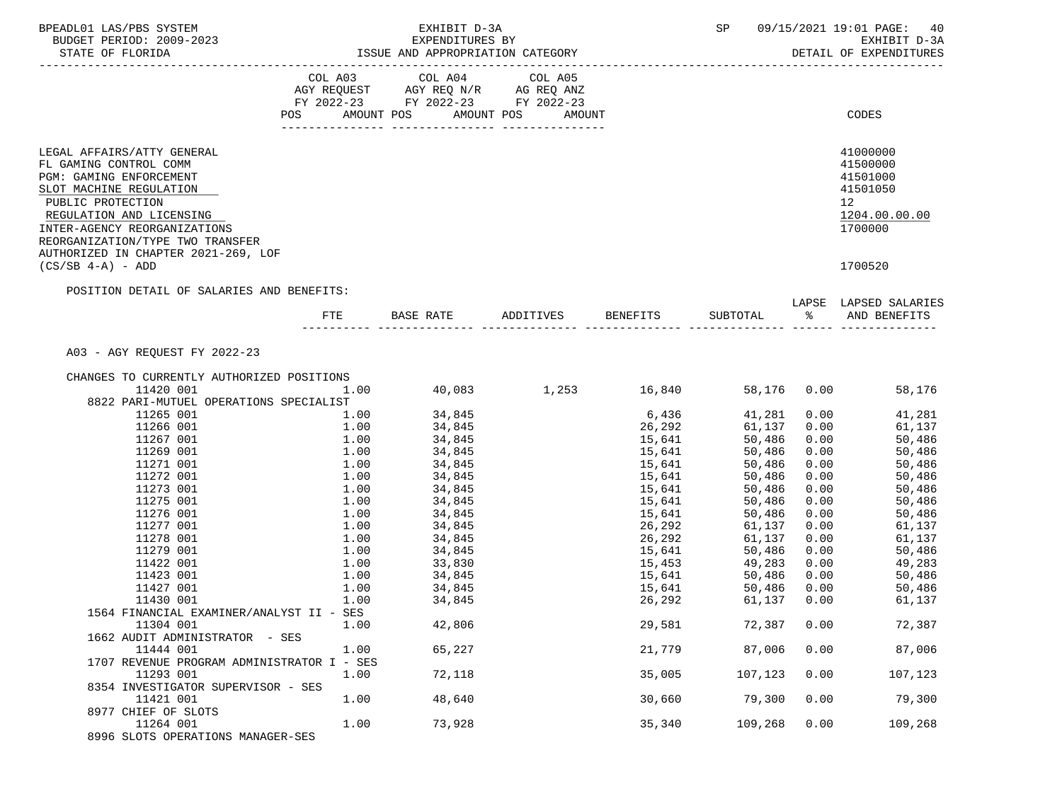BPEADL01 LAS/PBS SYSTEM — EXHIBIT D-3A — EXPENDITURES BY ISSUE AND APPROPRIATION CATEGORY
BUDGET PERIOD: 2009-2023 — STATE OF FLORIDA — SP 09/15/2021 19:01 — EXHIBIT D-3A DETAIL OF EXPENDITURES

| | COL A03 AGY REQUEST FY 2022-23 POS AMOUNT | COL A04 AGY REQ N/R FY 2022-23 POS AMOUNT | COL A05 AG REQ ANZ FY 2022-23 POS AMOUNT | CODES |
|---|---|---|---|---|
| LEGAL AFFAIRS/ATTY GENERAL | | | | 41000000 |
| FL GAMING CONTROL COMM | | | | 41500000 |
| PGM: GAMING ENFORCEMENT | | | | 41501000 |
| SLOT MACHINE REGULATION | | | | 41501050 |
| PUBLIC PROTECTION | | | | 12 |
| REGULATION AND LICENSING | | | | 1204.00.00.00 |
| INTER-AGENCY REORGANIZATIONS | | | | 1700000 |
| REORGANIZATION/TYPE TWO TRANSFER AUTHORIZED IN CHAPTER 2021-269, LOF (CS/SB 4-A) - ADD | | | | 1700520 |

POSITION DETAIL OF SALARIES AND BENEFITS:

| | FTE | BASE RATE | ADDITIVES | BENEFITS | SUBTOTAL | LAPSE % | LAPSED SALARIES AND BENEFITS |
|---|---|---|---|---|---|---|---|
| **A03 - AGY REQUEST FY 2022-23** | | | | | | | |
| CHANGES TO CURRENTLY AUTHORIZED POSITIONS | | | | | | | |
| 11420 001 | 1.00 | 40,083 | 1,253 | 16,840 | 58,176 | 0.00 | 58,176 |
| 8822 PARI-MUTUEL OPERATIONS SPECIALIST | | | | | | | |
| 11265 001 | 1.00 | 34,845 | | 6,436 | 41,281 | 0.00 | 41,281 |
| 11266 001 | 1.00 | 34,845 | | 26,292 | 61,137 | 0.00 | 61,137 |
| 11267 001 | 1.00 | 34,845 | | 15,641 | 50,486 | 0.00 | 50,486 |
| 11269 001 | 1.00 | 34,845 | | 15,641 | 50,486 | 0.00 | 50,486 |
| 11271 001 | 1.00 | 34,845 | | 15,641 | 50,486 | 0.00 | 50,486 |
| 11272 001 | 1.00 | 34,845 | | 15,641 | 50,486 | 0.00 | 50,486 |
| 11273 001 | 1.00 | 34,845 | | 15,641 | 50,486 | 0.00 | 50,486 |
| 11275 001 | 1.00 | 34,845 | | 15,641 | 50,486 | 0.00 | 50,486 |
| 11276 001 | 1.00 | 34,845 | | 15,641 | 50,486 | 0.00 | 50,486 |
| 11277 001 | 1.00 | 34,845 | | 26,292 | 61,137 | 0.00 | 61,137 |
| 11278 001 | 1.00 | 34,845 | | 26,292 | 61,137 | 0.00 | 61,137 |
| 11279 001 | 1.00 | 34,845 | | 15,641 | 50,486 | 0.00 | 50,486 |
| 11422 001 | 1.00 | 33,830 | | 15,453 | 49,283 | 0.00 | 49,283 |
| 11423 001 | 1.00 | 34,845 | | 15,641 | 50,486 | 0.00 | 50,486 |
| 11427 001 | 1.00 | 34,845 | | 15,641 | 50,486 | 0.00 | 50,486 |
| 11430 001 | 1.00 | 34,845 | | 26,292 | 61,137 | 0.00 | 61,137 |
| 1564 FINANCIAL EXAMINER/ANALYST II - SES | | | | | | | |
| 11304 001 | 1.00 | 42,806 | | 29,581 | 72,387 | 0.00 | 72,387 |
| 1662 AUDIT ADMINISTRATOR - SES | | | | | | | |
| 11444 001 | 1.00 | 65,227 | | 21,779 | 87,006 | 0.00 | 87,006 |
| 1707 REVENUE PROGRAM ADMINISTRATOR I - SES | | | | | | | |
| 11293 001 | 1.00 | 72,118 | | 35,005 | 107,123 | 0.00 | 107,123 |
| 8354 INVESTIGATOR SUPERVISOR - SES | | | | | | | |
| 11421 001 | 1.00 | 48,640 | | 30,660 | 79,300 | 0.00 | 79,300 |
| 8977 CHIEF OF SLOTS | | | | | | | |
| 11264 001 | 1.00 | 73,928 | | 35,340 | 109,268 | 0.00 | 109,268 |
| 8996 SLOTS OPERATIONS MANAGER-SES | | | | | | | |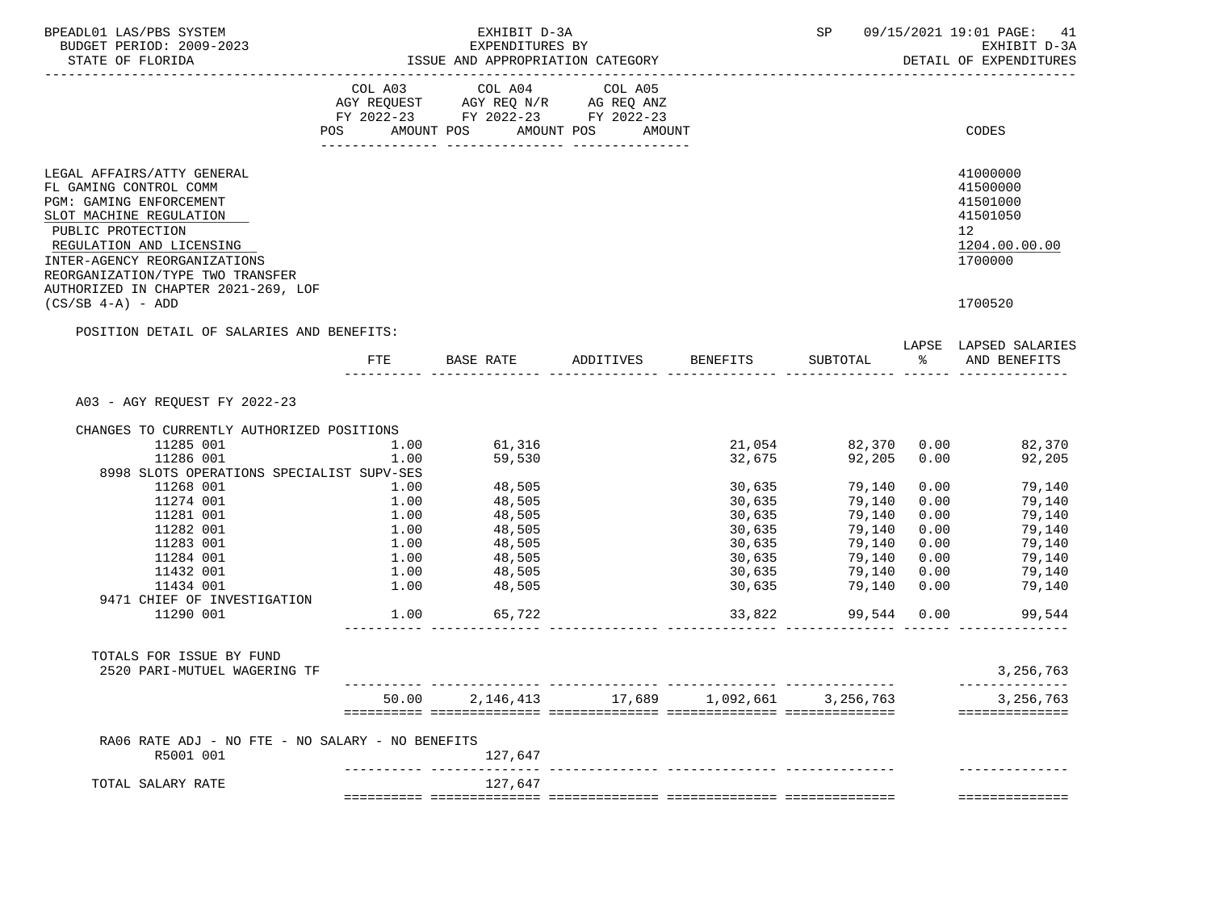BPEADL01 LAS/PBS SYSTEM — EXHIBIT D-3A — EXPENDITURES BY ISSUE AND APPROPRIATION CATEGORY — SP 09/15/2021 19:01

BUDGET PERIOD: 2009-2023 — STATE OF FLORIDA — EXHIBIT D-3A DETAIL OF EXPENDITURES

| | COL A03 AGY REQUEST FY 2022-23 POS AMOUNT | COL A04 AGY REQ N/R FY 2022-23 POS AMOUNT | COL A05 AG REQ ANZ FY 2022-23 POS AMOUNT | CODES |
|---|---|---|---|---|
| LEGAL AFFAIRS/ATTY GENERAL | | | | 41000000 |
| FL GAMING CONTROL COMM | | | | 41500000 |
| PGM: GAMING ENFORCEMENT | | | | 41501000 |
| SLOT MACHINE REGULATION | | | | 41501050 |
| PUBLIC PROTECTION | | | | 12 |
| REGULATION AND LICENSING | | | | 1204.00.00.00 |
| INTER-AGENCY REORGANIZATIONS | | | | 1700000 |
| REORGANIZATION/TYPE TWO TRANSFER AUTHORIZED IN CHAPTER 2021-269, LOF (CS/SB 4-A) - ADD | | | | 1700520 |

POSITION DETAIL OF SALARIES AND BENEFITS:

| | FTE | BASE RATE | ADDITIVES | BENEFITS | SUBTOTAL | LAPSE % | LAPSED SALARIES AND BENEFITS |
|---|---|---|---|---|---|---|---|
| A03 - AGY REQUEST FY 2022-23 | | | | | | | |
| CHANGES TO CURRENTLY AUTHORIZED POSITIONS | | | | | | | |
| 11285 001 | 1.00 | 61,316 | | 21,054 | 82,370 | 0.00 | 82,370 |
| 11286 001 | 1.00 | 59,530 | | 32,675 | 92,205 | 0.00 | 92,205 |
| 8998 SLOTS OPERATIONS SPECIALIST SUPV-SES | | | | | | | |
| 11268 001 | 1.00 | 48,505 | | 30,635 | 79,140 | 0.00 | 79,140 |
| 11274 001 | 1.00 | 48,505 | | 30,635 | 79,140 | 0.00 | 79,140 |
| 11281 001 | 1.00 | 48,505 | | 30,635 | 79,140 | 0.00 | 79,140 |
| 11282 001 | 1.00 | 48,505 | | 30,635 | 79,140 | 0.00 | 79,140 |
| 11283 001 | 1.00 | 48,505 | | 30,635 | 79,140 | 0.00 | 79,140 |
| 11284 001 | 1.00 | 48,505 | | 30,635 | 79,140 | 0.00 | 79,140 |
| 11432 001 | 1.00 | 48,505 | | 30,635 | 79,140 | 0.00 | 79,140 |
| 11434 001 | 1.00 | 48,505 | | 30,635 | 79,140 | 0.00 | 79,140 |
| 9471 CHIEF OF INVESTIGATION | | | | | | | |
| 11290 001 | 1.00 | 65,722 | | 33,822 | 99,544 | 0.00 | 99,544 |
| TOTALS FOR ISSUE BY FUND | | | | | | | |
| 2520 PARI-MUTUEL WAGERING TF | | | | | | | 3,256,763 |
| | 50.00 | 2,146,413 | 17,689 | 1,092,661 | 3,256,763 | | 3,256,763 |
| RA06 RATE ADJ - NO FTE - NO SALARY - NO BENEFITS | | | | | | | |
| R5001 001 | | 127,647 | | | | | |
| TOTAL SALARY RATE | | 127,647 | | | | | |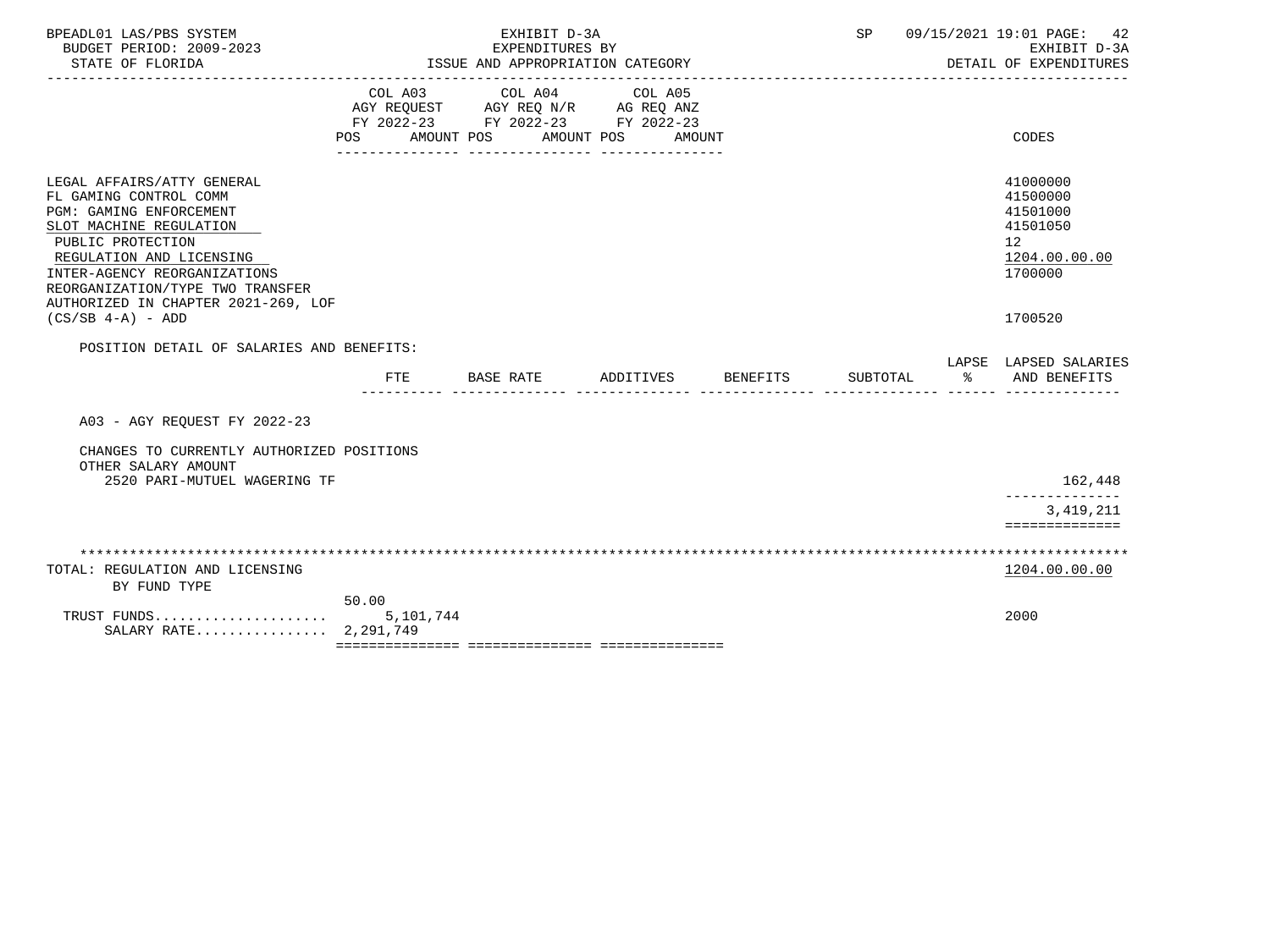BPEADL01 LAS/PBS SYSTEM | EXHIBIT D-3A | SP 09/15/2021 19:01
BUDGET PERIOD: 2009-2023 | EXPENDITURES BY | EXHIBIT D-3A
STATE OF FLORIDA | ISSUE AND APPROPRIATION CATEGORY | DETAIL OF EXPENDITURES

| | COL A03 AGY REQUEST FY 2022-23 POS AMOUNT | COL A04 AGY REQ N/R FY 2022-23 POS AMOUNT | COL A05 AG REQ ANZ FY 2022-23 POS AMOUNT | CODES |
|---|---|---|---|---|
| LEGAL AFFAIRS/ATTY GENERAL | | | | 41000000 |
| FL GAMING CONTROL COMM | | | | 41500000 |
| PGM: GAMING ENFORCEMENT | | | | 41501000 |
| SLOT MACHINE REGULATION | | | | 41501050 |
| PUBLIC PROTECTION | | | | 12 |
| REGULATION AND LICENSING | | | | 1204.00.00.00 |
| INTER-AGENCY REORGANIZATIONS | | | | 1700000 |
| REORGANIZATION/TYPE TWO TRANSFER AUTHORIZED IN CHAPTER 2021-269, LOF (CS/SB 4-A) - ADD | | | | 1700520 |

POSITION DETAIL OF SALARIES AND BENEFITS:

| | FTE | BASE RATE | ADDITIVES | BENEFITS | SUBTOTAL | LAPSE % | LAPSED SALARIES AND BENEFITS |
|---|---|---|---|---|---|---|---|
| A03 - AGY REQUEST FY 2022-23 | | | | | | | |
| CHANGES TO CURRENTLY AUTHORIZED POSITIONS | | | | | | | |
| OTHER SALARY AMOUNT | | | | | | | |
| 2520 PARI-MUTUEL WAGERING TF | | | | | | | 162,448 |
| | | | | | | | 3,419,211 |

| | POS | AMOUNT | CODES |
|---|---|---|---|
| TOTAL: REGULATION AND LICENSING | | | 1204.00.00.00 |
| BY FUND TYPE | | | |
| TRUST FUNDS | 50.00 | 5,101,744 | 2000 |
| SALARY RATE | | 2,291,749 | |